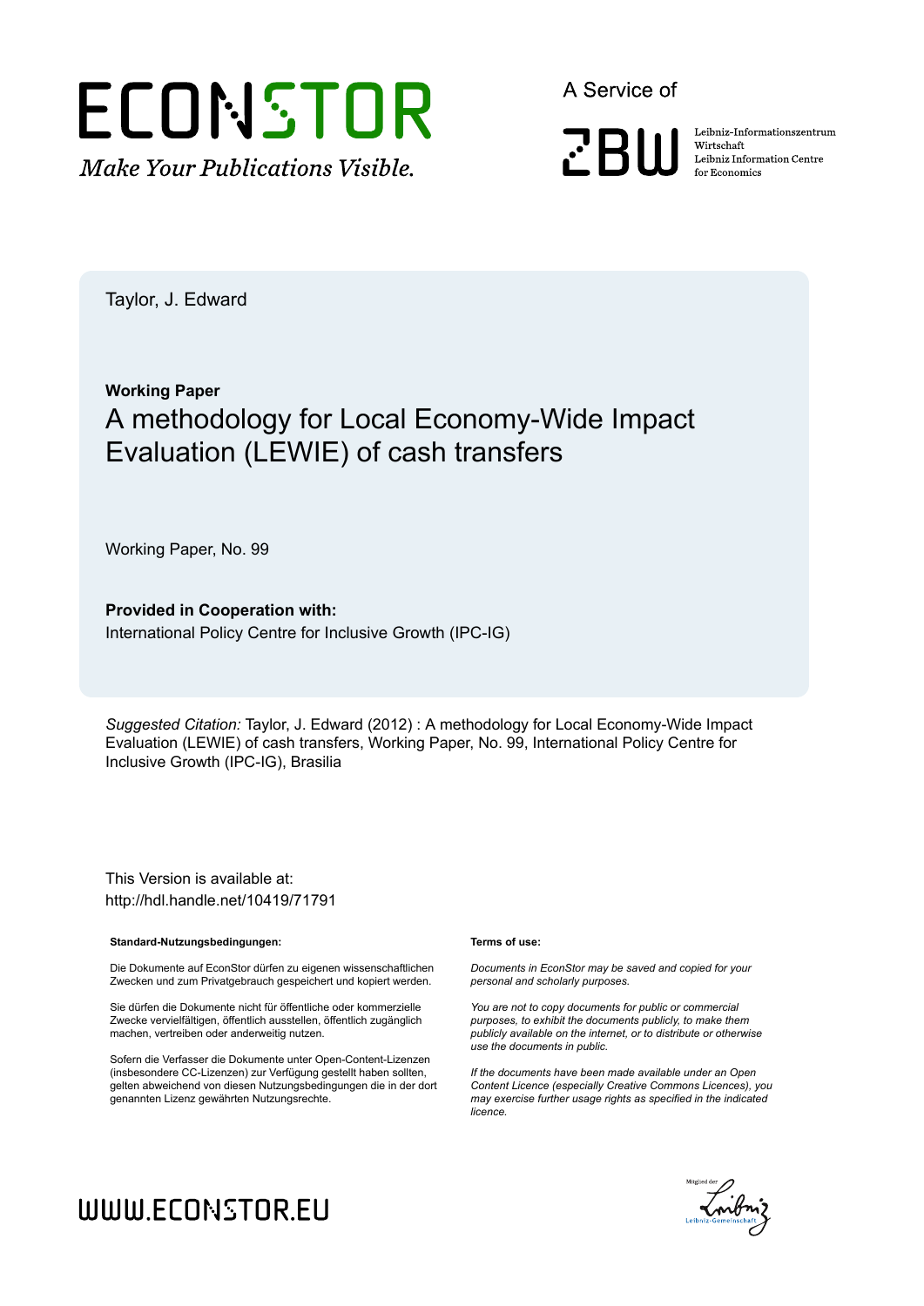Taylor, J. Edward

**Working Paper**

# A methodology for Local Economy-Wide Impact Evaluation (LEWIE) of cash transfers

Working Paper, No. 99

**Provided in Cooperation with:**
International Policy Centre for Inclusive Growth (IPC-IG)

*Suggested Citation:* Taylor, J. Edward (2012) : A methodology for Local Economy-Wide Impact Evaluation (LEWIE) of cash transfers, Working Paper, No. 99, International Policy Centre for Inclusive Growth (IPC-IG), Brasilia

This Version is available at:
http://hdl.handle.net/10419/71791

**Standard-Nutzungsbedingungen:**

Die Dokumente auf EconStor dürfen zu eigenen wissenschaftlichen Zwecken und zum Privatgebrauch gespeichert und kopiert werden.

Sie dürfen die Dokumente nicht für öffentliche oder kommerzielle Zwecke vervielfältigen, öffentlich ausstellen, öffentlich zugänglich machen, vertreiben oder anderweitig nutzen.

Sofern die Verfasser die Dokumente unter Open-Content-Lizenzen (insbesondere CC-Lizenzen) zur Verfügung gestellt haben sollten, gelten abweichend von diesen Nutzungsbedingungen die in der dort genannten Lizenz gewährten Nutzungsrechte.

**Terms of use:**

*Documents in EconStor may be saved and copied for your personal and scholarly purposes.*

*You are not to copy documents for public or commercial purposes, to exhibit the documents publicly, to make them publicly available on the internet, or to distribute or otherwise use the documents in public.*

*If the documents have been made available under an Open Content Licence (especially Creative Commons Licences), you may exercise further usage rights as specified in the indicated licence.*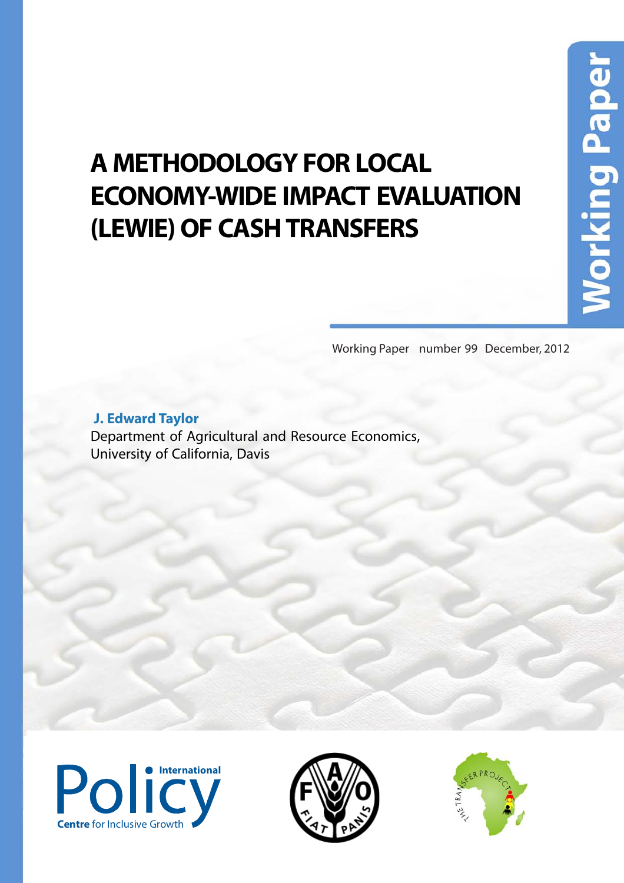# A METHODOLOGY FOR LOCAL ECONOMY-WIDE IMPACT EVALUATION (LEWIE) OF CASH TRANSFERS

Working Paper

Working Paper number 99 December, 2012

**J. Edward Taylor**
Department of Agricultural and Resource Economics,
University of California, Davis

International Policy Centre for Inclusive Growth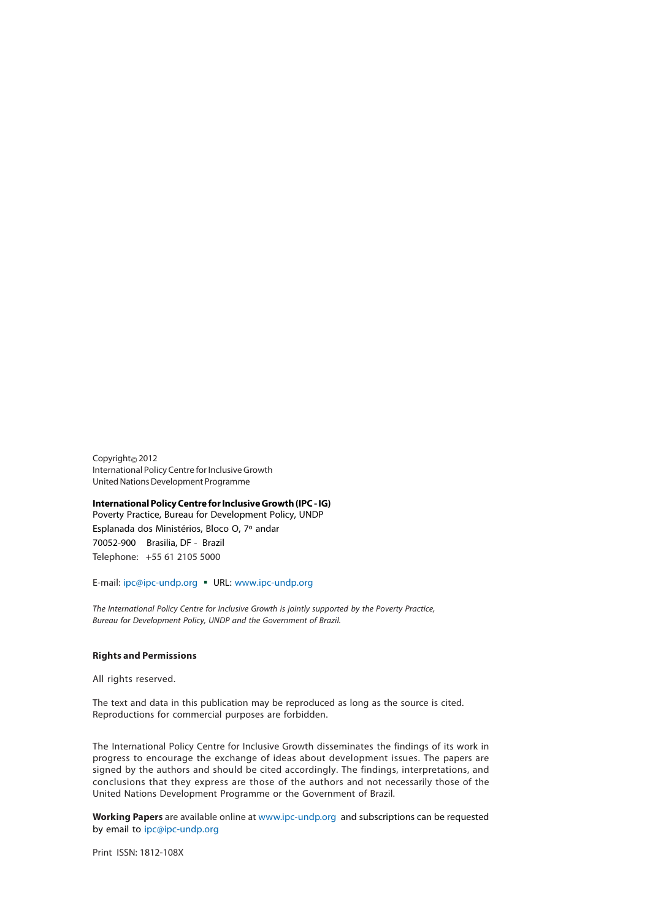Copyright© 2012
International Policy Centre for Inclusive Growth
United Nations Development Programme

**International Policy Centre for Inclusive Growth (IPC - IG)**
Poverty Practice, Bureau for Development Policy, UNDP
Esplanada dos Ministérios, Bloco O, 7º andar
70052-900 Brasilia, DF - Brazil
Telephone: +55 61 2105 5000

E-mail: ipc@ipc-undp.org ▪ URL: www.ipc-undp.org

*The International Policy Centre for Inclusive Growth is jointly supported by the Poverty Practice, Bureau for Development Policy, UNDP and the Government of Brazil.*

**Rights and Permissions**

All rights reserved.

The text and data in this publication may be reproduced as long as the source is cited. Reproductions for commercial purposes are forbidden.

The International Policy Centre for Inclusive Growth disseminates the findings of its work in progress to encourage the exchange of ideas about development issues. The papers are signed by the authors and should be cited accordingly. The findings, interpretations, and conclusions that they express are those of the authors and not necessarily those of the United Nations Development Programme or the Government of Brazil.

**Working Papers** are available online at www.ipc-undp.org and subscriptions can be requested by email to ipc@ipc-undp.org

Print ISSN: 1812-108X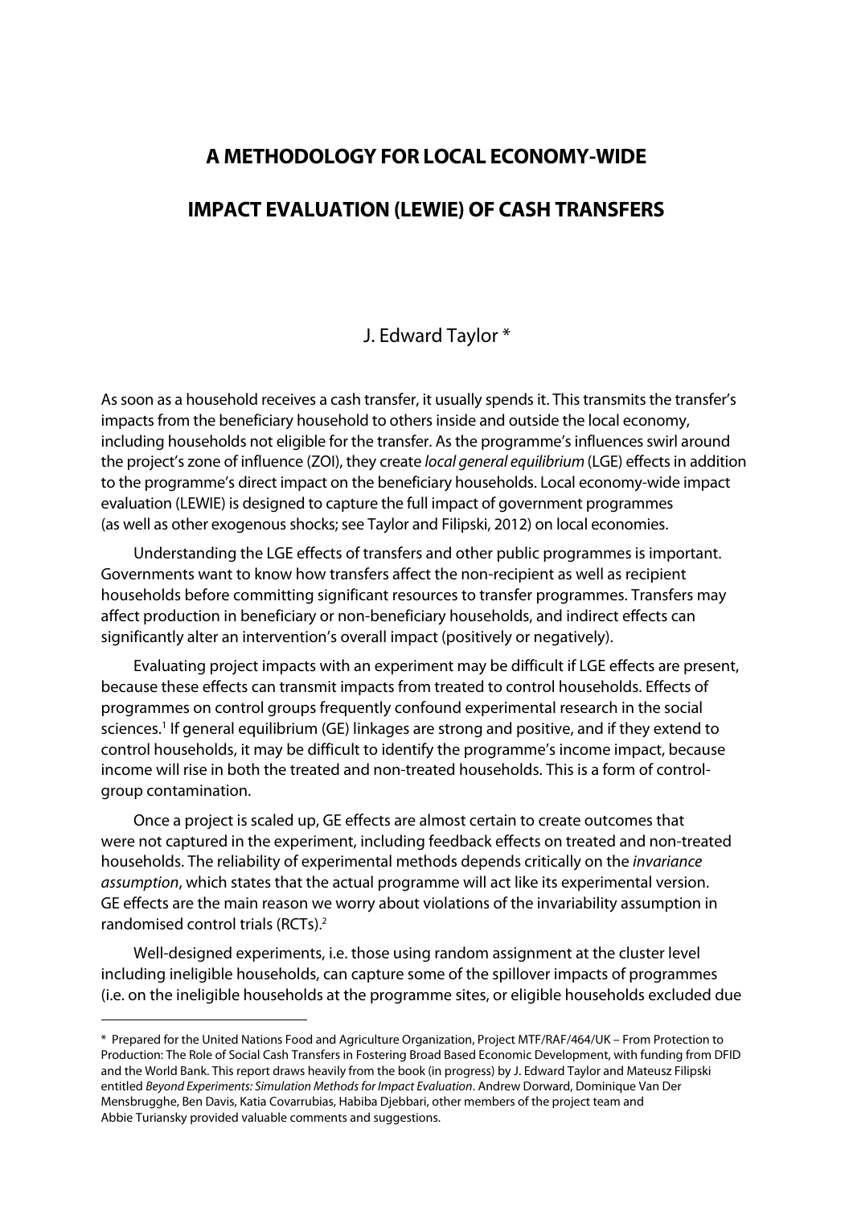# A METHODOLOGY FOR LOCAL ECONOMY-WIDE IMPACT EVALUATION (LEWIE) OF CASH TRANSFERS

J. Edward Taylor *

As soon as a household receives a cash transfer, it usually spends it. This transmits the transfer's impacts from the beneficiary household to others inside and outside the local economy, including households not eligible for the transfer. As the programme's influences swirl around the project's zone of influence (ZOI), they create *local general equilibrium* (LGE) effects in addition to the programme's direct impact on the beneficiary households. Local economy-wide impact evaluation (LEWIE) is designed to capture the full impact of government programmes (as well as other exogenous shocks; see Taylor and Filipski, 2012) on local economies.

Understanding the LGE effects of transfers and other public programmes is important. Governments want to know how transfers affect the non-recipient as well as recipient households before committing significant resources to transfer programmes. Transfers may affect production in beneficiary or non-beneficiary households, and indirect effects can significantly alter an intervention's overall impact (positively or negatively).

Evaluating project impacts with an experiment may be difficult if LGE effects are present, because these effects can transmit impacts from treated to control households. Effects of programmes on control groups frequently confound experimental research in the social sciences.[1] If general equilibrium (GE) linkages are strong and positive, and if they extend to control households, it may be difficult to identify the programme's income impact, because income will rise in both the treated and non-treated households. This is a form of control-group contamination.

Once a project is scaled up, GE effects are almost certain to create outcomes that were not captured in the experiment, including feedback effects on treated and non-treated households. The reliability of experimental methods depends critically on the *invariance assumption*, which states that the actual programme will act like its experimental version. GE effects are the main reason we worry about violations of the invariability assumption in randomised control trials (RCTs).[2]

Well-designed experiments, i.e. those using random assignment at the cluster level including ineligible households, can capture some of the spillover impacts of programmes (i.e. on the ineligible households at the programme sites, or eligible households excluded due

---

\* Prepared for the United Nations Food and Agriculture Organization, Project MTF/RAF/464/UK – From Protection to Production: The Role of Social Cash Transfers in Fostering Broad Based Economic Development, with funding from DFID and the World Bank. This report draws heavily from the book (in progress) by J. Edward Taylor and Mateusz Filipski entitled *Beyond Experiments: Simulation Methods for Impact Evaluation*. Andrew Dorward, Dominique Van Der Mensbrugghe, Ben Davis, Katia Covarrubias, Habiba Djebbari, other members of the project team and Abbie Turiansky provided valuable comments and suggestions.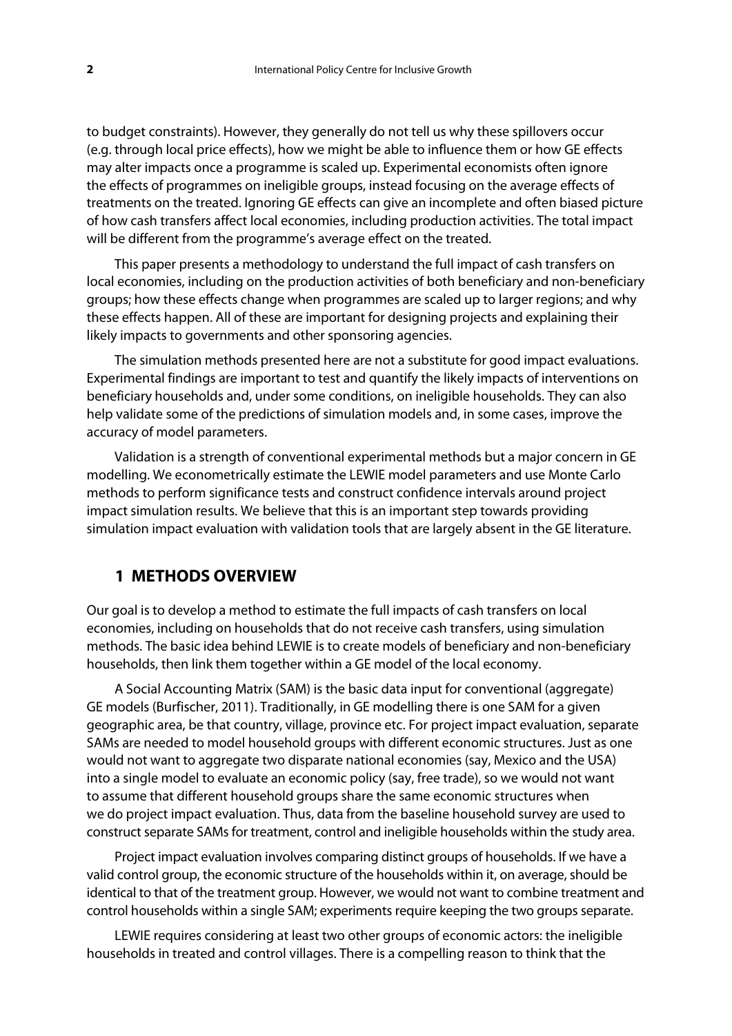to budget constraints). However, they generally do not tell us why these spillovers occur (e.g. through local price effects), how we might be able to influence them or how GE effects may alter impacts once a programme is scaled up. Experimental economists often ignore the effects of programmes on ineligible groups, instead focusing on the average effects of treatments on the treated. Ignoring GE effects can give an incomplete and often biased picture of how cash transfers affect local economies, including production activities. The total impact will be different from the programme's average effect on the treated.

This paper presents a methodology to understand the full impact of cash transfers on local economies, including on the production activities of both beneficiary and non-beneficiary groups; how these effects change when programmes are scaled up to larger regions; and why these effects happen. All of these are important for designing projects and explaining their likely impacts to governments and other sponsoring agencies.

The simulation methods presented here are not a substitute for good impact evaluations. Experimental findings are important to test and quantify the likely impacts of interventions on beneficiary households and, under some conditions, on ineligible households. They can also help validate some of the predictions of simulation models and, in some cases, improve the accuracy of model parameters.

Validation is a strength of conventional experimental methods but a major concern in GE modelling. We econometrically estimate the LEWIE model parameters and use Monte Carlo methods to perform significance tests and construct confidence intervals around project impact simulation results. We believe that this is an important step towards providing simulation impact evaluation with validation tools that are largely absent in the GE literature.

## 1 METHODS OVERVIEW

Our goal is to develop a method to estimate the full impacts of cash transfers on local economies, including on households that do not receive cash transfers, using simulation methods. The basic idea behind LEWIE is to create models of beneficiary and non-beneficiary households, then link them together within a GE model of the local economy.

A Social Accounting Matrix (SAM) is the basic data input for conventional (aggregate) GE models (Burfischer, 2011). Traditionally, in GE modelling there is one SAM for a given geographic area, be that country, village, province etc. For project impact evaluation, separate SAMs are needed to model household groups with different economic structures. Just as one would not want to aggregate two disparate national economies (say, Mexico and the USA) into a single model to evaluate an economic policy (say, free trade), so we would not want to assume that different household groups share the same economic structures when we do project impact evaluation. Thus, data from the baseline household survey are used to construct separate SAMs for treatment, control and ineligible households within the study area.

Project impact evaluation involves comparing distinct groups of households. If we have a valid control group, the economic structure of the households within it, on average, should be identical to that of the treatment group. However, we would not want to combine treatment and control households within a single SAM; experiments require keeping the two groups separate.

LEWIE requires considering at least two other groups of economic actors: the ineligible households in treated and control villages. There is a compelling reason to think that the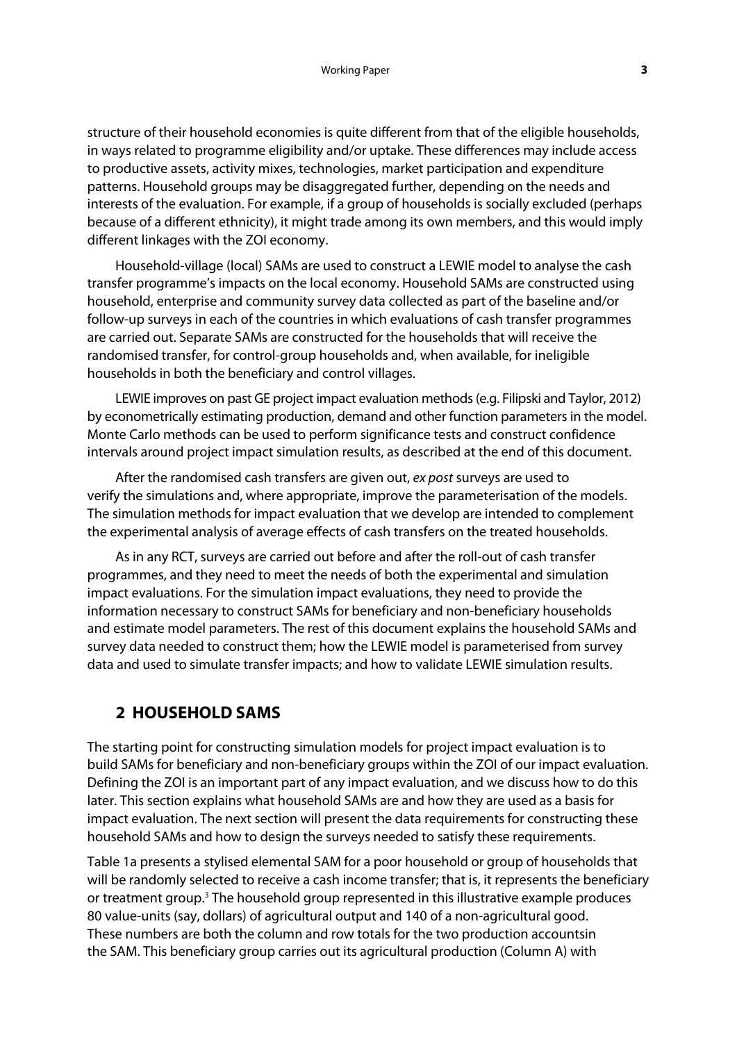structure of their household economies is quite different from that of the eligible households, in ways related to programme eligibility and/or uptake. These differences may include access to productive assets, activity mixes, technologies, market participation and expenditure patterns. Household groups may be disaggregated further, depending on the needs and interests of the evaluation. For example, if a group of households is socially excluded (perhaps because of a different ethnicity), it might trade among its own members, and this would imply different linkages with the ZOI economy.

Household-village (local) SAMs are used to construct a LEWIE model to analyse the cash transfer programme's impacts on the local economy. Household SAMs are constructed using household, enterprise and community survey data collected as part of the baseline and/or follow-up surveys in each of the countries in which evaluations of cash transfer programmes are carried out. Separate SAMs are constructed for the households that will receive the randomised transfer, for control-group households and, when available, for ineligible households in both the beneficiary and control villages.

LEWIE improves on past GE project impact evaluation methods (e.g. Filipski and Taylor, 2012) by econometrically estimating production, demand and other function parameters in the model. Monte Carlo methods can be used to perform significance tests and construct confidence intervals around project impact simulation results, as described at the end of this document.

After the randomised cash transfers are given out, *ex post* surveys are used to verify the simulations and, where appropriate, improve the parameterisation of the models. The simulation methods for impact evaluation that we develop are intended to complement the experimental analysis of average effects of cash transfers on the treated households.

As in any RCT, surveys are carried out before and after the roll-out of cash transfer programmes, and they need to meet the needs of both the experimental and simulation impact evaluations. For the simulation impact evaluations, they need to provide the information necessary to construct SAMs for beneficiary and non-beneficiary households and estimate model parameters. The rest of this document explains the household SAMs and survey data needed to construct them; how the LEWIE model is parameterised from survey data and used to simulate transfer impacts; and how to validate LEWIE simulation results.

## 2 HOUSEHOLD SAMS

The starting point for constructing simulation models for project impact evaluation is to build SAMs for beneficiary and non-beneficiary groups within the ZOI of our impact evaluation. Defining the ZOI is an important part of any impact evaluation, and we discuss how to do this later. This section explains what household SAMs are and how they are used as a basis for impact evaluation. The next section will present the data requirements for constructing these household SAMs and how to design the surveys needed to satisfy these requirements.

Table 1a presents a stylised elemental SAM for a poor household or group of households that will be randomly selected to receive a cash income transfer; that is, it represents the beneficiary or treatment group.[3] The household group represented in this illustrative example produces 80 value-units (say, dollars) of agricultural output and 140 of a non-agricultural good. These numbers are both the column and row totals for the two production accountsin the SAM. This beneficiary group carries out its agricultural production (Column A) with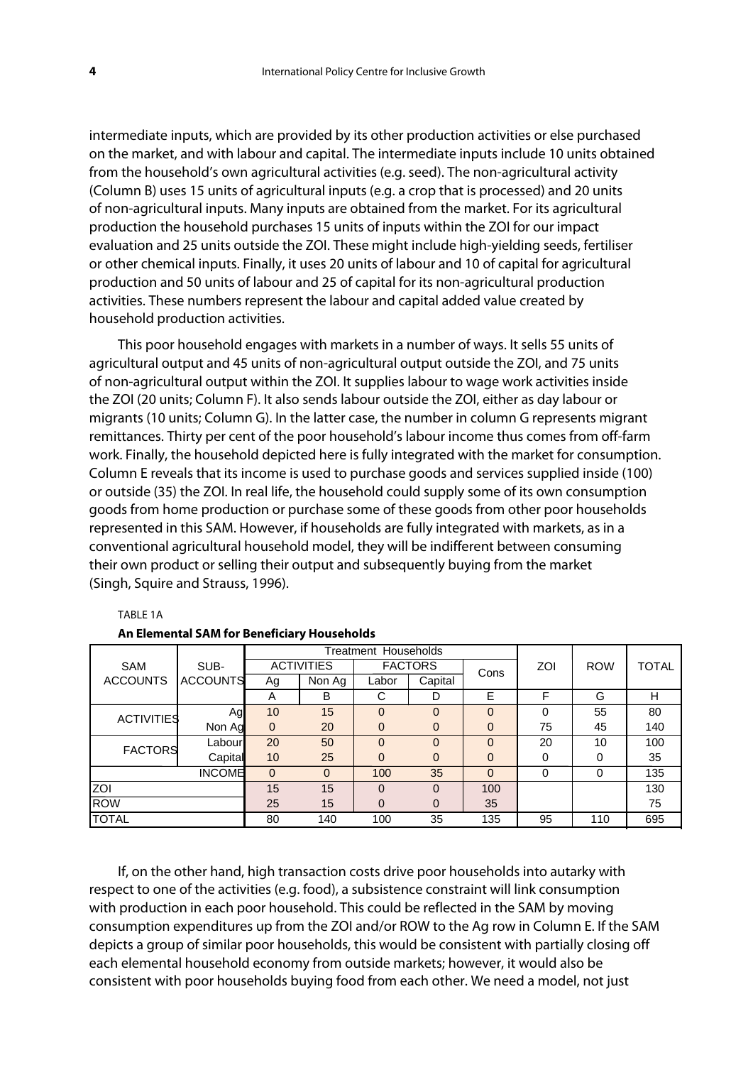intermediate inputs, which are provided by its other production activities or else purchased on the market, and with labour and capital. The intermediate inputs include 10 units obtained from the household's own agricultural activities (e.g. seed). The non-agricultural activity (Column B) uses 15 units of agricultural inputs (e.g. a crop that is processed) and 20 units of non-agricultural inputs. Many inputs are obtained from the market. For its agricultural production the household purchases 15 units of inputs within the ZOI for our impact evaluation and 25 units outside the ZOI. These might include high-yielding seeds, fertiliser or other chemical inputs. Finally, it uses 20 units of labour and 10 of capital for agricultural production and 50 units of labour and 25 of capital for its non-agricultural production activities. These numbers represent the labour and capital added value created by household production activities.

This poor household engages with markets in a number of ways. It sells 55 units of agricultural output and 45 units of non-agricultural output outside the ZOI, and 75 units of non-agricultural output within the ZOI. It supplies labour to wage work activities inside the ZOI (20 units; Column F). It also sends labour outside the ZOI, either as day labour or migrants (10 units; Column G). In the latter case, the number in column G represents migrant remittances. Thirty per cent of the poor household's labour income thus comes from off-farm work. Finally, the household depicted here is fully integrated with the market for consumption. Column E reveals that its income is used to purchase goods and services supplied inside (100) or outside (35) the ZOI. In real life, the household could supply some of its own consumption goods from home production or purchase some of these goods from other poor households represented in this SAM. However, if households are fully integrated with markets, as in a conventional agricultural household model, they will be indifferent between consuming their own product or selling their output and subsequently buying from the market (Singh, Squire and Strauss, 1996).

TABLE 1A

**An Elemental SAM for Beneficiary Households**

| SAM ACCOUNTS | SUB-ACCOUNTS | Treatment Households | | | | | ZOI | ROW | TOTAL |
|---|---|---|---|---|---|---|---|---|---|
| | | ACTIVITIES | | FACTORS | | Cons | | | |
| | | Ag | Non Ag | Labor | Capital | | | | |
| | | A | B | C | D | E | F | G | H |
| ACTIVITIES | Ag | 10 | 15 | 0 | 0 | 0 | 0 | 55 | 80 |
| | Non Ag | 0 | 20 | 0 | 0 | 0 | 75 | 45 | 140 |
| FACTORS | Labour | 20 | 50 | 0 | 0 | 0 | 20 | 10 | 100 |
| | Capital | 10 | 25 | 0 | 0 | 0 | 0 | 0 | 35 |
| | INCOME | 0 | 0 | 100 | 35 | 0 | 0 | 0 | 135 |
| ZOI | | 15 | 15 | 0 | 0 | 100 | | | 130 |
| ROW | | 25 | 15 | 0 | 0 | 35 | | | 75 |
| TOTAL | | 80 | 140 | 100 | 35 | 135 | 95 | 110 | 695 |

If, on the other hand, high transaction costs drive poor households into autarky with respect to one of the activities (e.g. food), a subsistence constraint will link consumption with production in each poor household. This could be reflected in the SAM by moving consumption expenditures up from the ZOI and/or ROW to the Ag row in Column E. If the SAM depicts a group of similar poor households, this would be consistent with partially closing off each elemental household economy from outside markets; however, it would also be consistent with poor households buying food from each other. We need a model, not just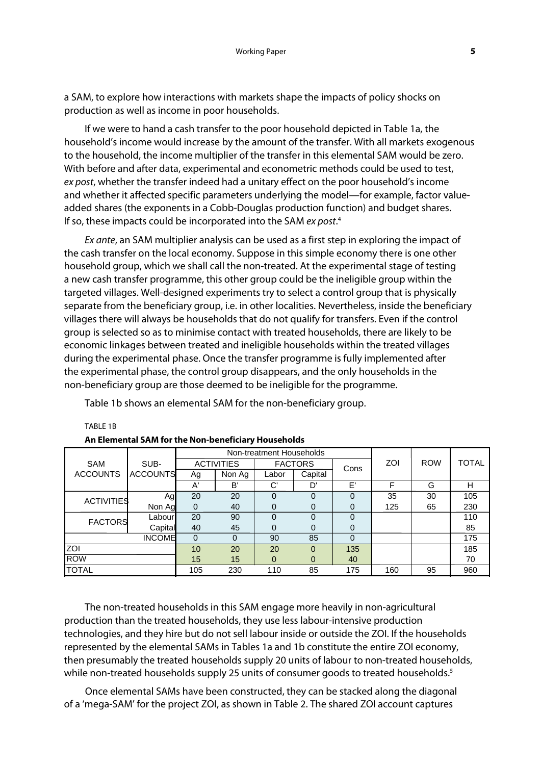a SAM, to explore how interactions with markets shape the impacts of policy shocks on production as well as income in poor households.

If we were to hand a cash transfer to the poor household depicted in Table 1a, the household's income would increase by the amount of the transfer. With all markets exogenous to the household, the income multiplier of the transfer in this elemental SAM would be zero. With before and after data, experimental and econometric methods could be used to test, *ex post*, whether the transfer indeed had a unitary effect on the poor household's income and whether it affected specific parameters underlying the model—for example, factor value-added shares (the exponents in a Cobb-Douglas production function) and budget shares. If so, these impacts could be incorporated into the SAM *ex post*.[4]

*Ex ante*, an SAM multiplier analysis can be used as a first step in exploring the impact of the cash transfer on the local economy. Suppose in this simple economy there is one other household group, which we shall call the non-treated. At the experimental stage of testing a new cash transfer programme, this other group could be the ineligible group within the targeted villages. Well-designed experiments try to select a control group that is physically separate from the beneficiary group, i.e. in other localities. Nevertheless, inside the beneficiary villages there will always be households that do not qualify for transfers. Even if the control group is selected so as to minimise contact with treated households, there are likely to be economic linkages between treated and ineligible households within the treated villages during the experimental phase. Once the transfer programme is fully implemented after the experimental phase, the control group disappears, and the only households in the non-beneficiary group are those deemed to be ineligible for the programme.

Table 1b shows an elemental SAM for the non-beneficiary group.

TABLE 1B

**An Elemental SAM for the Non-beneficiary Households**

| SAM ACCOUNTS | SUB-ACCOUNTS | Non-treatment Households | | | | | ZOI | ROW | TOTAL |
|---|---|---|---|---|---|---|---|---|---|
| | | ACTIVITIES | | FACTORS | | Cons | | | |
| | | Ag | Non Ag | Labor | Capital | | | | |
| | | A' | B' | C' | D' | E' | F | G | H |
| ACTIVITIES | Ag | 20 | 20 | 0 | 0 | 0 | 35 | 30 | 105 |
| | Non Ag | 0 | 40 | 0 | 0 | 0 | 125 | 65 | 230 |
| FACTORS | Labour | 20 | 90 | 0 | 0 | 0 | | | 110 |
| | Capital | 40 | 45 | 0 | 0 | 0 | | | 85 |
| | INCOME | 0 | 0 | 90 | 85 | 0 | | | 175 |
| ZOI | | 10 | 20 | 20 | 0 | 135 | | | 185 |
| ROW | | 15 | 15 | 0 | 0 | 40 | | | 70 |
| TOTAL | | 105 | 230 | 110 | 85 | 175 | 160 | 95 | 960 |

The non-treated households in this SAM engage more heavily in non-agricultural production than the treated households, they use less labour-intensive production technologies, and they hire but do not sell labour inside or outside the ZOI. If the households represented by the elemental SAMs in Tables 1a and 1b constitute the entire ZOI economy, then presumably the treated households supply 20 units of labour to non-treated households, while non-treated households supply 25 units of consumer goods to treated households.[5]

Once elemental SAMs have been constructed, they can be stacked along the diagonal of a 'mega-SAM' for the project ZOI, as shown in Table 2. The shared ZOI account captures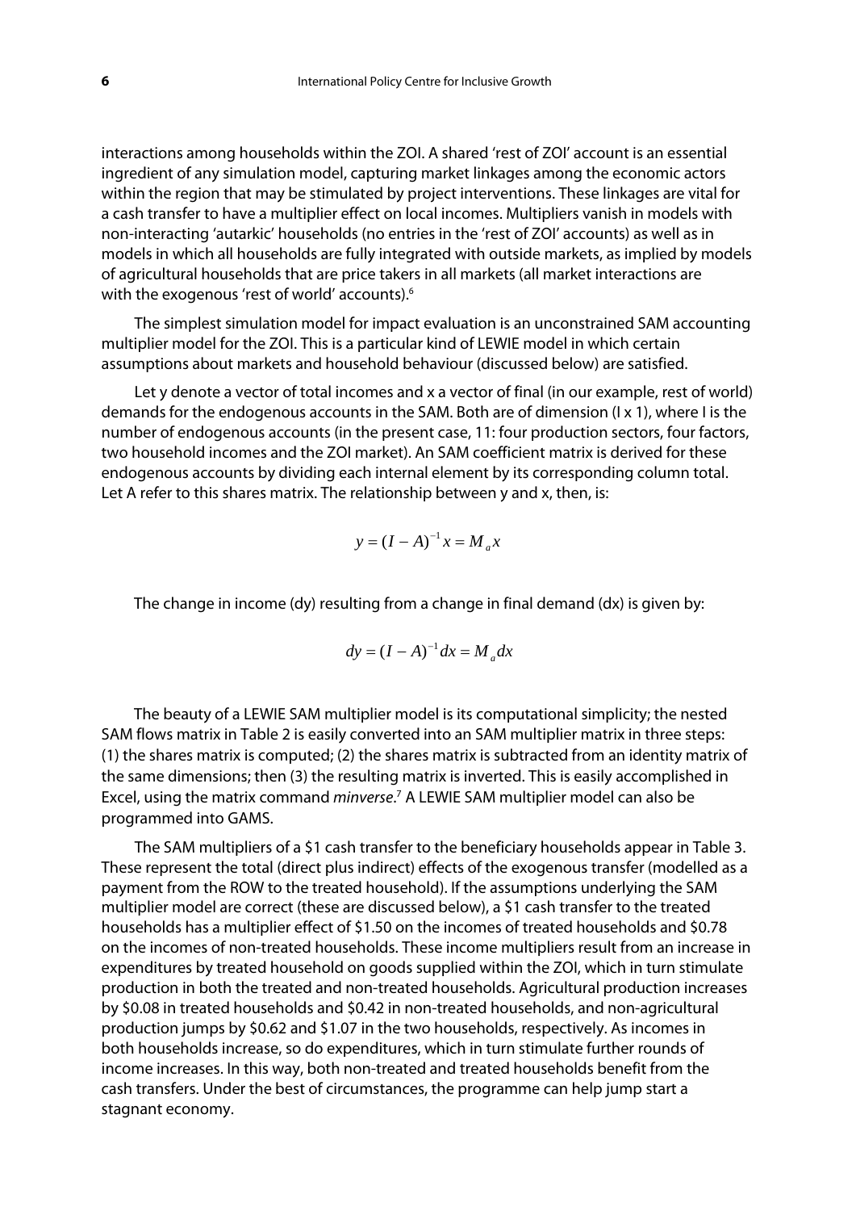interactions among households within the ZOI. A shared 'rest of ZOI' account is an essential ingredient of any simulation model, capturing market linkages among the economic actors within the region that may be stimulated by project interventions. These linkages are vital for a cash transfer to have a multiplier effect on local incomes. Multipliers vanish in models with non-interacting 'autarkic' households (no entries in the 'rest of ZOI' accounts) as well as in models in which all households are fully integrated with outside markets, as implied by models of agricultural households that are price takers in all markets (all market interactions are with the exogenous 'rest of world' accounts).[6]

The simplest simulation model for impact evaluation is an unconstrained SAM accounting multiplier model for the ZOI. This is a particular kind of LEWIE model in which certain assumptions about markets and household behaviour (discussed below) are satisfied.

Let y denote a vector of total incomes and x a vector of final (in our example, rest of world) demands for the endogenous accounts in the SAM. Both are of dimension (I x 1), where I is the number of endogenous accounts (in the present case, 11: four production sectors, four factors, two household incomes and the ZOI market). An SAM coefficient matrix is derived for these endogenous accounts by dividing each internal element by its corresponding column total. Let A refer to this shares matrix. The relationship between y and x, then, is:

$$y = (I - A)^{-1} x = M_a x$$

The change in income (dy) resulting from a change in final demand (dx) is given by:

$$dy = (I - A)^{-1} dx = M_a dx$$

The beauty of a LEWIE SAM multiplier model is its computational simplicity; the nested SAM flows matrix in Table 2 is easily converted into an SAM multiplier matrix in three steps: (1) the shares matrix is computed; (2) the shares matrix is subtracted from an identity matrix of the same dimensions; then (3) the resulting matrix is inverted. This is easily accomplished in Excel, using the matrix command *minverse*.[7] A LEWIE SAM multiplier model can also be programmed into GAMS.

The SAM multipliers of a $1 cash transfer to the beneficiary households appear in Table 3. These represent the total (direct plus indirect) effects of the exogenous transfer (modelled as a payment from the ROW to the treated household). If the assumptions underlying the SAM multiplier model are correct (these are discussed below), a $1 cash transfer to the treated households has a multiplier effect of $1.50 on the incomes of treated households and $0.78 on the incomes of non-treated households. These income multipliers result from an increase in expenditures by treated household on goods supplied within the ZOI, which in turn stimulate production in both the treated and non-treated households. Agricultural production increases by $0.08 in treated households and $0.42 in non-treated households, and non-agricultural production jumps by $0.62 and $1.07 in the two households, respectively. As incomes in both households increase, so do expenditures, which in turn stimulate further rounds of income increases. In this way, both non-treated and treated households benefit from the cash transfers. Under the best of circumstances, the programme can help jump start a stagnant economy.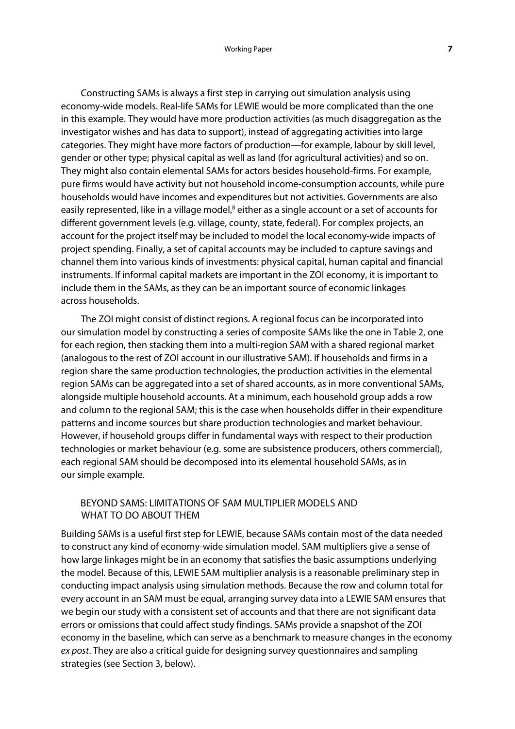Constructing SAMs is always a first step in carrying out simulation analysis using economy-wide models. Real-life SAMs for LEWIE would be more complicated than the one in this example. They would have more production activities (as much disaggregation as the investigator wishes and has data to support), instead of aggregating activities into large categories. They might have more factors of production—for example, labour by skill level, gender or other type; physical capital as well as land (for agricultural activities) and so on. They might also contain elemental SAMs for actors besides household-firms. For example, pure firms would have activity but not household income-consumption accounts, while pure households would have incomes and expenditures but not activities. Governments are also easily represented, like in a village model,[8] either as a single account or a set of accounts for different government levels (e.g. village, county, state, federal). For complex projects, an account for the project itself may be included to model the local economy-wide impacts of project spending. Finally, a set of capital accounts may be included to capture savings and channel them into various kinds of investments: physical capital, human capital and financial instruments. If informal capital markets are important in the ZOI economy, it is important to include them in the SAMs, as they can be an important source of economic linkages across households.

The ZOI might consist of distinct regions. A regional focus can be incorporated into our simulation model by constructing a series of composite SAMs like the one in Table 2, one for each region, then stacking them into a multi-region SAM with a shared regional market (analogous to the rest of ZOI account in our illustrative SAM). If households and firms in a region share the same production technologies, the production activities in the elemental region SAMs can be aggregated into a set of shared accounts, as in more conventional SAMs, alongside multiple household accounts. At a minimum, each household group adds a row and column to the regional SAM; this is the case when households differ in their expenditure patterns and income sources but share production technologies and market behaviour. However, if household groups differ in fundamental ways with respect to their production technologies or market behaviour (e.g. some are subsistence producers, others commercial), each regional SAM should be decomposed into its elemental household SAMs, as in our simple example.

## BEYOND SAMS: LIMITATIONS OF SAM MULTIPLIER MODELS AND WHAT TO DO ABOUT THEM

Building SAMs is a useful first step for LEWIE, because SAMs contain most of the data needed to construct any kind of economy-wide simulation model. SAM multipliers give a sense of how large linkages might be in an economy that satisfies the basic assumptions underlying the model. Because of this, LEWIE SAM multiplier analysis is a reasonable preliminary step in conducting impact analysis using simulation methods. Because the row and column total for every account in an SAM must be equal, arranging survey data into a LEWIE SAM ensures that we begin our study with a consistent set of accounts and that there are not significant data errors or omissions that could affect study findings. SAMs provide a snapshot of the ZOI economy in the baseline, which can serve as a benchmark to measure changes in the economy *ex post*. They are also a critical guide for designing survey questionnaires and sampling strategies (see Section 3, below).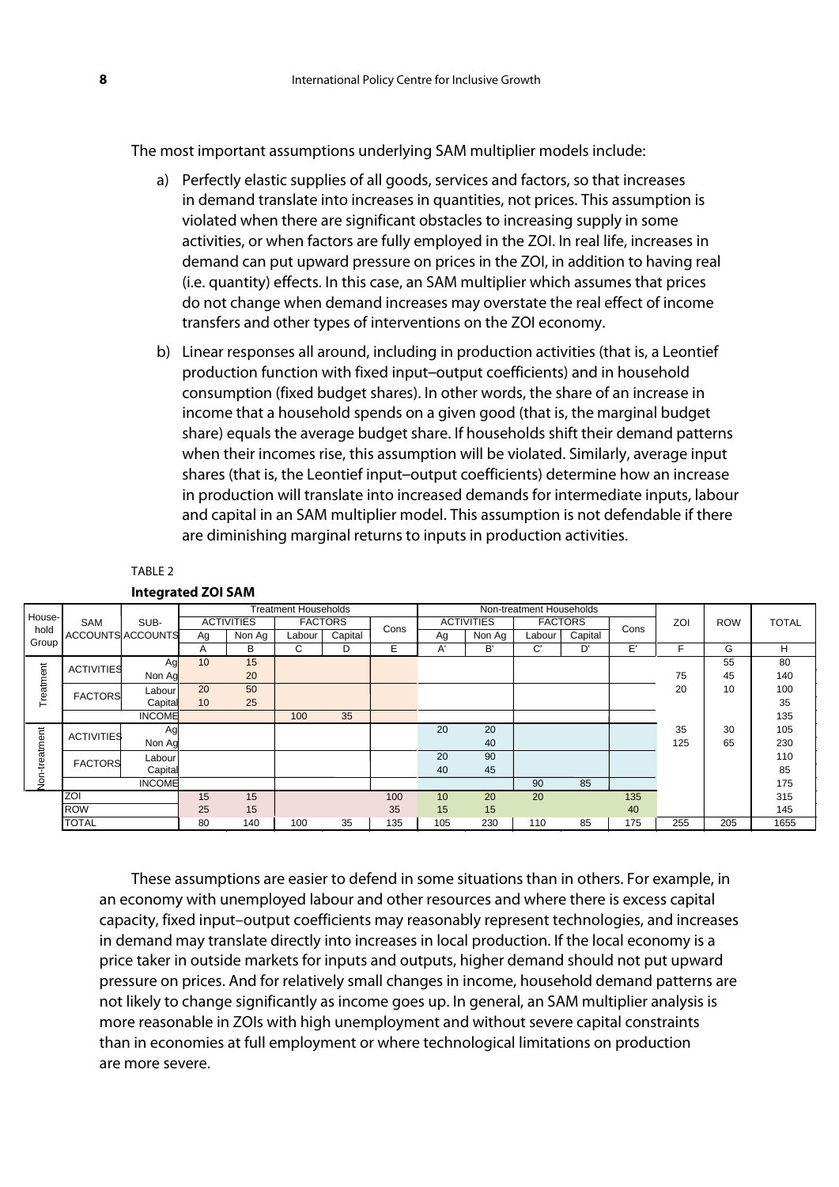The most important assumptions underlying SAM multiplier models include:

a) Perfectly elastic supplies of all goods, services and factors, so that increases in demand translate into increases in quantities, not prices. This assumption is violated when there are significant obstacles to increasing supply in some activities, or when factors are fully employed in the ZOI. In real life, increases in demand can put upward pressure on prices in the ZOI, in addition to having real (i.e. quantity) effects. In this case, an SAM multiplier which assumes that prices do not change when demand increases may overstate the real effect of income transfers and other types of interventions on the ZOI economy.

b) Linear responses all around, including in production activities (that is, a Leontief production function with fixed input–output coefficients) and in household consumption (fixed budget shares). In other words, the share of an increase in income that a household spends on a given good (that is, the marginal budget share) equals the average budget share. If households shift their demand patterns when their incomes rise, this assumption will be violated. Similarly, average input shares (that is, the Leontief input–output coefficients) determine how an increase in production will translate into increased demands for intermediate inputs, labour and capital in an SAM multiplier model. This assumption is not defendable if there are diminishing marginal returns to inputs in production activities.

TABLE 2

**Integrated ZOI SAM**

| Household Group | SAM ACCOUNTS | SUB-ACCOUNTS | Treatment Households | | | | | Non-treatment Households | | | | | ZOI | ROW | TOTAL |
|---|---|---|---|---|---|---|---|---|---|---|---|---|---|---|---|
| | | | ACTIVITIES | | FACTORS | | Cons | ACTIVITIES | | FACTORS | | Cons | | | |
| | | | Ag | Non Ag | Labour | Capital | | Ag | Non Ag | Labour | Capital | | | | |
| | | | A | B | C | D | E | A' | B' | C' | D' | E' | F | G | H |
| Treatment | ACTIVITIES | Ag | 10 | 15 | | | | | | | | | | 55 | 80 |
| | | Non Ag | | 20 | | | | | | | | | 75 | 45 | 140 |
| | FACTORS | Labour | 20 | 50 | | | | | | | | | 20 | 10 | 100 |
| | | Capital | 10 | 25 | | | | | | | | | | | 35 |
| | | INCOME | | | 100 | 35 | | | | | | | | | 135 |
| Non-treatment | ACTIVITIES | Ag | | | | | | 20 | 20 | | | | 35 | 30 | 105 |
| | | Non Ag | | | | | | | 40 | | | | 125 | 65 | 230 |
| | FACTORS | Labour | | | | | | 20 | 90 | | | | | | 110 |
| | | Capital | | | | | | 40 | 45 | | | | | | 85 |
| | | INCOME | | | | | | | | 90 | 85 | | | | 175 |
| | ZOI | | 15 | 15 | | | 100 | 10 | 20 | 20 | | 135 | | | 315 |
| | ROW | | 25 | 15 | | | 35 | 15 | 15 | | | 40 | | | 145 |
| | TOTAL | | 80 | 140 | 100 | 35 | 135 | 105 | 230 | 110 | 85 | 175 | 255 | 205 | 1655 |

These assumptions are easier to defend in some situations than in others. For example, in an economy with unemployed labour and other resources and where there is excess capital capacity, fixed input–output coefficients may reasonably represent technologies, and increases in demand may translate directly into increases in local production. If the local economy is a price taker in outside markets for inputs and outputs, higher demand should not put upward pressure on prices. And for relatively small changes in income, household demand patterns are not likely to change significantly as income goes up. In general, an SAM multiplier analysis is more reasonable in ZOIs with high unemployment and without severe capital constraints than in economies at full employment or where technological limitations on production are more severe.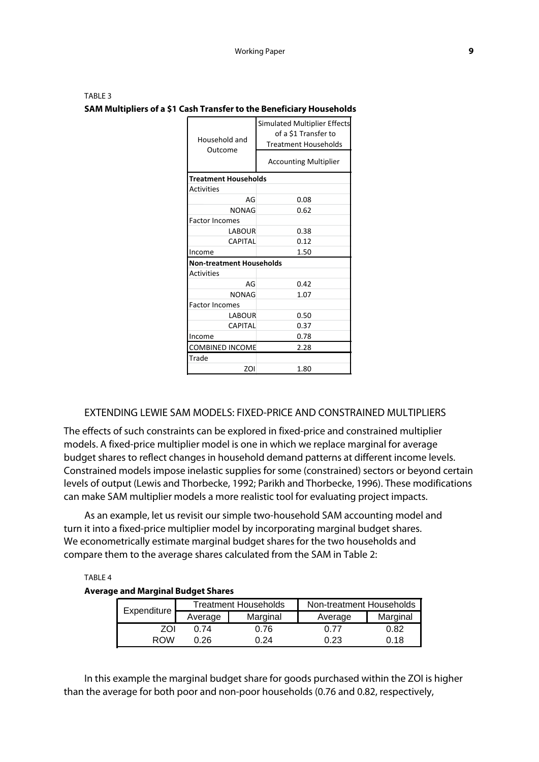TABLE 3

**SAM Multipliers of a $1 Cash Transfer to the Beneficiary Households**

| Household and Outcome | Simulated Multiplier Effects of a $1 Transfer to Treatment Households |
|---|---|
| | Accounting Multiplier |
| **Treatment Households** | |
| Activities | |
| AG | 0.08 |
| NONAG | 0.62 |
| Factor Incomes | |
| LABOUR | 0.38 |
| CAPITAL | 0.12 |
| Income | 1.50 |
| **Non-treatment Households** | |
| Activities | |
| AG | 0.42 |
| NONAG | 1.07 |
| Factor Incomes | |
| LABOUR | 0.50 |
| CAPITAL | 0.37 |
| Income | 0.78 |
| COMBINED INCOME | 2.28 |
| Trade | |
| ZOI | 1.80 |

## EXTENDING LEWIE SAM MODELS: FIXED-PRICE AND CONSTRAINED MULTIPLIERS

The effects of such constraints can be explored in fixed-price and constrained multiplier models. A fixed-price multiplier model is one in which we replace marginal for average budget shares to reflect changes in household demand patterns at different income levels. Constrained models impose inelastic supplies for some (constrained) sectors or beyond certain levels of output (Lewis and Thorbecke, 1992; Parikh and Thorbecke, 1996). These modifications can make SAM multiplier models a more realistic tool for evaluating project impacts.

As an example, let us revisit our simple two-household SAM accounting model and turn it into a fixed-price multiplier model by incorporating marginal budget shares. We econometrically estimate marginal budget shares for the two households and compare them to the average shares calculated from the SAM in Table 2:

TABLE 4

**Average and Marginal Budget Shares**

| Expenditure | Treatment Households | | Non-treatment Households | |
|---|---|---|---|---|
| | Average | Marginal | Average | Marginal |
| ZOI | 0.74 | 0.76 | 0.77 | 0.82 |
| ROW | 0.26 | 0.24 | 0.23 | 0.18 |

In this example the marginal budget share for goods purchased within the ZOI is higher than the average for both poor and non-poor households (0.76 and 0.82, respectively,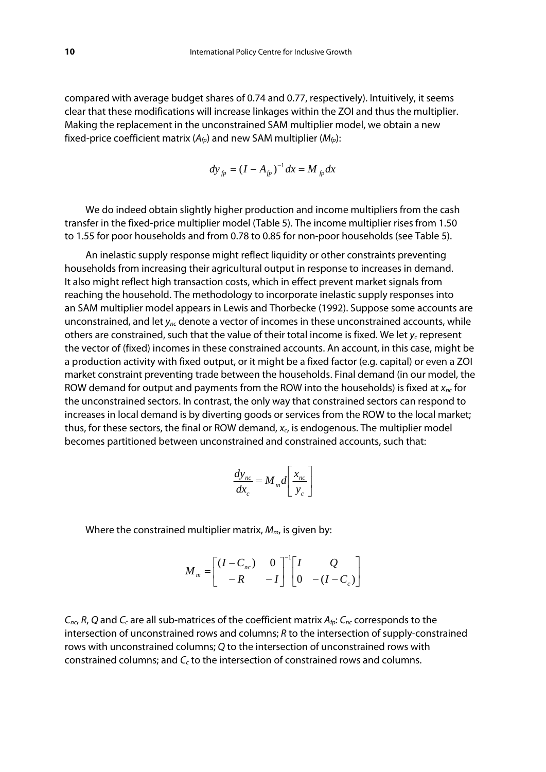compared with average budget shares of 0.74 and 0.77, respectively). Intuitively, it seems clear that these modifications will increase linkages within the ZOI and thus the multiplier. Making the replacement in the unconstrained SAM multiplier model, we obtain a new fixed-price coefficient matrix ($A_{fp}$) and new SAM multiplier ($M_{fp}$):

$$dy_{fp} = (I - A_{fp})^{-1} dx = M_{fp} dx$$

We do indeed obtain slightly higher production and income multipliers from the cash transfer in the fixed-price multiplier model (Table 5). The income multiplier rises from 1.50 to 1.55 for poor households and from 0.78 to 0.85 for non-poor households (see Table 5).

An inelastic supply response might reflect liquidity or other constraints preventing households from increasing their agricultural output in response to increases in demand. It also might reflect high transaction costs, which in effect prevent market signals from reaching the household. The methodology to incorporate inelastic supply responses into an SAM multiplier model appears in Lewis and Thorbecke (1992). Suppose some accounts are unconstrained, and let $y_{nc}$ denote a vector of incomes in these unconstrained accounts, while others are constrained, such that the value of their total income is fixed. We let $y_c$ represent the vector of (fixed) incomes in these constrained accounts. An account, in this case, might be a production activity with fixed output, or it might be a fixed factor (e.g. capital) or even a ZOI market constraint preventing trade between the households. Final demand (in our model, the ROW demand for output and payments from the ROW into the households) is fixed at $x_{nc}$ for the unconstrained sectors. In contrast, the only way that constrained sectors can respond to increases in local demand is by diverting goods or services from the ROW to the local market; thus, for these sectors, the final or ROW demand, $x_c$, is endogenous. The multiplier model becomes partitioned between unconstrained and constrained accounts, such that:

$$\frac{dy_{nc}}{dx_c} = M_m d\left[\frac{x_{nc}}{y_c}\right]$$

Where the constrained multiplier matrix, $M_m$, is given by:

$$M_m = \begin{bmatrix} (I - C_{nc}) & 0 \\ -R & -I \end{bmatrix}^{-1} \begin{bmatrix} I & Q \\ 0 & -(I - C_c) \end{bmatrix}$$

$C_{nc}$, $R$, $Q$ and $C_c$ are all sub-matrices of the coefficient matrix $A_{fp}$: $C_{nc}$ corresponds to the intersection of unconstrained rows and columns; $R$ to the intersection of supply-constrained rows with unconstrained columns; $Q$ to the intersection of unconstrained rows with constrained columns; and $C_c$ to the intersection of constrained rows and columns.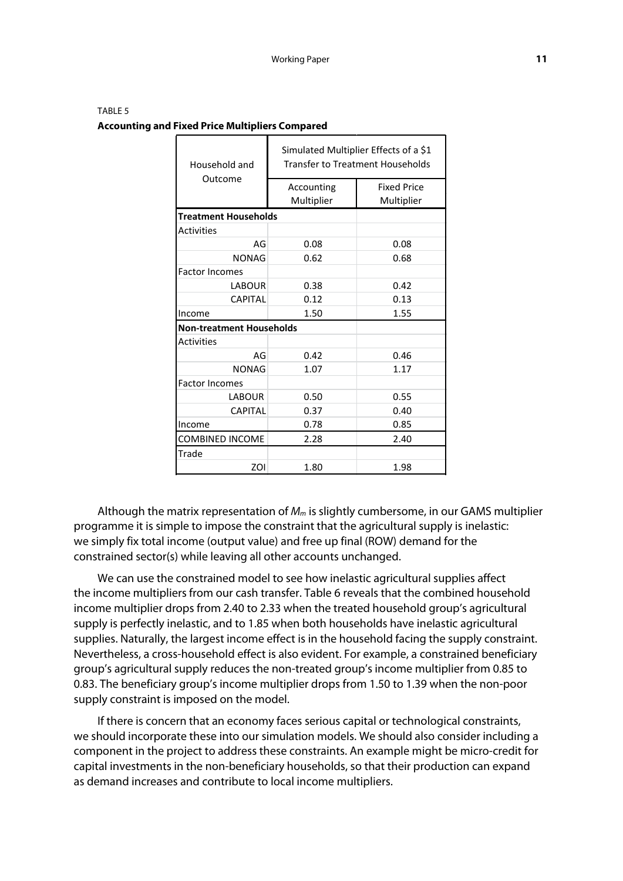TABLE 5

**Accounting and Fixed Price Multipliers Compared**

| Household and Outcome | Simulated Multiplier Effects of a $1 Transfer to Treatment Households | |
|---|---|---|
| | Accounting Multiplier | Fixed Price Multiplier |
| **Treatment Households** | | |
| Activities | | |
| AG | 0.08 | 0.08 |
| NONAG | 0.62 | 0.68 |
| Factor Incomes | | |
| LABOUR | 0.38 | 0.42 |
| CAPITAL | 0.12 | 0.13 |
| Income | 1.50 | 1.55 |
| **Non-treatment Households** | | |
| Activities | | |
| AG | 0.42 | 0.46 |
| NONAG | 1.07 | 1.17 |
| Factor Incomes | | |
| LABOUR | 0.50 | 0.55 |
| CAPITAL | 0.37 | 0.40 |
| Income | 0.78 | 0.85 |
| COMBINED INCOME | 2.28 | 2.40 |
| Trade | | |
| ZOI | 1.80 | 1.98 |

Although the matrix representation of $M_m$ is slightly cumbersome, in our GAMS multiplier programme it is simple to impose the constraint that the agricultural supply is inelastic: we simply fix total income (output value) and free up final (ROW) demand for the constrained sector(s) while leaving all other accounts unchanged.

We can use the constrained model to see how inelastic agricultural supplies affect the income multipliers from our cash transfer. Table 6 reveals that the combined household income multiplier drops from 2.40 to 2.33 when the treated household group's agricultural supply is perfectly inelastic, and to 1.85 when both households have inelastic agricultural supplies. Naturally, the largest income effect is in the household facing the supply constraint. Nevertheless, a cross-household effect is also evident. For example, a constrained beneficiary group's agricultural supply reduces the non-treated group's income multiplier from 0.85 to 0.83. The beneficiary group's income multiplier drops from 1.50 to 1.39 when the non-poor supply constraint is imposed on the model.

If there is concern that an economy faces serious capital or technological constraints, we should incorporate these into our simulation models. We should also consider including a component in the project to address these constraints. An example might be micro-credit for capital investments in the non-beneficiary households, so that their production can expand as demand increases and contribute to local income multipliers.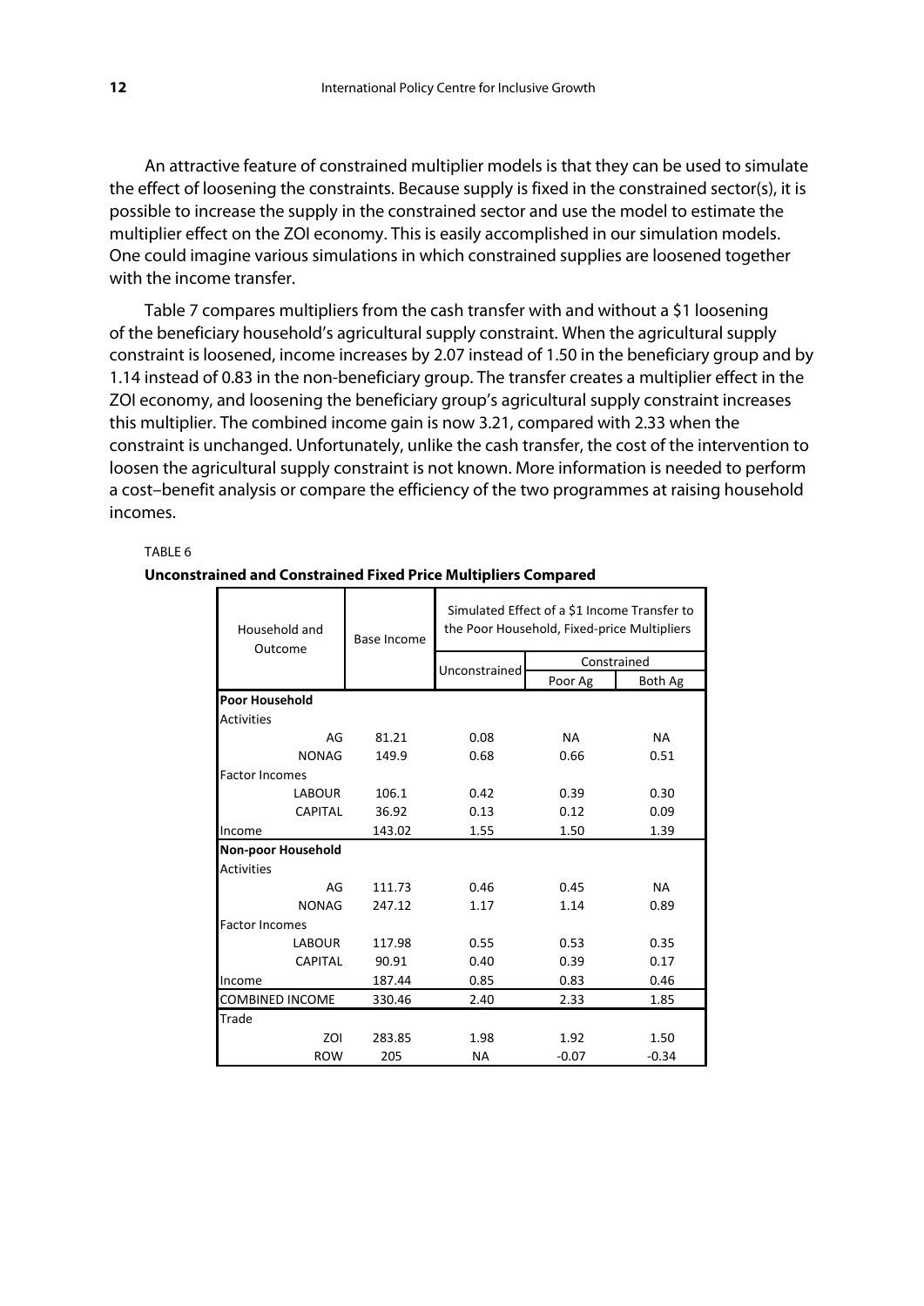An attractive feature of constrained multiplier models is that they can be used to simulate the effect of loosening the constraints. Because supply is fixed in the constrained sector(s), it is possible to increase the supply in the constrained sector and use the model to estimate the multiplier effect on the ZOI economy. This is easily accomplished in our simulation models. One could imagine various simulations in which constrained supplies are loosened together with the income transfer.

Table 7 compares multipliers from the cash transfer with and without a $1 loosening of the beneficiary household's agricultural supply constraint. When the agricultural supply constraint is loosened, income increases by 2.07 instead of 1.50 in the beneficiary group and by 1.14 instead of 0.83 in the non-beneficiary group. The transfer creates a multiplier effect in the ZOI economy, and loosening the beneficiary group's agricultural supply constraint increases this multiplier. The combined income gain is now 3.21, compared with 2.33 when the constraint is unchanged. Unfortunately, unlike the cash transfer, the cost of the intervention to loosen the agricultural supply constraint is not known. More information is needed to perform a cost–benefit analysis or compare the efficiency of the two programmes at raising household incomes.

TABLE 6

**Unconstrained and Constrained Fixed Price Multipliers Compared**

| Household and Outcome | Base Income | Simulated Effect of a $1 Income Transfer to the Poor Household, Fixed-price Multipliers | | |
|---|---|---|---|---|
| | | Unconstrained | Constrained | |
| | | | Poor Ag | Both Ag |
| **Poor Household** | | | | |
| Activities | | | | |
| AG | 81.21 | 0.08 | NA | NA |
| NONAG | 149.9 | 0.68 | 0.66 | 0.51 |
| Factor Incomes | | | | |
| LABOUR | 106.1 | 0.42 | 0.39 | 0.30 |
| CAPITAL | 36.92 | 0.13 | 0.12 | 0.09 |
| Income | 143.02 | 1.55 | 1.50 | 1.39 |
| **Non-poor Household** | | | | |
| Activities | | | | |
| AG | 111.73 | 0.46 | 0.45 | NA |
| NONAG | 247.12 | 1.17 | 1.14 | 0.89 |
| Factor Incomes | | | | |
| LABOUR | 117.98 | 0.55 | 0.53 | 0.35 |
| CAPITAL | 90.91 | 0.40 | 0.39 | 0.17 |
| Income | 187.44 | 0.85 | 0.83 | 0.46 |
| COMBINED INCOME | 330.46 | 2.40 | 2.33 | 1.85 |
| Trade | | | | |
| ZOI | 283.85 | 1.98 | 1.92 | 1.50 |
| ROW | 205 | NA | -0.07 | -0.34 |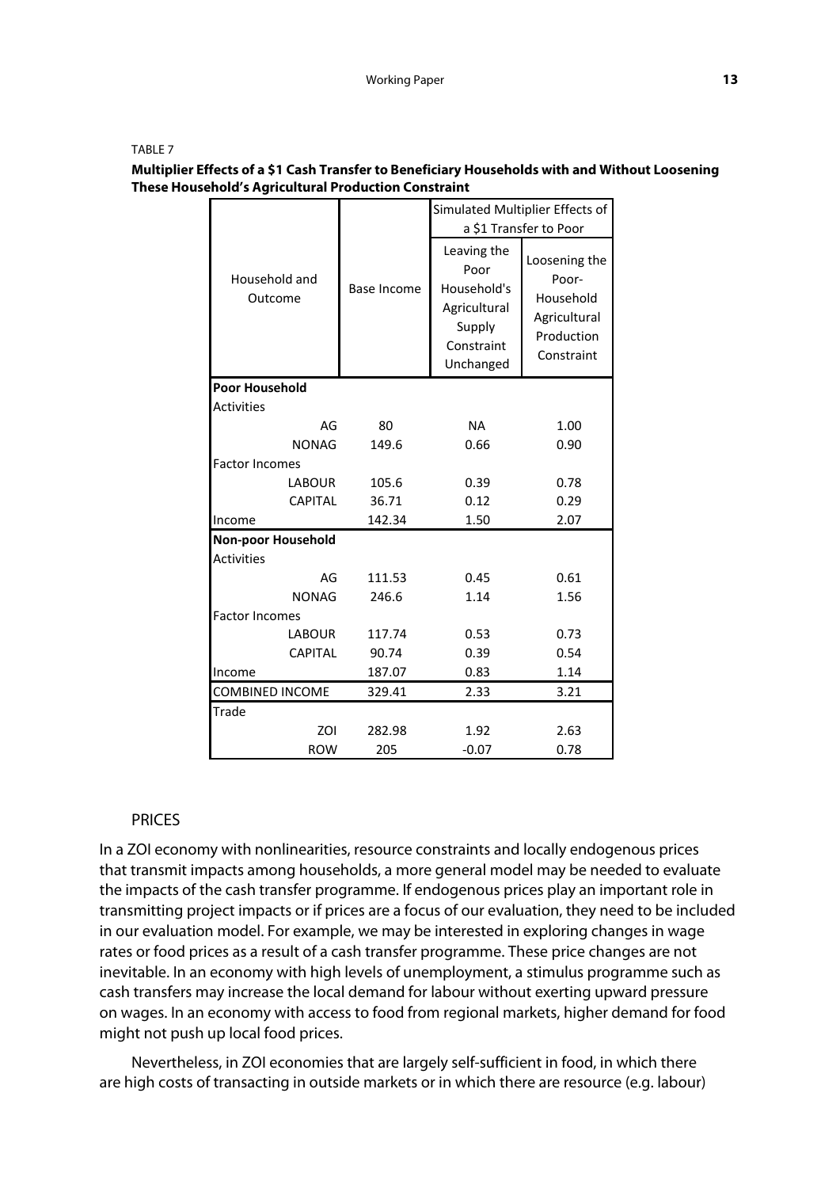TABLE 7

**Multiplier Effects of a $1 Cash Transfer to Beneficiary Households with and Without Loosening These Household's Agricultural Production Constraint**

| Household and Outcome | Base Income | Simulated Multiplier Effects of a $1 Transfer to Poor | |
|---|---|---|---|
| | | Leaving the Poor Household's Agricultural Supply Constraint Unchanged | Loosening the Poor-Household Agricultural Production Constraint |
| **Poor Household** | | | |
| Activities | | | |
| AG | 80 | NA | 1.00 |
| NONAG | 149.6 | 0.66 | 0.90 |
| Factor Incomes | | | |
| LABOUR | 105.6 | 0.39 | 0.78 |
| CAPITAL | 36.71 | 0.12 | 0.29 |
| Income | 142.34 | 1.50 | 2.07 |
| **Non-poor Household** | | | |
| Activities | | | |
| AG | 111.53 | 0.45 | 0.61 |
| NONAG | 246.6 | 1.14 | 1.56 |
| Factor Incomes | | | |
| LABOUR | 117.74 | 0.53 | 0.73 |
| CAPITAL | 90.74 | 0.39 | 0.54 |
| Income | 187.07 | 0.83 | 1.14 |
| COMBINED INCOME | 329.41 | 2.33 | 3.21 |
| Trade | | | |
| ZOI | 282.98 | 1.92 | 2.63 |
| ROW | 205 | -0.07 | 0.78 |

## PRICES

In a ZOI economy with nonlinearities, resource constraints and locally endogenous prices that transmit impacts among households, a more general model may be needed to evaluate the impacts of the cash transfer programme. If endogenous prices play an important role in transmitting project impacts or if prices are a focus of our evaluation, they need to be included in our evaluation model. For example, we may be interested in exploring changes in wage rates or food prices as a result of a cash transfer programme. These price changes are not inevitable. In an economy with high levels of unemployment, a stimulus programme such as cash transfers may increase the local demand for labour without exerting upward pressure on wages. In an economy with access to food from regional markets, higher demand for food might not push up local food prices.

Nevertheless, in ZOI economies that are largely self-sufficient in food, in which there are high costs of transacting in outside markets or in which there are resource (e.g. labour)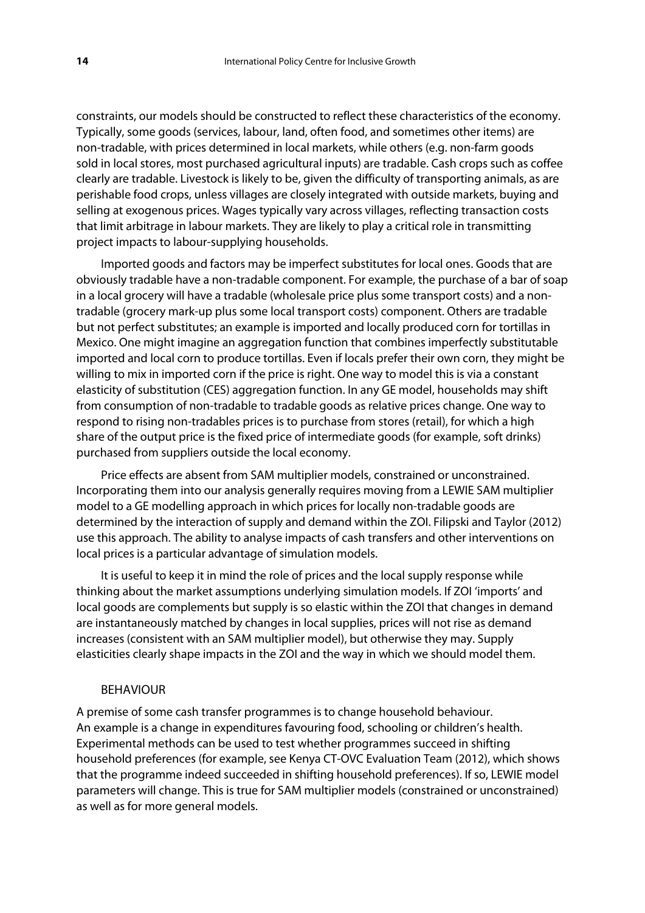constraints, our models should be constructed to reflect these characteristics of the economy. Typically, some goods (services, labour, land, often food, and sometimes other items) are non-tradable, with prices determined in local markets, while others (e.g. non-farm goods sold in local stores, most purchased agricultural inputs) are tradable. Cash crops such as coffee clearly are tradable. Livestock is likely to be, given the difficulty of transporting animals, as are perishable food crops, unless villages are closely integrated with outside markets, buying and selling at exogenous prices. Wages typically vary across villages, reflecting transaction costs that limit arbitrage in labour markets. They are likely to play a critical role in transmitting project impacts to labour-supplying households.

Imported goods and factors may be imperfect substitutes for local ones. Goods that are obviously tradable have a non-tradable component. For example, the purchase of a bar of soap in a local grocery will have a tradable (wholesale price plus some transport costs) and a non-tradable (grocery mark-up plus some local transport costs) component. Others are tradable but not perfect substitutes; an example is imported and locally produced corn for tortillas in Mexico. One might imagine an aggregation function that combines imperfectly substitutable imported and local corn to produce tortillas. Even if locals prefer their own corn, they might be willing to mix in imported corn if the price is right. One way to model this is via a constant elasticity of substitution (CES) aggregation function. In any GE model, households may shift from consumption of non-tradable to tradable goods as relative prices change. One way to respond to rising non-tradables prices is to purchase from stores (retail), for which a high share of the output price is the fixed price of intermediate goods (for example, soft drinks) purchased from suppliers outside the local economy.

Price effects are absent from SAM multiplier models, constrained or unconstrained. Incorporating them into our analysis generally requires moving from a LEWIE SAM multiplier model to a GE modelling approach in which prices for locally non-tradable goods are determined by the interaction of supply and demand within the ZOI. Filipski and Taylor (2012) use this approach. The ability to analyse impacts of cash transfers and other interventions on local prices is a particular advantage of simulation models.

It is useful to keep it in mind the role of prices and the local supply response while thinking about the market assumptions underlying simulation models. If ZOI 'imports' and local goods are complements but supply is so elastic within the ZOI that changes in demand are instantaneously matched by changes in local supplies, prices will not rise as demand increases (consistent with an SAM multiplier model), but otherwise they may. Supply elasticities clearly shape impacts in the ZOI and the way in which we should model them.

### BEHAVIOUR

A premise of some cash transfer programmes is to change household behaviour. An example is a change in expenditures favouring food, schooling or children's health. Experimental methods can be used to test whether programmes succeed in shifting household preferences (for example, see Kenya CT-OVC Evaluation Team (2012), which shows that the programme indeed succeeded in shifting household preferences). If so, LEWIE model parameters will change. This is true for SAM multiplier models (constrained or unconstrained) as well as for more general models.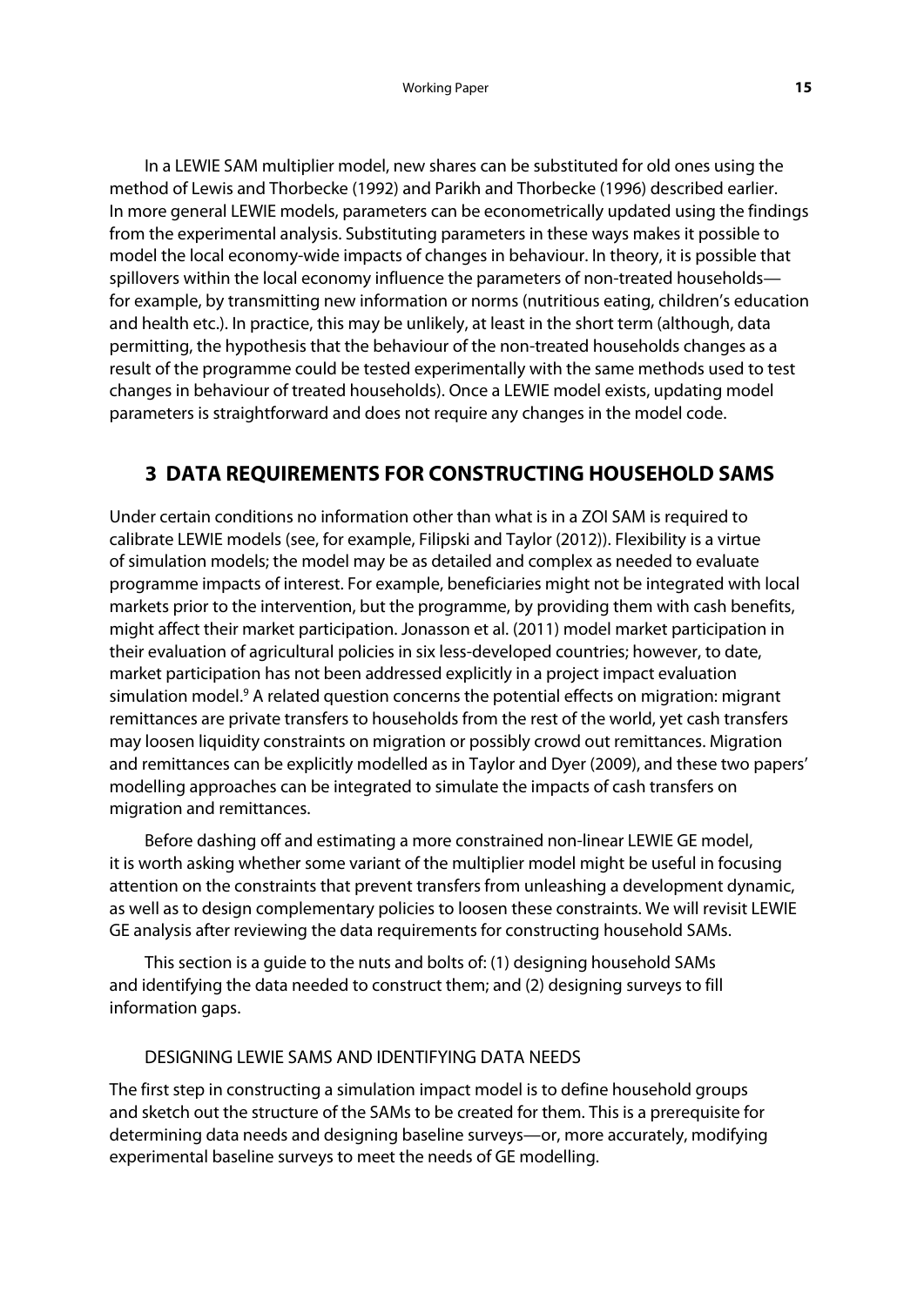In a LEWIE SAM multiplier model, new shares can be substituted for old ones using the method of Lewis and Thorbecke (1992) and Parikh and Thorbecke (1996) described earlier. In more general LEWIE models, parameters can be econometrically updated using the findings from the experimental analysis. Substituting parameters in these ways makes it possible to model the local economy-wide impacts of changes in behaviour. In theory, it is possible that spillovers within the local economy influence the parameters of non-treated households—for example, by transmitting new information or norms (nutritious eating, children's education and health etc.). In practice, this may be unlikely, at least in the short term (although, data permitting, the hypothesis that the behaviour of the non-treated households changes as a result of the programme could be tested experimentally with the same methods used to test changes in behaviour of treated households). Once a LEWIE model exists, updating model parameters is straightforward and does not require any changes in the model code.

## 3 DATA REQUIREMENTS FOR CONSTRUCTING HOUSEHOLD SAMS

Under certain conditions no information other than what is in a ZOI SAM is required to calibrate LEWIE models (see, for example, Filipski and Taylor (2012)). Flexibility is a virtue of simulation models; the model may be as detailed and complex as needed to evaluate programme impacts of interest. For example, beneficiaries might not be integrated with local markets prior to the intervention, but the programme, by providing them with cash benefits, might affect their market participation. Jonasson et al. (2011) model market participation in their evaluation of agricultural policies in six less-developed countries; however, to date, market participation has not been addressed explicitly in a project impact evaluation simulation model.[9] A related question concerns the potential effects on migration: migrant remittances are private transfers to households from the rest of the world, yet cash transfers may loosen liquidity constraints on migration or possibly crowd out remittances. Migration and remittances can be explicitly modelled as in Taylor and Dyer (2009), and these two papers' modelling approaches can be integrated to simulate the impacts of cash transfers on migration and remittances.

Before dashing off and estimating a more constrained non-linear LEWIE GE model, it is worth asking whether some variant of the multiplier model might be useful in focusing attention on the constraints that prevent transfers from unleashing a development dynamic, as well as to design complementary policies to loosen these constraints. We will revisit LEWIE GE analysis after reviewing the data requirements for constructing household SAMs.

This section is a guide to the nuts and bolts of: (1) designing household SAMs and identifying the data needed to construct them; and (2) designing surveys to fill information gaps.

### DESIGNING LEWIE SAMS AND IDENTIFYING DATA NEEDS

The first step in constructing a simulation impact model is to define household groups and sketch out the structure of the SAMs to be created for them. This is a prerequisite for determining data needs and designing baseline surveys—or, more accurately, modifying experimental baseline surveys to meet the needs of GE modelling.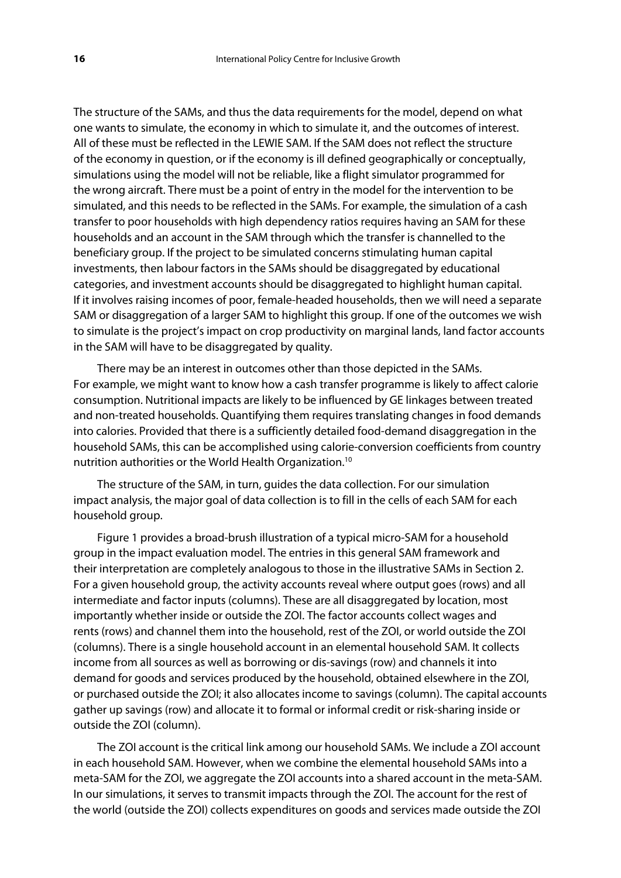The structure of the SAMs, and thus the data requirements for the model, depend on what one wants to simulate, the economy in which to simulate it, and the outcomes of interest. All of these must be reflected in the LEWIE SAM. If the SAM does not reflect the structure of the economy in question, or if the economy is ill defined geographically or conceptually, simulations using the model will not be reliable, like a flight simulator programmed for the wrong aircraft. There must be a point of entry in the model for the intervention to be simulated, and this needs to be reflected in the SAMs. For example, the simulation of a cash transfer to poor households with high dependency ratios requires having an SAM for these households and an account in the SAM through which the transfer is channelled to the beneficiary group. If the project to be simulated concerns stimulating human capital investments, then labour factors in the SAMs should be disaggregated by educational categories, and investment accounts should be disaggregated to highlight human capital. If it involves raising incomes of poor, female-headed households, then we will need a separate SAM or disaggregation of a larger SAM to highlight this group. If one of the outcomes we wish to simulate is the project's impact on crop productivity on marginal lands, land factor accounts in the SAM will have to be disaggregated by quality.

There may be an interest in outcomes other than those depicted in the SAMs. For example, we might want to know how a cash transfer programme is likely to affect calorie consumption. Nutritional impacts are likely to be influenced by GE linkages between treated and non-treated households. Quantifying them requires translating changes in food demands into calories. Provided that there is a sufficiently detailed food-demand disaggregation in the household SAMs, this can be accomplished using calorie-conversion coefficients from country nutrition authorities or the World Health Organization.[10]

The structure of the SAM, in turn, guides the data collection. For our simulation impact analysis, the major goal of data collection is to fill in the cells of each SAM for each household group.

Figure 1 provides a broad-brush illustration of a typical micro-SAM for a household group in the impact evaluation model. The entries in this general SAM framework and their interpretation are completely analogous to those in the illustrative SAMs in Section 2. For a given household group, the activity accounts reveal where output goes (rows) and all intermediate and factor inputs (columns). These are all disaggregated by location, most importantly whether inside or outside the ZOI. The factor accounts collect wages and rents (rows) and channel them into the household, rest of the ZOI, or world outside the ZOI (columns). There is a single household account in an elemental household SAM. It collects income from all sources as well as borrowing or dis-savings (row) and channels it into demand for goods and services produced by the household, obtained elsewhere in the ZOI, or purchased outside the ZOI; it also allocates income to savings (column). The capital accounts gather up savings (row) and allocate it to formal or informal credit or risk-sharing inside or outside the ZOI (column).

The ZOI account is the critical link among our household SAMs. We include a ZOI account in each household SAM. However, when we combine the elemental household SAMs into a meta-SAM for the ZOI, we aggregate the ZOI accounts into a shared account in the meta-SAM. In our simulations, it serves to transmit impacts through the ZOI. The account for the rest of the world (outside the ZOI) collects expenditures on goods and services made outside the ZOI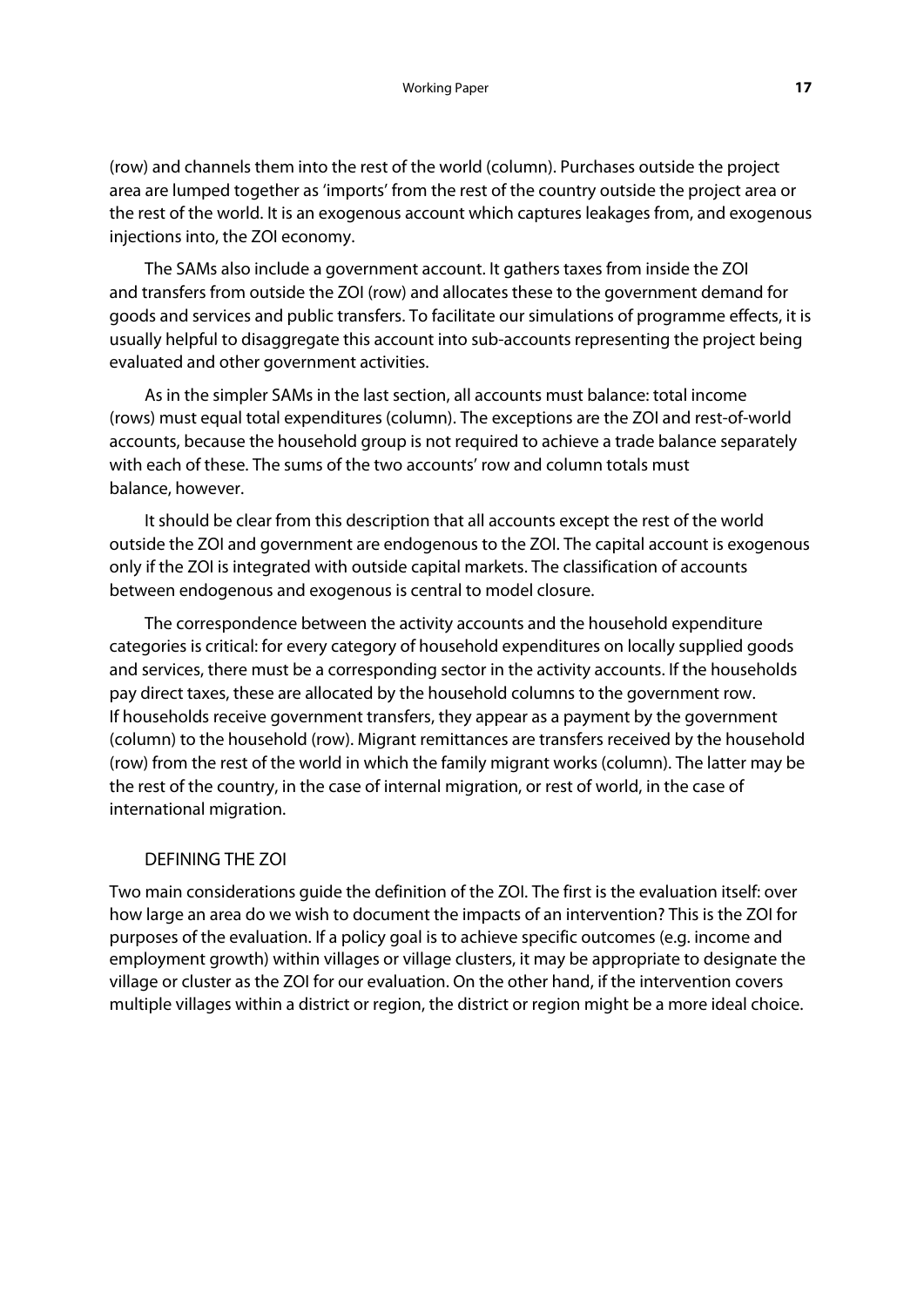(row) and channels them into the rest of the world (column). Purchases outside the project area are lumped together as 'imports' from the rest of the country outside the project area or the rest of the world. It is an exogenous account which captures leakages from, and exogenous injections into, the ZOI economy.

The SAMs also include a government account. It gathers taxes from inside the ZOI and transfers from outside the ZOI (row) and allocates these to the government demand for goods and services and public transfers. To facilitate our simulations of programme effects, it is usually helpful to disaggregate this account into sub-accounts representing the project being evaluated and other government activities.

As in the simpler SAMs in the last section, all accounts must balance: total income (rows) must equal total expenditures (column). The exceptions are the ZOI and rest-of-world accounts, because the household group is not required to achieve a trade balance separately with each of these. The sums of the two accounts' row and column totals must balance, however.

It should be clear from this description that all accounts except the rest of the world outside the ZOI and government are endogenous to the ZOI. The capital account is exogenous only if the ZOI is integrated with outside capital markets. The classification of accounts between endogenous and exogenous is central to model closure.

The correspondence between the activity accounts and the household expenditure categories is critical: for every category of household expenditures on locally supplied goods and services, there must be a corresponding sector in the activity accounts. If the households pay direct taxes, these are allocated by the household columns to the government row. If households receive government transfers, they appear as a payment by the government (column) to the household (row). Migrant remittances are transfers received by the household (row) from the rest of the world in which the family migrant works (column). The latter may be the rest of the country, in the case of internal migration, or rest of world, in the case of international migration.

## DEFINING THE ZOI

Two main considerations guide the definition of the ZOI. The first is the evaluation itself: over how large an area do we wish to document the impacts of an intervention? This is the ZOI for purposes of the evaluation. If a policy goal is to achieve specific outcomes (e.g. income and employment growth) within villages or village clusters, it may be appropriate to designate the village or cluster as the ZOI for our evaluation. On the other hand, if the intervention covers multiple villages within a district or region, the district or region might be a more ideal choice.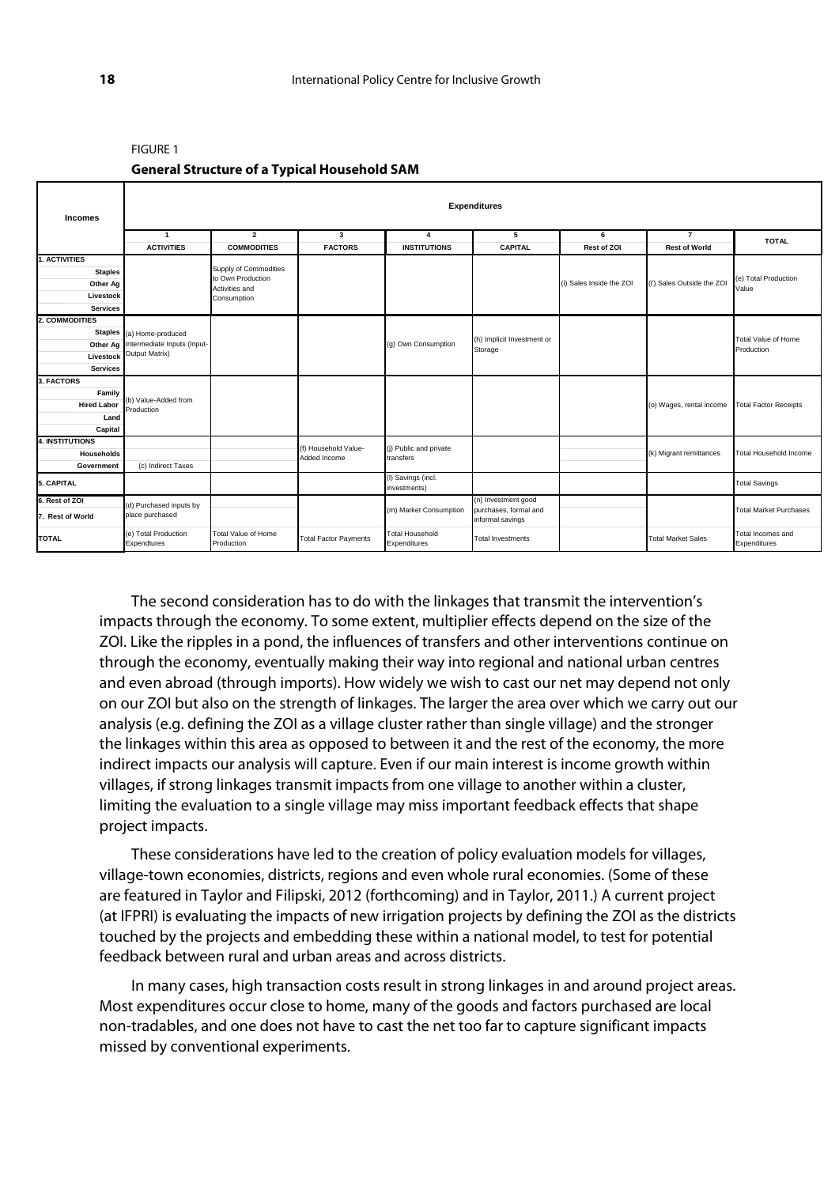FIGURE 1

**General Structure of a Typical Household SAM**

| Incomes | Expenditures | | | | | | | |
|---|---|---|---|---|---|---|---|---|
| | 1 ACTIVITIES | 2 COMMODITIES | 3 FACTORS | 4 INSTITUTIONS | 5 CAPITAL | 6 Rest of ZOI | 7 Rest of World | TOTAL |
| **1. ACTIVITIES** (Staples, Other Ag, Livestock, Services) | | Supply of Commodities to Own Production Activities and Consumption | | | | (i) Sales Inside the ZOI | (i') Sales Outside the ZOI | (e) Total Production Value |
| **2. COMMODITIES** (Staples, Other Ag, Livestock, Services) | (a) Home-produced Intermediate Inputs (Input-Output Matrix) | | | (g) Own Consumption | (h) Implicit Investment or Storage | | | Total Value of Home Production |
| **3. FACTORS** (Family, Hired Labor, Land, Capital) | (b) Value-Added from Production | | | | | | (o) Wages, rental income | Total Factor Receipts |
| **4. INSTITUTIONS** Households | | | (f) Household Value-Added Income | (j) Public and private transfers | | | (k) Migrant remittances | Total Household Income |
| Government | (c) Indirect Taxes | | | | | | | |
| **5. CAPITAL** | | | | (l) Savings (incl. investments) | | | | Total Savings |
| **6. Rest of ZOI** / **7. Rest of World** | (d) Purchased inputs by place purchased | | | (m) Market Consumption | (n) Investment good purchases, formal and informal savings | | | Total Market Purchases |
| **TOTAL** | (e) Total Production Expendtures | Total Value of Home Production | Total Factor Payments | Total Household Expenditures | Total Investments | | Total Market Sales | Total Incomes and Expenditures |

The second consideration has to do with the linkages that transmit the intervention's impacts through the economy. To some extent, multiplier effects depend on the size of the ZOI. Like the ripples in a pond, the influences of transfers and other interventions continue on through the economy, eventually making their way into regional and national urban centres and even abroad (through imports). How widely we wish to cast our net may depend not only on our ZOI but also on the strength of linkages. The larger the area over which we carry out our analysis (e.g. defining the ZOI as a village cluster rather than single village) and the stronger the linkages within this area as opposed to between it and the rest of the economy, the more indirect impacts our analysis will capture. Even if our main interest is income growth within villages, if strong linkages transmit impacts from one village to another within a cluster, limiting the evaluation to a single village may miss important feedback effects that shape project impacts.

These considerations have led to the creation of policy evaluation models for villages, village-town economies, districts, regions and even whole rural economies. (Some of these are featured in Taylor and Filipski, 2012 (forthcoming) and in Taylor, 2011.) A current project (at IFPRI) is evaluating the impacts of new irrigation projects by defining the ZOI as the districts touched by the projects and embedding these within a national model, to test for potential feedback between rural and urban areas and across districts.

In many cases, high transaction costs result in strong linkages in and around project areas. Most expenditures occur close to home, many of the goods and factors purchased are local non-tradables, and one does not have to cast the net too far to capture significant impacts missed by conventional experiments.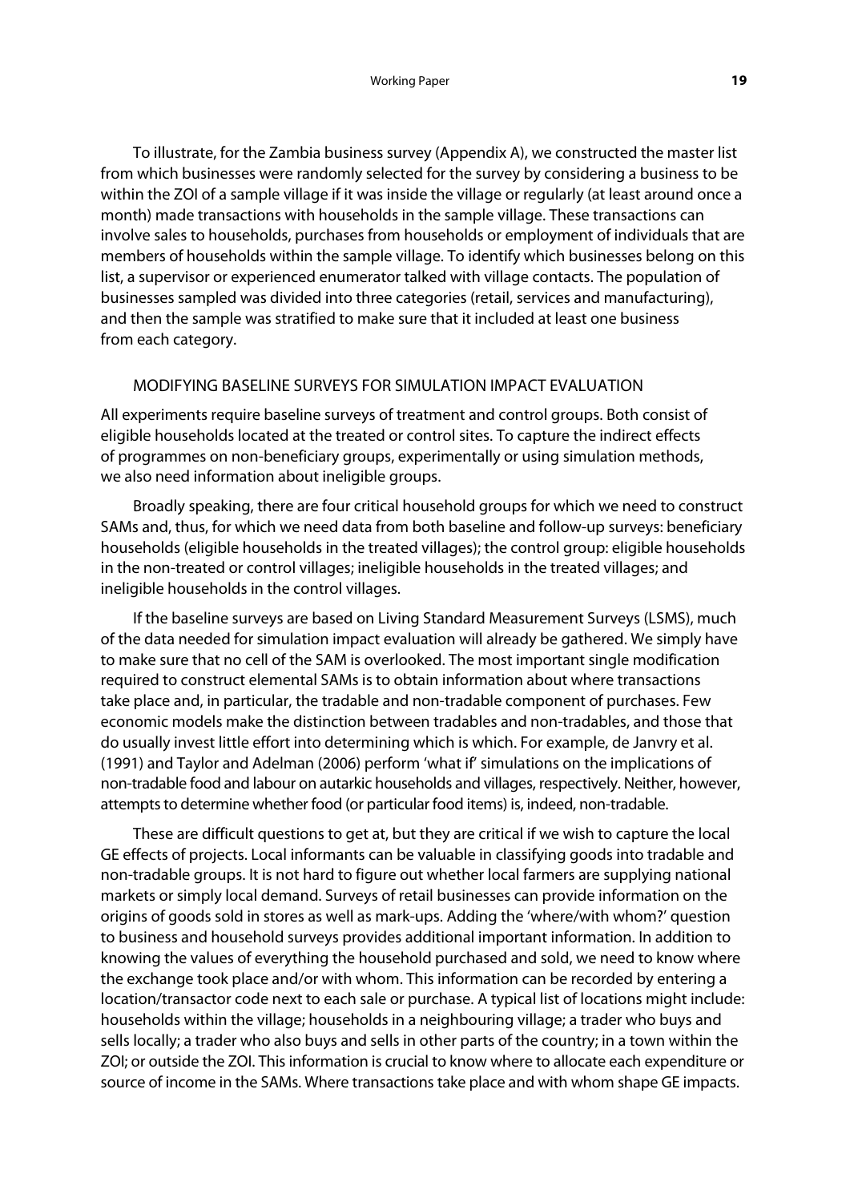To illustrate, for the Zambia business survey (Appendix A), we constructed the master list from which businesses were randomly selected for the survey by considering a business to be within the ZOI of a sample village if it was inside the village or regularly (at least around once a month) made transactions with households in the sample village. These transactions can involve sales to households, purchases from households or employment of individuals that are members of households within the sample village. To identify which businesses belong on this list, a supervisor or experienced enumerator talked with village contacts. The population of businesses sampled was divided into three categories (retail, services and manufacturing), and then the sample was stratified to make sure that it included at least one business from each category.

## MODIFYING BASELINE SURVEYS FOR SIMULATION IMPACT EVALUATION

All experiments require baseline surveys of treatment and control groups. Both consist of eligible households located at the treated or control sites. To capture the indirect effects of programmes on non-beneficiary groups, experimentally or using simulation methods, we also need information about ineligible groups.

Broadly speaking, there are four critical household groups for which we need to construct SAMs and, thus, for which we need data from both baseline and follow-up surveys: beneficiary households (eligible households in the treated villages); the control group: eligible households in the non-treated or control villages; ineligible households in the treated villages; and ineligible households in the control villages.

If the baseline surveys are based on Living Standard Measurement Surveys (LSMS), much of the data needed for simulation impact evaluation will already be gathered. We simply have to make sure that no cell of the SAM is overlooked. The most important single modification required to construct elemental SAMs is to obtain information about where transactions take place and, in particular, the tradable and non-tradable component of purchases. Few economic models make the distinction between tradables and non-tradables, and those that do usually invest little effort into determining which is which. For example, de Janvry et al. (1991) and Taylor and Adelman (2006) perform 'what if' simulations on the implications of non-tradable food and labour on autarkic households and villages, respectively. Neither, however, attempts to determine whether food (or particular food items) is, indeed, non-tradable.

These are difficult questions to get at, but they are critical if we wish to capture the local GE effects of projects. Local informants can be valuable in classifying goods into tradable and non-tradable groups. It is not hard to figure out whether local farmers are supplying national markets or simply local demand. Surveys of retail businesses can provide information on the origins of goods sold in stores as well as mark-ups. Adding the 'where/with whom?' question to business and household surveys provides additional important information. In addition to knowing the values of everything the household purchased and sold, we need to know where the exchange took place and/or with whom. This information can be recorded by entering a location/transactor code next to each sale or purchase. A typical list of locations might include: households within the village; households in a neighbouring village; a trader who buys and sells locally; a trader who also buys and sells in other parts of the country; in a town within the ZOI; or outside the ZOI. This information is crucial to know where to allocate each expenditure or source of income in the SAMs. Where transactions take place and with whom shape GE impacts.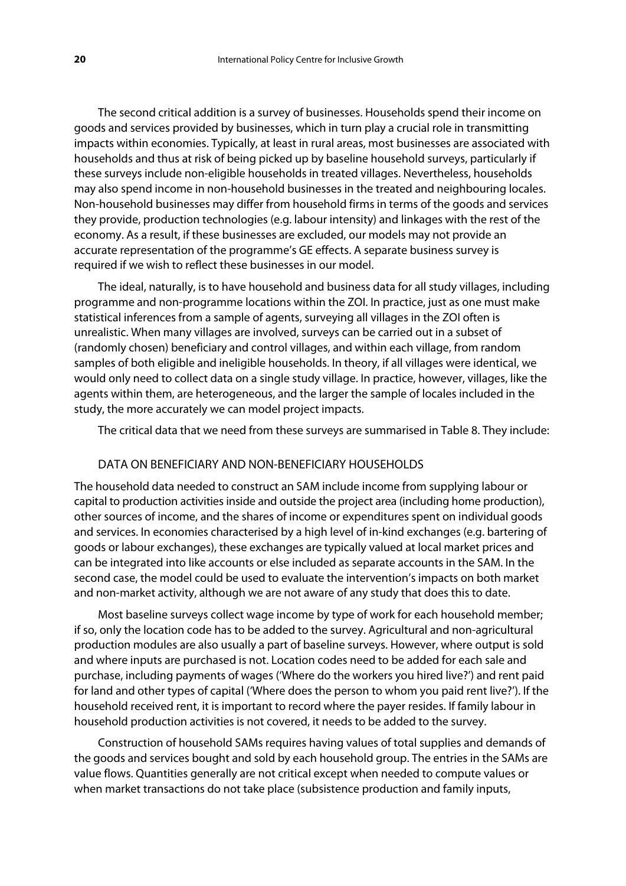The second critical addition is a survey of businesses. Households spend their income on goods and services provided by businesses, which in turn play a crucial role in transmitting impacts within economies. Typically, at least in rural areas, most businesses are associated with households and thus at risk of being picked up by baseline household surveys, particularly if these surveys include non-eligible households in treated villages. Nevertheless, households may also spend income in non-household businesses in the treated and neighbouring locales. Non-household businesses may differ from household firms in terms of the goods and services they provide, production technologies (e.g. labour intensity) and linkages with the rest of the economy. As a result, if these businesses are excluded, our models may not provide an accurate representation of the programme's GE effects. A separate business survey is required if we wish to reflect these businesses in our model.

The ideal, naturally, is to have household and business data for all study villages, including programme and non-programme locations within the ZOI. In practice, just as one must make statistical inferences from a sample of agents, surveying all villages in the ZOI often is unrealistic. When many villages are involved, surveys can be carried out in a subset of (randomly chosen) beneficiary and control villages, and within each village, from random samples of both eligible and ineligible households. In theory, if all villages were identical, we would only need to collect data on a single study village. In practice, however, villages, like the agents within them, are heterogeneous, and the larger the sample of locales included in the study, the more accurately we can model project impacts.

The critical data that we need from these surveys are summarised in Table 8. They include:

### DATA ON BENEFICIARY AND NON-BENEFICIARY HOUSEHOLDS

The household data needed to construct an SAM include income from supplying labour or capital to production activities inside and outside the project area (including home production), other sources of income, and the shares of income or expenditures spent on individual goods and services. In economies characterised by a high level of in-kind exchanges (e.g. bartering of goods or labour exchanges), these exchanges are typically valued at local market prices and can be integrated into like accounts or else included as separate accounts in the SAM. In the second case, the model could be used to evaluate the intervention's impacts on both market and non-market activity, although we are not aware of any study that does this to date.

Most baseline surveys collect wage income by type of work for each household member; if so, only the location code has to be added to the survey. Agricultural and non-agricultural production modules are also usually a part of baseline surveys. However, where output is sold and where inputs are purchased is not. Location codes need to be added for each sale and purchase, including payments of wages ('Where do the workers you hired live?') and rent paid for land and other types of capital ('Where does the person to whom you paid rent live?'). If the household received rent, it is important to record where the payer resides. If family labour in household production activities is not covered, it needs to be added to the survey.

Construction of household SAMs requires having values of total supplies and demands of the goods and services bought and sold by each household group. The entries in the SAMs are value flows. Quantities generally are not critical except when needed to compute values or when market transactions do not take place (subsistence production and family inputs,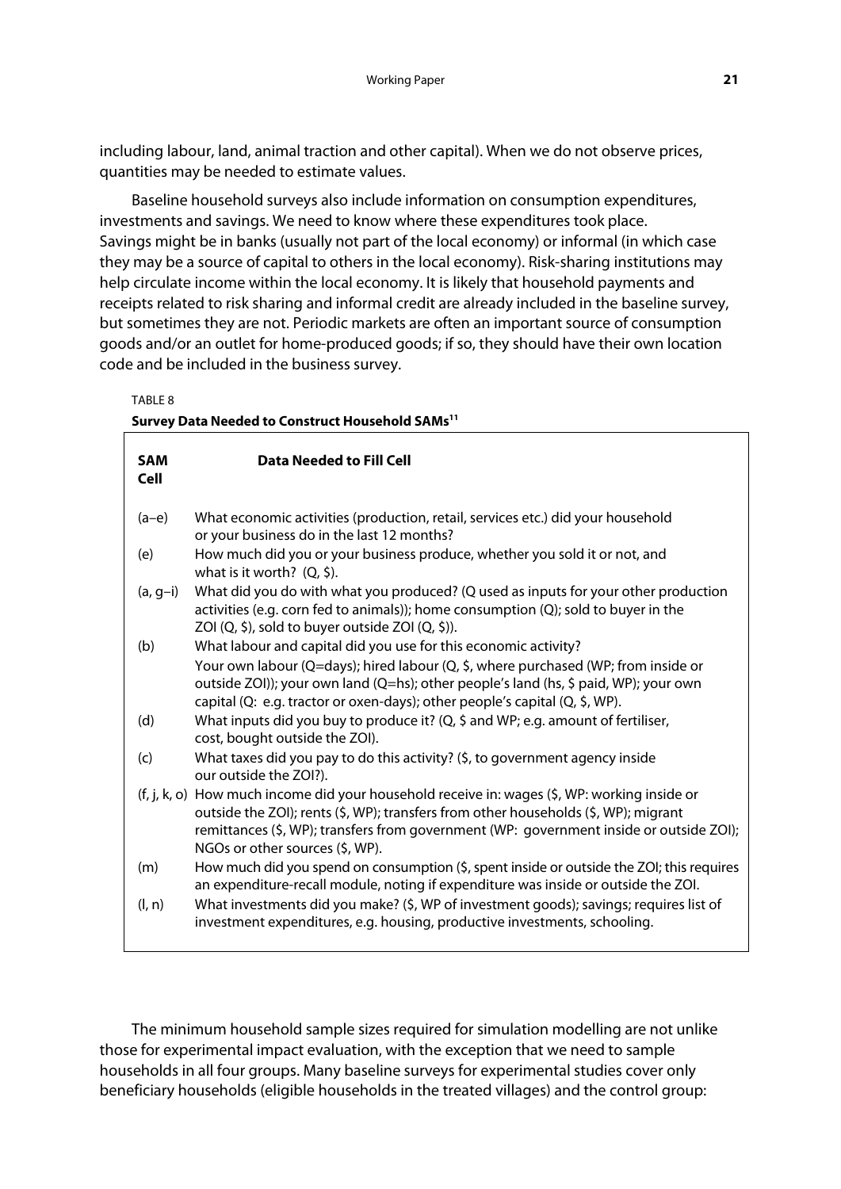including labour, land, animal traction and other capital). When we do not observe prices, quantities may be needed to estimate values.

Baseline household surveys also include information on consumption expenditures, investments and savings. We need to know where these expenditures took place. Savings might be in banks (usually not part of the local economy) or informal (in which case they may be a source of capital to others in the local economy). Risk-sharing institutions may help circulate income within the local economy. It is likely that household payments and receipts related to risk sharing and informal credit are already included in the baseline survey, but sometimes they are not. Periodic markets are often an important source of consumption goods and/or an outlet for home-produced goods; if so, they should have their own location code and be included in the business survey.

TABLE 8

**Survey Data Needed to Construct Household SAMs[11]**

| SAM Cell | Data Needed to Fill Cell |
|---|---|
| (a–e) | What economic activities (production, retail, services etc.) did your household or your business do in the last 12 months? |
| (e) | How much did you or your business produce, whether you sold it or not, and what is it worth? (Q, $). |
| (a, g–i) | What did you do with what you produced? (Q used as inputs for your other production activities (e.g. corn fed to animals)); home consumption (Q); sold to buyer in the ZOI (Q, $), sold to buyer outside ZOI (Q, $)). |
| (b) | What labour and capital did you use for this economic activity? Your own labour (Q=days); hired labour (Q, $, where purchased (WP; from inside or outside ZOI)); your own land (Q=hs); other people's land (hs, $ paid, WP); your own capital (Q: e.g. tractor or oxen-days); other people's capital (Q, $, WP). |
| (d) | What inputs did you buy to produce it? (Q, $ and WP; e.g. amount of fertiliser, cost, bought outside the ZOI). |
| (c) | What taxes did you pay to do this activity? ($, to government agency inside our outside the ZOI?). |
| (f, j, k, o) | How much income did your household receive in: wages ($, WP: working inside or outside the ZOI); rents ($, WP); transfers from other households ($, WP); migrant remittances ($, WP); transfers from government (WP: government inside or outside ZOI); NGOs or other sources ($, WP). |
| (m) | How much did you spend on consumption ($, spent inside or outside the ZOI; this requires an expenditure-recall module, noting if expenditure was inside or outside the ZOI. |
| (l, n) | What investments did you make? ($, WP of investment goods); savings; requires list of investment expenditures, e.g. housing, productive investments, schooling. |

The minimum household sample sizes required for simulation modelling are not unlike those for experimental impact evaluation, with the exception that we need to sample households in all four groups. Many baseline surveys for experimental studies cover only beneficiary households (eligible households in the treated villages) and the control group: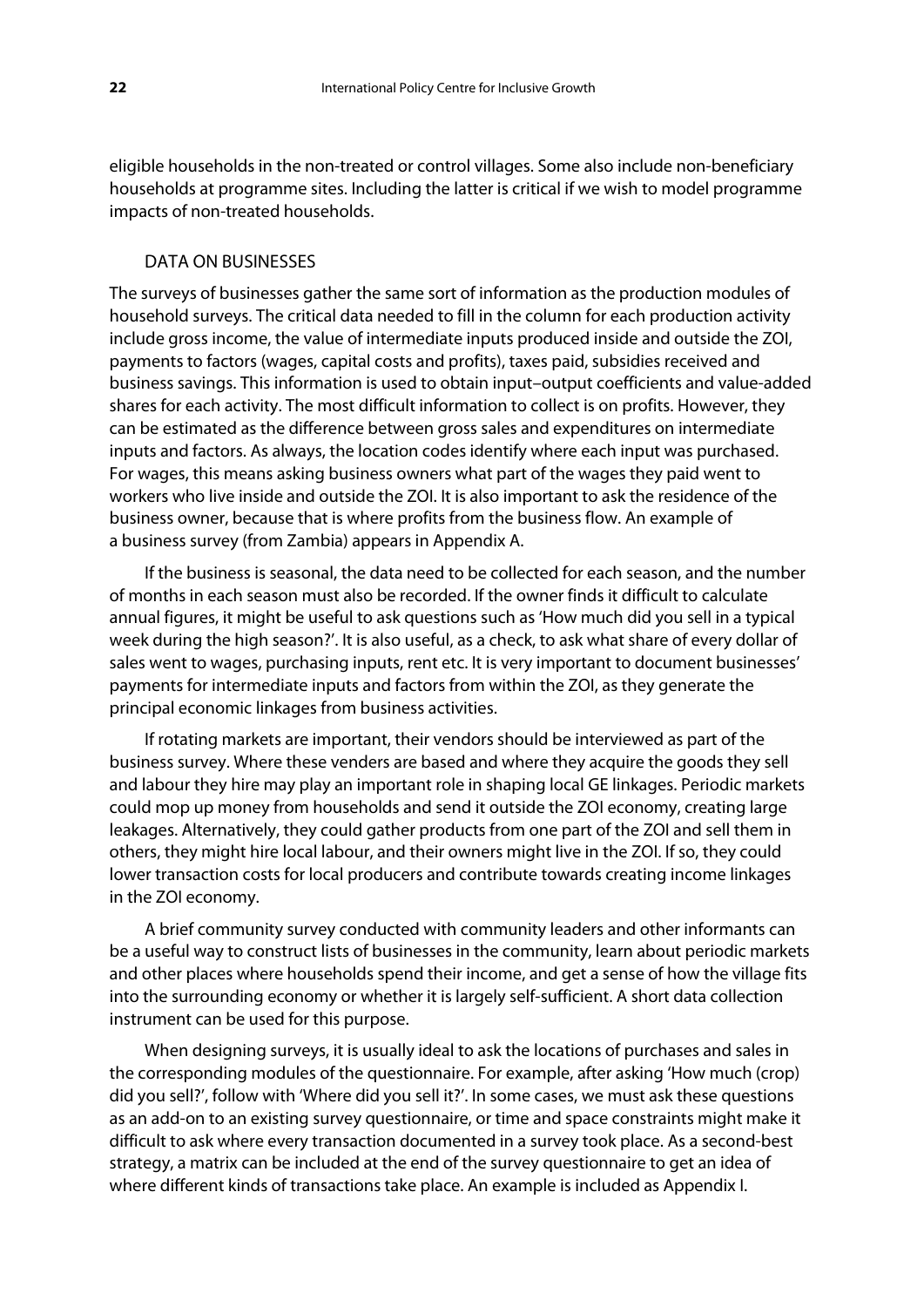eligible households in the non-treated or control villages. Some also include non-beneficiary households at programme sites. Including the latter is critical if we wish to model programme impacts of non-treated households.

### DATA ON BUSINESSES

The surveys of businesses gather the same sort of information as the production modules of household surveys. The critical data needed to fill in the column for each production activity include gross income, the value of intermediate inputs produced inside and outside the ZOI, payments to factors (wages, capital costs and profits), taxes paid, subsidies received and business savings. This information is used to obtain input–output coefficients and value-added shares for each activity. The most difficult information to collect is on profits. However, they can be estimated as the difference between gross sales and expenditures on intermediate inputs and factors. As always, the location codes identify where each input was purchased. For wages, this means asking business owners what part of the wages they paid went to workers who live inside and outside the ZOI. It is also important to ask the residence of the business owner, because that is where profits from the business flow. An example of a business survey (from Zambia) appears in Appendix A.

If the business is seasonal, the data need to be collected for each season, and the number of months in each season must also be recorded. If the owner finds it difficult to calculate annual figures, it might be useful to ask questions such as 'How much did you sell in a typical week during the high season?'. It is also useful, as a check, to ask what share of every dollar of sales went to wages, purchasing inputs, rent etc. It is very important to document businesses' payments for intermediate inputs and factors from within the ZOI, as they generate the principal economic linkages from business activities.

If rotating markets are important, their vendors should be interviewed as part of the business survey. Where these venders are based and where they acquire the goods they sell and labour they hire may play an important role in shaping local GE linkages. Periodic markets could mop up money from households and send it outside the ZOI economy, creating large leakages. Alternatively, they could gather products from one part of the ZOI and sell them in others, they might hire local labour, and their owners might live in the ZOI. If so, they could lower transaction costs for local producers and contribute towards creating income linkages in the ZOI economy.

A brief community survey conducted with community leaders and other informants can be a useful way to construct lists of businesses in the community, learn about periodic markets and other places where households spend their income, and get a sense of how the village fits into the surrounding economy or whether it is largely self-sufficient. A short data collection instrument can be used for this purpose.

When designing surveys, it is usually ideal to ask the locations of purchases and sales in the corresponding modules of the questionnaire. For example, after asking 'How much (crop) did you sell?', follow with 'Where did you sell it?'. In some cases, we must ask these questions as an add-on to an existing survey questionnaire, or time and space constraints might make it difficult to ask where every transaction documented in a survey took place. As a second-best strategy, a matrix can be included at the end of the survey questionnaire to get an idea of where different kinds of transactions take place. An example is included as Appendix I.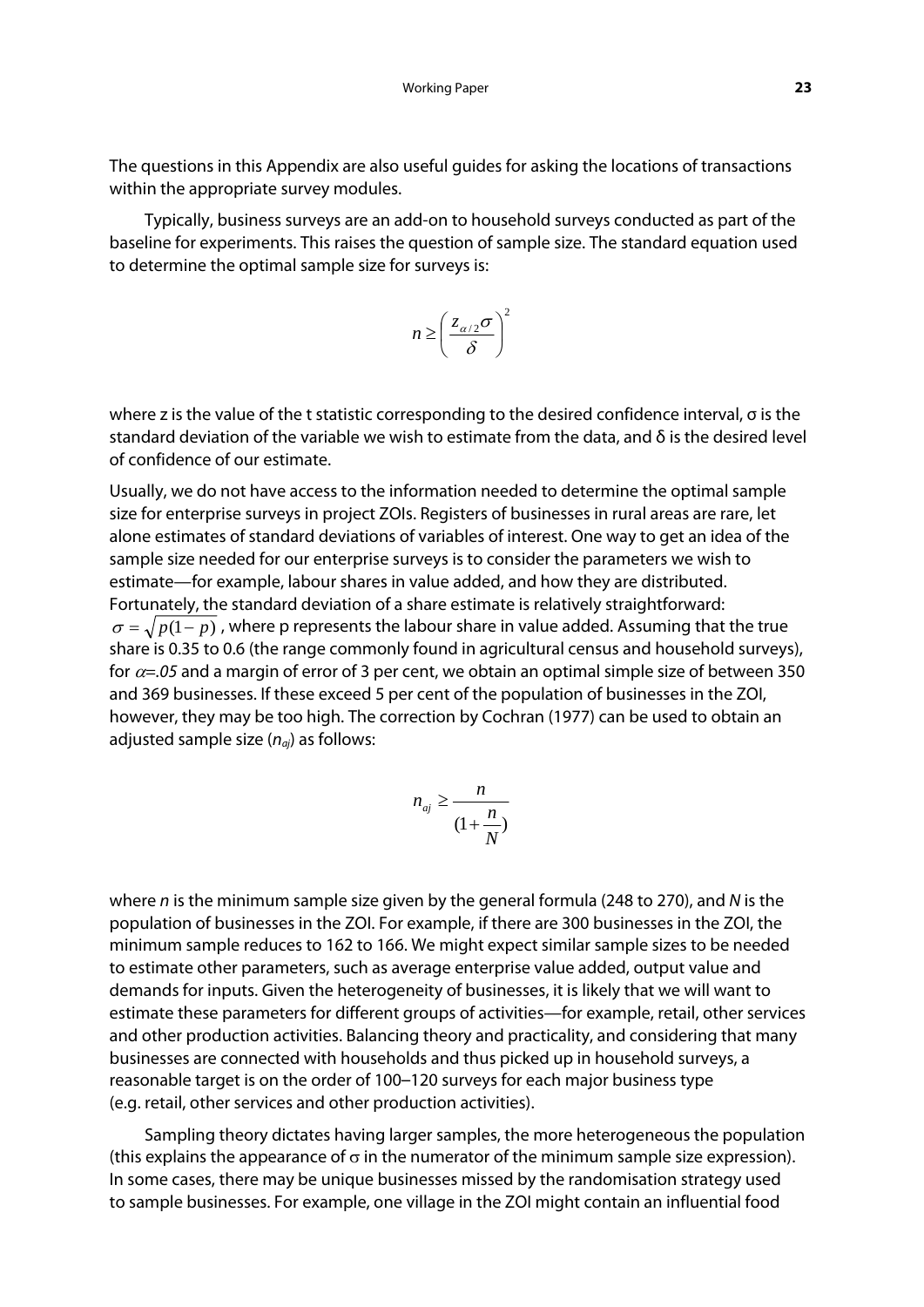The questions in this Appendix are also useful guides for asking the locations of transactions within the appropriate survey modules.

Typically, business surveys are an add-on to household surveys conducted as part of the baseline for experiments. This raises the question of sample size. The standard equation used to determine the optimal sample size for surveys is:

$$n \geq \left( \frac{z_{\alpha/2}\sigma}{\delta} \right)^2$$

where z is the value of the t statistic corresponding to the desired confidence interval, σ is the standard deviation of the variable we wish to estimate from the data, and δ is the desired level of confidence of our estimate.

Usually, we do not have access to the information needed to determine the optimal sample size for enterprise surveys in project ZOIs. Registers of businesses in rural areas are rare, let alone estimates of standard deviations of variables of interest. One way to get an idea of the sample size needed for our enterprise surveys is to consider the parameters we wish to estimate—for example, labour shares in value added, and how they are distributed. Fortunately, the standard deviation of a share estimate is relatively straightforward: $\sigma = \sqrt{p(1-p)}$ , where p represents the labour share in value added. Assuming that the true share is 0.35 to 0.6 (the range commonly found in agricultural census and household surveys), for $\alpha$=*.05* and a margin of error of 3 per cent, we obtain an optimal simple size of between 350 and 369 businesses. If these exceed 5 per cent of the population of businesses in the ZOI, however, they may be too high. The correction by Cochran (1977) can be used to obtain an adjusted sample size ($n_{aj}$) as follows:

$$n_{aj} \geq \frac{n}{(1+\frac{n}{N})}$$

where *n* is the minimum sample size given by the general formula (248 to 270), and *N* is the population of businesses in the ZOI. For example, if there are 300 businesses in the ZOI, the minimum sample reduces to 162 to 166. We might expect similar sample sizes to be needed to estimate other parameters, such as average enterprise value added, output value and demands for inputs. Given the heterogeneity of businesses, it is likely that we will want to estimate these parameters for different groups of activities—for example, retail, other services and other production activities. Balancing theory and practicality, and considering that many businesses are connected with households and thus picked up in household surveys, a reasonable target is on the order of 100–120 surveys for each major business type (e.g. retail, other services and other production activities).

Sampling theory dictates having larger samples, the more heterogeneous the population (this explains the appearance of $\sigma$ in the numerator of the minimum sample size expression). In some cases, there may be unique businesses missed by the randomisation strategy used to sample businesses. For example, one village in the ZOI might contain an influential food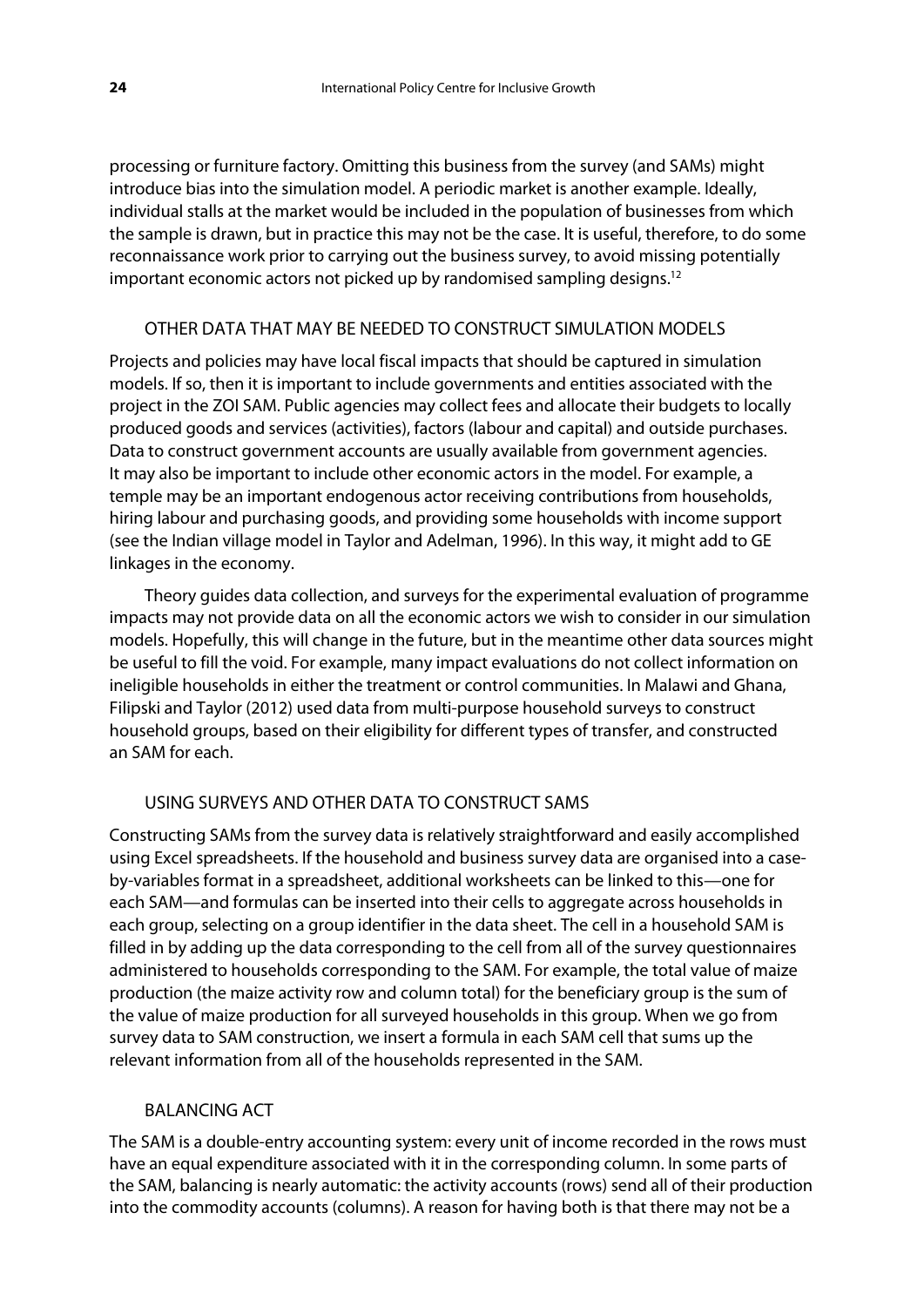processing or furniture factory. Omitting this business from the survey (and SAMs) might introduce bias into the simulation model. A periodic market is another example. Ideally, individual stalls at the market would be included in the population of businesses from which the sample is drawn, but in practice this may not be the case. It is useful, therefore, to do some reconnaissance work prior to carrying out the business survey, to avoid missing potentially important economic actors not picked up by randomised sampling designs.[12]

### OTHER DATA THAT MAY BE NEEDED TO CONSTRUCT SIMULATION MODELS

Projects and policies may have local fiscal impacts that should be captured in simulation models. If so, then it is important to include governments and entities associated with the project in the ZOI SAM. Public agencies may collect fees and allocate their budgets to locally produced goods and services (activities), factors (labour and capital) and outside purchases. Data to construct government accounts are usually available from government agencies. It may also be important to include other economic actors in the model. For example, a temple may be an important endogenous actor receiving contributions from households, hiring labour and purchasing goods, and providing some households with income support (see the Indian village model in Taylor and Adelman, 1996). In this way, it might add to GE linkages in the economy.

Theory guides data collection, and surveys for the experimental evaluation of programme impacts may not provide data on all the economic actors we wish to consider in our simulation models. Hopefully, this will change in the future, but in the meantime other data sources might be useful to fill the void. For example, many impact evaluations do not collect information on ineligible households in either the treatment or control communities. In Malawi and Ghana, Filipski and Taylor (2012) used data from multi-purpose household surveys to construct household groups, based on their eligibility for different types of transfer, and constructed an SAM for each.

### USING SURVEYS AND OTHER DATA TO CONSTRUCT SAMS

Constructing SAMs from the survey data is relatively straightforward and easily accomplished using Excel spreadsheets. If the household and business survey data are organised into a case-by-variables format in a spreadsheet, additional worksheets can be linked to this—one for each SAM—and formulas can be inserted into their cells to aggregate across households in each group, selecting on a group identifier in the data sheet. The cell in a household SAM is filled in by adding up the data corresponding to the cell from all of the survey questionnaires administered to households corresponding to the SAM. For example, the total value of maize production (the maize activity row and column total) for the beneficiary group is the sum of the value of maize production for all surveyed households in this group. When we go from survey data to SAM construction, we insert a formula in each SAM cell that sums up the relevant information from all of the households represented in the SAM.

### BALANCING ACT

The SAM is a double-entry accounting system: every unit of income recorded in the rows must have an equal expenditure associated with it in the corresponding column. In some parts of the SAM, balancing is nearly automatic: the activity accounts (rows) send all of their production into the commodity accounts (columns). A reason for having both is that there may not be a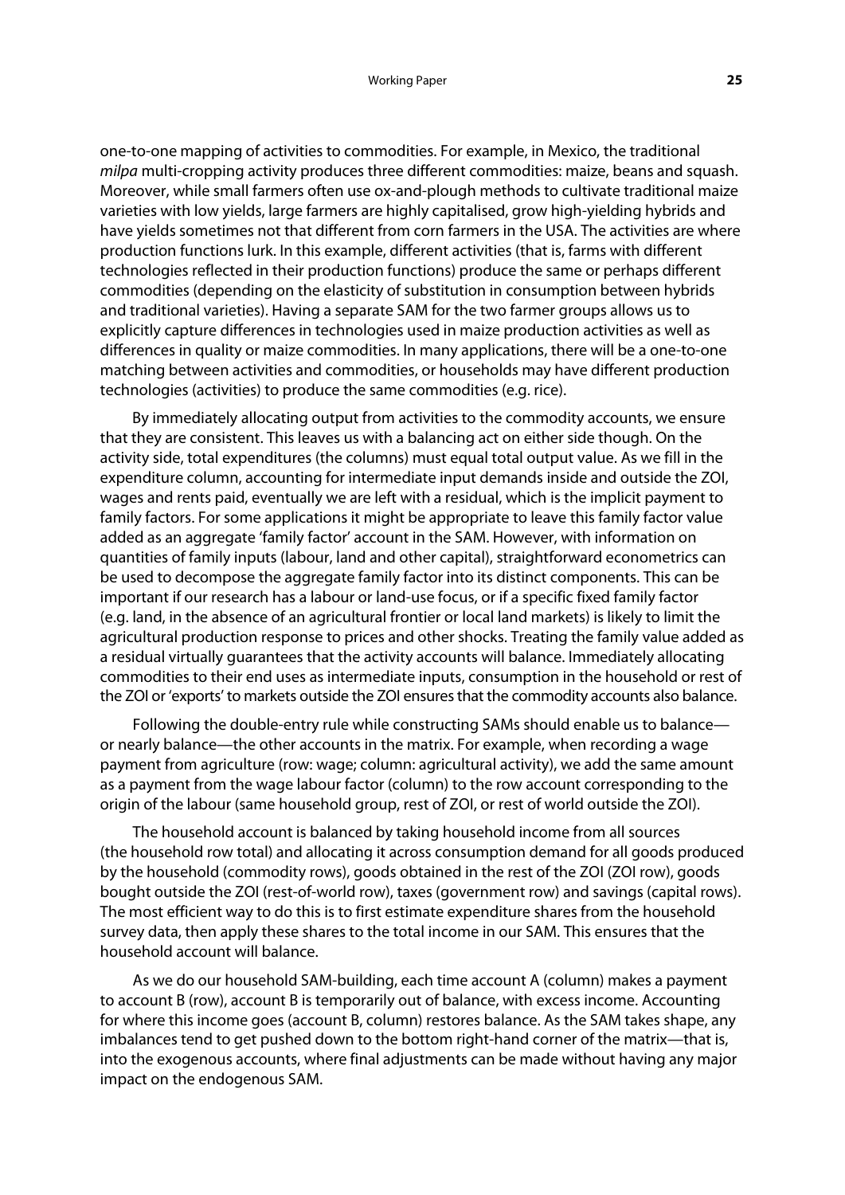one-to-one mapping of activities to commodities. For example, in Mexico, the traditional *milpa* multi-cropping activity produces three different commodities: maize, beans and squash. Moreover, while small farmers often use ox-and-plough methods to cultivate traditional maize varieties with low yields, large farmers are highly capitalised, grow high-yielding hybrids and have yields sometimes not that different from corn farmers in the USA. The activities are where production functions lurk. In this example, different activities (that is, farms with different technologies reflected in their production functions) produce the same or perhaps different commodities (depending on the elasticity of substitution in consumption between hybrids and traditional varieties). Having a separate SAM for the two farmer groups allows us to explicitly capture differences in technologies used in maize production activities as well as differences in quality or maize commodities. In many applications, there will be a one-to-one matching between activities and commodities, or households may have different production technologies (activities) to produce the same commodities (e.g. rice).

By immediately allocating output from activities to the commodity accounts, we ensure that they are consistent. This leaves us with a balancing act on either side though. On the activity side, total expenditures (the columns) must equal total output value. As we fill in the expenditure column, accounting for intermediate input demands inside and outside the ZOI, wages and rents paid, eventually we are left with a residual, which is the implicit payment to family factors. For some applications it might be appropriate to leave this family factor value added as an aggregate 'family factor' account in the SAM. However, with information on quantities of family inputs (labour, land and other capital), straightforward econometrics can be used to decompose the aggregate family factor into its distinct components. This can be important if our research has a labour or land-use focus, or if a specific fixed family factor (e.g. land, in the absence of an agricultural frontier or local land markets) is likely to limit the agricultural production response to prices and other shocks. Treating the family value added as a residual virtually guarantees that the activity accounts will balance. Immediately allocating commodities to their end uses as intermediate inputs, consumption in the household or rest of the ZOI or 'exports' to markets outside the ZOI ensures that the commodity accounts also balance.

Following the double-entry rule while constructing SAMs should enable us to balance—or nearly balance—the other accounts in the matrix. For example, when recording a wage payment from agriculture (row: wage; column: agricultural activity), we add the same amount as a payment from the wage labour factor (column) to the row account corresponding to the origin of the labour (same household group, rest of ZOI, or rest of world outside the ZOI).

The household account is balanced by taking household income from all sources (the household row total) and allocating it across consumption demand for all goods produced by the household (commodity rows), goods obtained in the rest of the ZOI (ZOI row), goods bought outside the ZOI (rest-of-world row), taxes (government row) and savings (capital rows). The most efficient way to do this is to first estimate expenditure shares from the household survey data, then apply these shares to the total income in our SAM. This ensures that the household account will balance.

As we do our household SAM-building, each time account A (column) makes a payment to account B (row), account B is temporarily out of balance, with excess income. Accounting for where this income goes (account B, column) restores balance. As the SAM takes shape, any imbalances tend to get pushed down to the bottom right-hand corner of the matrix—that is, into the exogenous accounts, where final adjustments can be made without having any major impact on the endogenous SAM.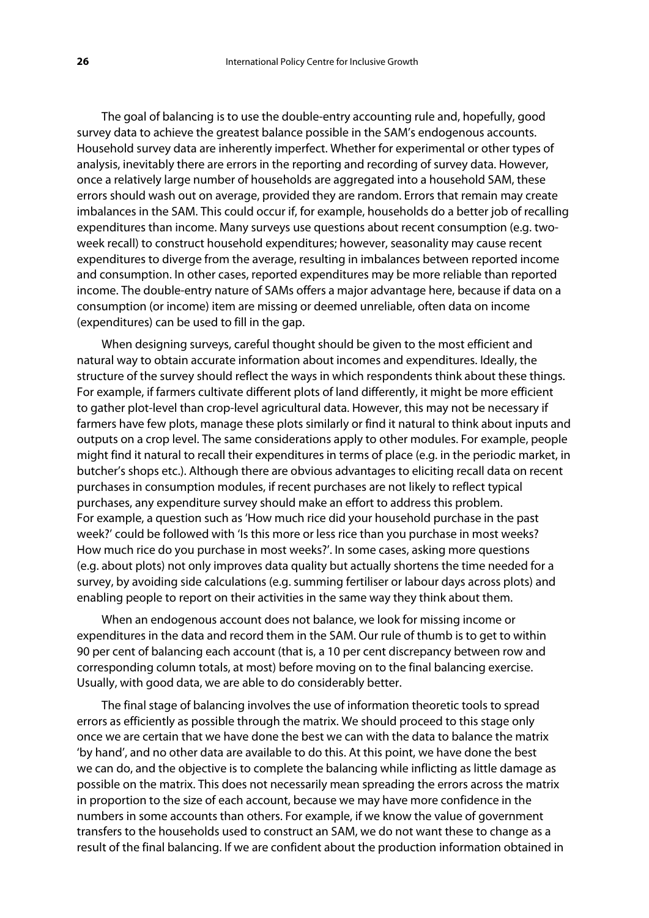The goal of balancing is to use the double-entry accounting rule and, hopefully, good survey data to achieve the greatest balance possible in the SAM's endogenous accounts. Household survey data are inherently imperfect. Whether for experimental or other types of analysis, inevitably there are errors in the reporting and recording of survey data. However, once a relatively large number of households are aggregated into a household SAM, these errors should wash out on average, provided they are random. Errors that remain may create imbalances in the SAM. This could occur if, for example, households do a better job of recalling expenditures than income. Many surveys use questions about recent consumption (e.g. two-week recall) to construct household expenditures; however, seasonality may cause recent expenditures to diverge from the average, resulting in imbalances between reported income and consumption. In other cases, reported expenditures may be more reliable than reported income. The double-entry nature of SAMs offers a major advantage here, because if data on a consumption (or income) item are missing or deemed unreliable, often data on income (expenditures) can be used to fill in the gap.

When designing surveys, careful thought should be given to the most efficient and natural way to obtain accurate information about incomes and expenditures. Ideally, the structure of the survey should reflect the ways in which respondents think about these things. For example, if farmers cultivate different plots of land differently, it might be more efficient to gather plot-level than crop-level agricultural data. However, this may not be necessary if farmers have few plots, manage these plots similarly or find it natural to think about inputs and outputs on a crop level. The same considerations apply to other modules. For example, people might find it natural to recall their expenditures in terms of place (e.g. in the periodic market, in butcher's shops etc.). Although there are obvious advantages to eliciting recall data on recent purchases in consumption modules, if recent purchases are not likely to reflect typical purchases, any expenditure survey should make an effort to address this problem. For example, a question such as 'How much rice did your household purchase in the past week?' could be followed with 'Is this more or less rice than you purchase in most weeks? How much rice do you purchase in most weeks?'. In some cases, asking more questions (e.g. about plots) not only improves data quality but actually shortens the time needed for a survey, by avoiding side calculations (e.g. summing fertiliser or labour days across plots) and enabling people to report on their activities in the same way they think about them.

When an endogenous account does not balance, we look for missing income or expenditures in the data and record them in the SAM. Our rule of thumb is to get to within 90 per cent of balancing each account (that is, a 10 per cent discrepancy between row and corresponding column totals, at most) before moving on to the final balancing exercise. Usually, with good data, we are able to do considerably better.

The final stage of balancing involves the use of information theoretic tools to spread errors as efficiently as possible through the matrix. We should proceed to this stage only once we are certain that we have done the best we can with the data to balance the matrix 'by hand', and no other data are available to do this. At this point, we have done the best we can do, and the objective is to complete the balancing while inflicting as little damage as possible on the matrix. This does not necessarily mean spreading the errors across the matrix in proportion to the size of each account, because we may have more confidence in the numbers in some accounts than others. For example, if we know the value of government transfers to the households used to construct an SAM, we do not want these to change as a result of the final balancing. If we are confident about the production information obtained in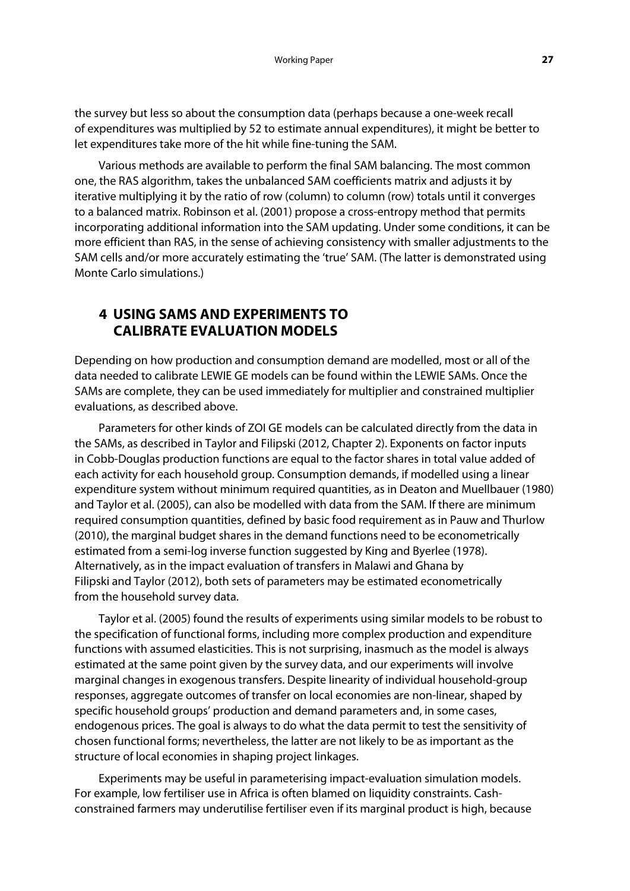the survey but less so about the consumption data (perhaps because a one-week recall of expenditures was multiplied by 52 to estimate annual expenditures), it might be better to let expenditures take more of the hit while fine-tuning the SAM.

Various methods are available to perform the final SAM balancing. The most common one, the RAS algorithm, takes the unbalanced SAM coefficients matrix and adjusts it by iterative multiplying it by the ratio of row (column) to column (row) totals until it converges to a balanced matrix. Robinson et al. (2001) propose a cross-entropy method that permits incorporating additional information into the SAM updating. Under some conditions, it can be more efficient than RAS, in the sense of achieving consistency with smaller adjustments to the SAM cells and/or more accurately estimating the 'true' SAM. (The latter is demonstrated using Monte Carlo simulations.)

## 4 USING SAMS AND EXPERIMENTS TO CALIBRATE EVALUATION MODELS

Depending on how production and consumption demand are modelled, most or all of the data needed to calibrate LEWIE GE models can be found within the LEWIE SAMs. Once the SAMs are complete, they can be used immediately for multiplier and constrained multiplier evaluations, as described above.

Parameters for other kinds of ZOI GE models can be calculated directly from the data in the SAMs, as described in Taylor and Filipski (2012, Chapter 2). Exponents on factor inputs in Cobb-Douglas production functions are equal to the factor shares in total value added of each activity for each household group. Consumption demands, if modelled using a linear expenditure system without minimum required quantities, as in Deaton and Muellbauer (1980) and Taylor et al. (2005), can also be modelled with data from the SAM. If there are minimum required consumption quantities, defined by basic food requirement as in Pauw and Thurlow (2010), the marginal budget shares in the demand functions need to be econometrically estimated from a semi-log inverse function suggested by King and Byerlee (1978). Alternatively, as in the impact evaluation of transfers in Malawi and Ghana by Filipski and Taylor (2012), both sets of parameters may be estimated econometrically from the household survey data.

Taylor et al. (2005) found the results of experiments using similar models to be robust to the specification of functional forms, including more complex production and expenditure functions with assumed elasticities. This is not surprising, inasmuch as the model is always estimated at the same point given by the survey data, and our experiments will involve marginal changes in exogenous transfers. Despite linearity of individual household-group responses, aggregate outcomes of transfer on local economies are non-linear, shaped by specific household groups' production and demand parameters and, in some cases, endogenous prices. The goal is always to do what the data permit to test the sensitivity of chosen functional forms; nevertheless, the latter are not likely to be as important as the structure of local economies in shaping project linkages.

Experiments may be useful in parameterising impact-evaluation simulation models. For example, low fertiliser use in Africa is often blamed on liquidity constraints. Cash-constrained farmers may underutilise fertiliser even if its marginal product is high, because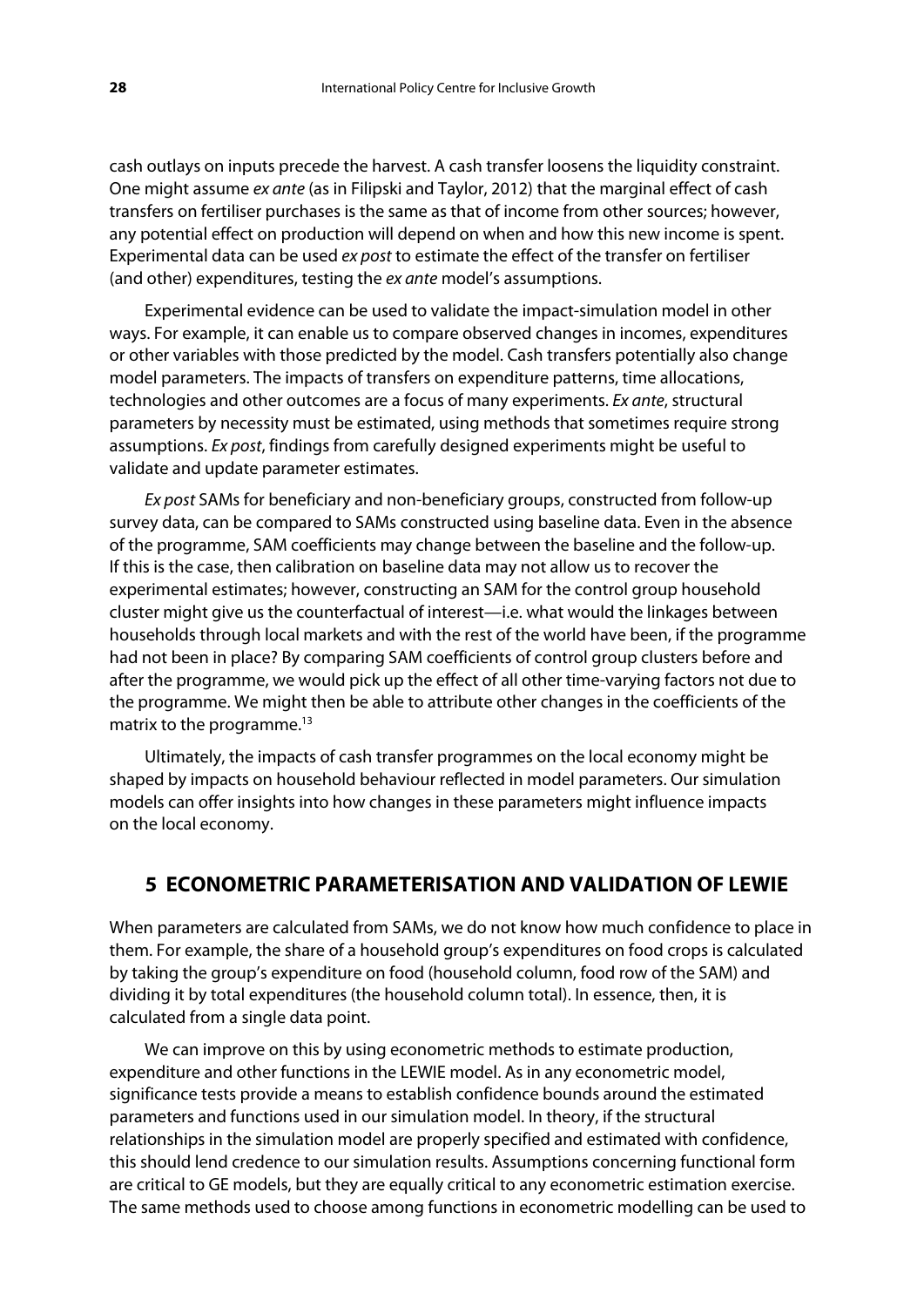cash outlays on inputs precede the harvest. A cash transfer loosens the liquidity constraint. One might assume *ex ante* (as in Filipski and Taylor, 2012) that the marginal effect of cash transfers on fertiliser purchases is the same as that of income from other sources; however, any potential effect on production will depend on when and how this new income is spent. Experimental data can be used *ex post* to estimate the effect of the transfer on fertiliser (and other) expenditures, testing the *ex ante* model's assumptions.

Experimental evidence can be used to validate the impact-simulation model in other ways. For example, it can enable us to compare observed changes in incomes, expenditures or other variables with those predicted by the model. Cash transfers potentially also change model parameters. The impacts of transfers on expenditure patterns, time allocations, technologies and other outcomes are a focus of many experiments. *Ex ante*, structural parameters by necessity must be estimated, using methods that sometimes require strong assumptions. *Ex post*, findings from carefully designed experiments might be useful to validate and update parameter estimates.

*Ex post* SAMs for beneficiary and non-beneficiary groups, constructed from follow-up survey data, can be compared to SAMs constructed using baseline data. Even in the absence of the programme, SAM coefficients may change between the baseline and the follow-up. If this is the case, then calibration on baseline data may not allow us to recover the experimental estimates; however, constructing an SAM for the control group household cluster might give us the counterfactual of interest—i.e. what would the linkages between households through local markets and with the rest of the world have been, if the programme had not been in place? By comparing SAM coefficients of control group clusters before and after the programme, we would pick up the effect of all other time-varying factors not due to the programme. We might then be able to attribute other changes in the coefficients of the matrix to the programme.[13]

Ultimately, the impacts of cash transfer programmes on the local economy might be shaped by impacts on household behaviour reflected in model parameters. Our simulation models can offer insights into how changes in these parameters might influence impacts on the local economy.

## 5 ECONOMETRIC PARAMETERISATION AND VALIDATION OF LEWIE

When parameters are calculated from SAMs, we do not know how much confidence to place in them. For example, the share of a household group's expenditures on food crops is calculated by taking the group's expenditure on food (household column, food row of the SAM) and dividing it by total expenditures (the household column total). In essence, then, it is calculated from a single data point.

We can improve on this by using econometric methods to estimate production, expenditure and other functions in the LEWIE model. As in any econometric model, significance tests provide a means to establish confidence bounds around the estimated parameters and functions used in our simulation model. In theory, if the structural relationships in the simulation model are properly specified and estimated with confidence, this should lend credence to our simulation results. Assumptions concerning functional form are critical to GE models, but they are equally critical to any econometric estimation exercise. The same methods used to choose among functions in econometric modelling can be used to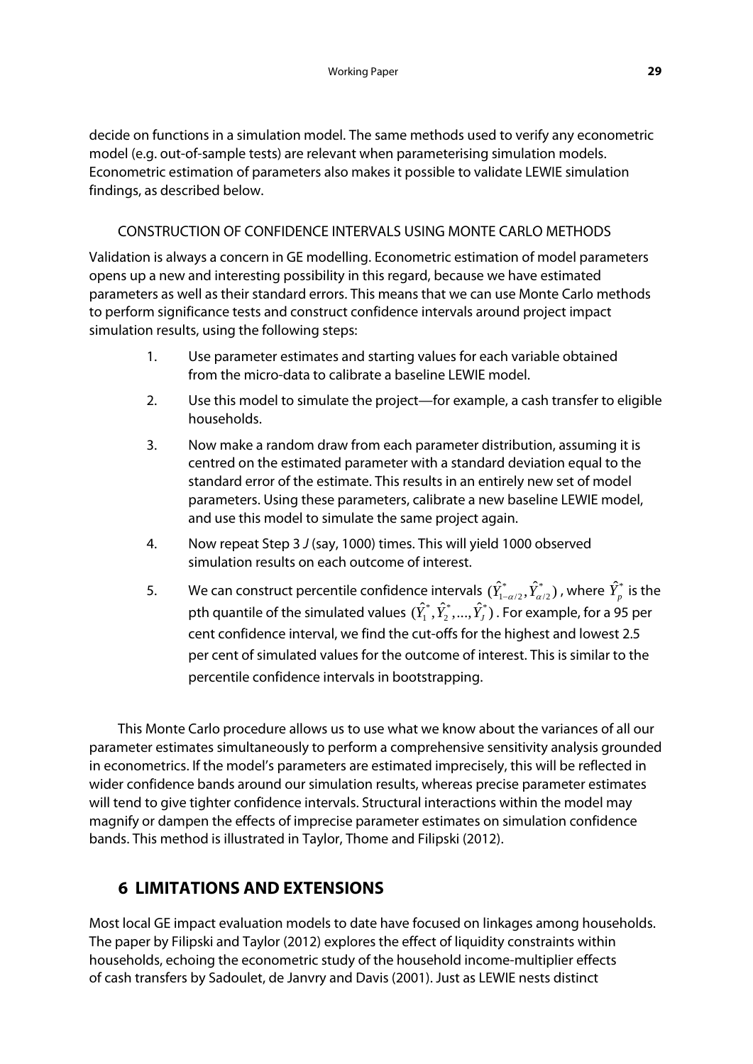decide on functions in a simulation model. The same methods used to verify any econometric model (e.g. out-of-sample tests) are relevant when parameterising simulation models. Econometric estimation of parameters also makes it possible to validate LEWIE simulation findings, as described below.

### CONSTRUCTION OF CONFIDENCE INTERVALS USING MONTE CARLO METHODS

Validation is always a concern in GE modelling. Econometric estimation of model parameters opens up a new and interesting possibility in this regard, because we have estimated parameters as well as their standard errors. This means that we can use Monte Carlo methods to perform significance tests and construct confidence intervals around project impact simulation results, using the following steps:

1. Use parameter estimates and starting values for each variable obtained from the micro-data to calibrate a baseline LEWIE model.
2. Use this model to simulate the project—for example, a cash transfer to eligible households.
3. Now make a random draw from each parameter distribution, assuming it is centred on the estimated parameter with a standard deviation equal to the standard error of the estimate. This results in an entirely new set of model parameters. Using these parameters, calibrate a new baseline LEWIE model, and use this model to simulate the same project again.
4. Now repeat Step 3 *J* (say, 1000) times. This will yield 1000 observed simulation results on each outcome of interest.
5. We can construct percentile confidence intervals $(\hat{Y}^*_{1-\alpha/2}, \hat{Y}^*_{\alpha/2})$, where $\hat{Y}^*_p$ is the pth quantile of the simulated values $(\hat{Y}^*_1, \hat{Y}^*_2, \ldots, \hat{Y}^*_J)$. For example, for a 95 per cent confidence interval, we find the cut-offs for the highest and lowest 2.5 per cent of simulated values for the outcome of interest. This is similar to the percentile confidence intervals in bootstrapping.

This Monte Carlo procedure allows us to use what we know about the variances of all our parameter estimates simultaneously to perform a comprehensive sensitivity analysis grounded in econometrics. If the model's parameters are estimated imprecisely, this will be reflected in wider confidence bands around our simulation results, whereas precise parameter estimates will tend to give tighter confidence intervals. Structural interactions within the model may magnify or dampen the effects of imprecise parameter estimates on simulation confidence bands. This method is illustrated in Taylor, Thome and Filipski (2012).

## 6 LIMITATIONS AND EXTENSIONS

Most local GE impact evaluation models to date have focused on linkages among households. The paper by Filipski and Taylor (2012) explores the effect of liquidity constraints within households, echoing the econometric study of the household income-multiplier effects of cash transfers by Sadoulet, de Janvry and Davis (2001). Just as LEWIE nests distinct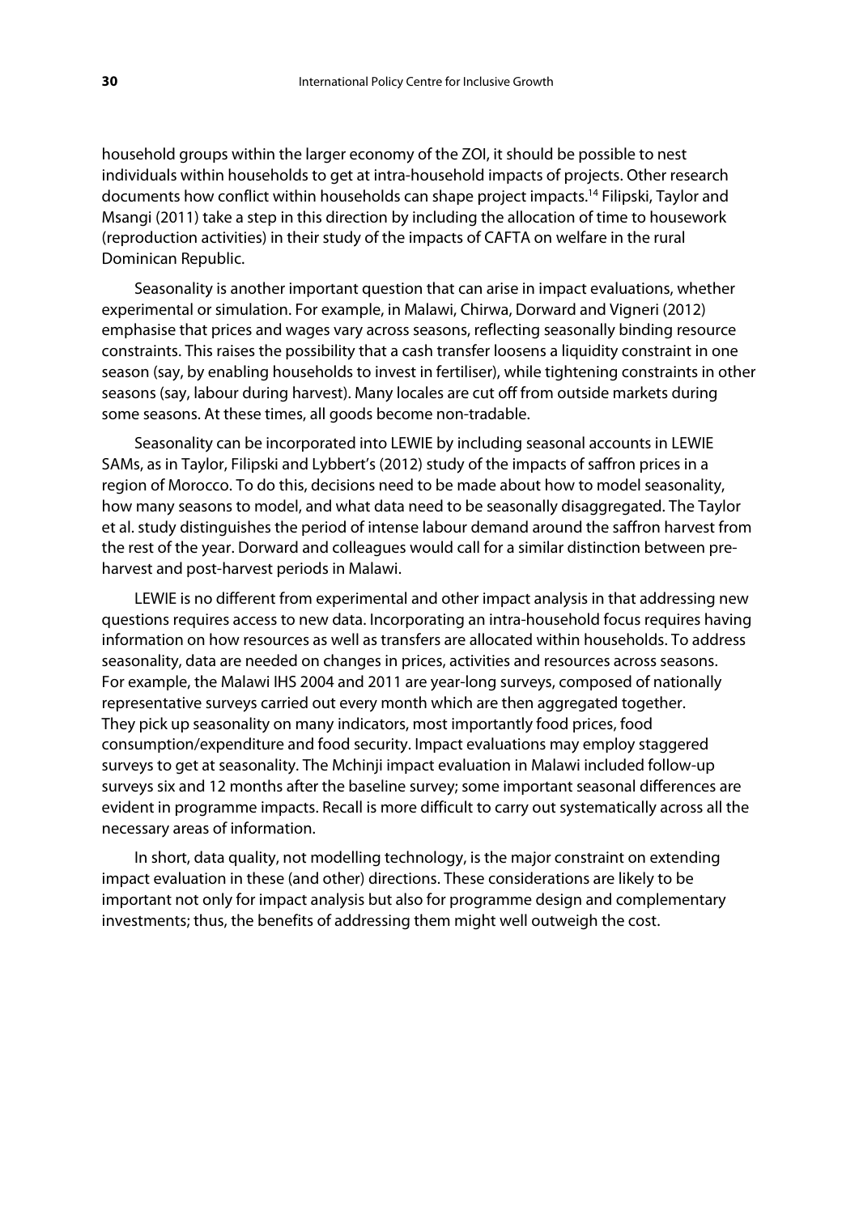household groups within the larger economy of the ZOI, it should be possible to nest individuals within households to get at intra-household impacts of projects. Other research documents how conflict within households can shape project impacts.[14] Filipski, Taylor and Msangi (2011) take a step in this direction by including the allocation of time to housework (reproduction activities) in their study of the impacts of CAFTA on welfare in the rural Dominican Republic.

Seasonality is another important question that can arise in impact evaluations, whether experimental or simulation. For example, in Malawi, Chirwa, Dorward and Vigneri (2012) emphasise that prices and wages vary across seasons, reflecting seasonally binding resource constraints. This raises the possibility that a cash transfer loosens a liquidity constraint in one season (say, by enabling households to invest in fertiliser), while tightening constraints in other seasons (say, labour during harvest). Many locales are cut off from outside markets during some seasons. At these times, all goods become non-tradable.

Seasonality can be incorporated into LEWIE by including seasonal accounts in LEWIE SAMs, as in Taylor, Filipski and Lybbert's (2012) study of the impacts of saffron prices in a region of Morocco. To do this, decisions need to be made about how to model seasonality, how many seasons to model, and what data need to be seasonally disaggregated. The Taylor et al. study distinguishes the period of intense labour demand around the saffron harvest from the rest of the year. Dorward and colleagues would call for a similar distinction between pre-harvest and post-harvest periods in Malawi.

LEWIE is no different from experimental and other impact analysis in that addressing new questions requires access to new data. Incorporating an intra-household focus requires having information on how resources as well as transfers are allocated within households. To address seasonality, data are needed on changes in prices, activities and resources across seasons. For example, the Malawi IHS 2004 and 2011 are year-long surveys, composed of nationally representative surveys carried out every month which are then aggregated together. They pick up seasonality on many indicators, most importantly food prices, food consumption/expenditure and food security. Impact evaluations may employ staggered surveys to get at seasonality. The Mchinji impact evaluation in Malawi included follow-up surveys six and 12 months after the baseline survey; some important seasonal differences are evident in programme impacts. Recall is more difficult to carry out systematically across all the necessary areas of information.

In short, data quality, not modelling technology, is the major constraint on extending impact evaluation in these (and other) directions. These considerations are likely to be important not only for impact analysis but also for programme design and complementary investments; thus, the benefits of addressing them might well outweigh the cost.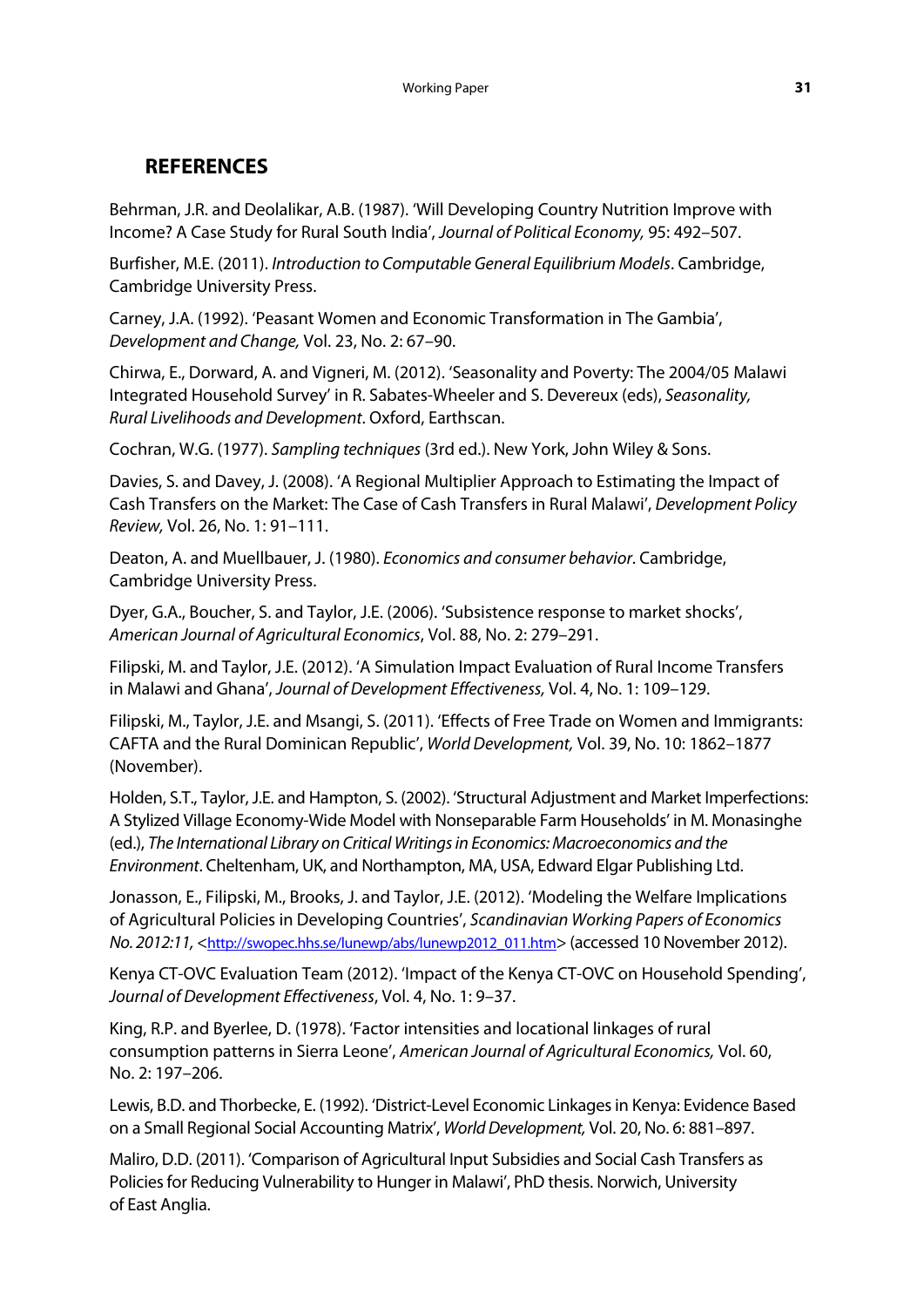## REFERENCES

Behrman, J.R. and Deolalikar, A.B. (1987). 'Will Developing Country Nutrition Improve with Income? A Case Study for Rural South India', *Journal of Political Economy,* 95: 492–507.

Burfisher, M.E. (2011). *Introduction to Computable General Equilibrium Models*. Cambridge, Cambridge University Press.

Carney, J.A. (1992). 'Peasant Women and Economic Transformation in The Gambia', *Development and Change,* Vol. 23, No. 2: 67–90.

Chirwa, E., Dorward, A. and Vigneri, M. (2012). 'Seasonality and Poverty: The 2004/05 Malawi Integrated Household Survey' in R. Sabates-Wheeler and S. Devereux (eds), *Seasonality, Rural Livelihoods and Development*. Oxford, Earthscan.

Cochran, W.G. (1977). *Sampling techniques* (3rd ed.). New York, John Wiley & Sons.

Davies, S. and Davey, J. (2008). 'A Regional Multiplier Approach to Estimating the Impact of Cash Transfers on the Market: The Case of Cash Transfers in Rural Malawi', *Development Policy Review,* Vol. 26, No. 1: 91–111.

Deaton, A. and Muellbauer, J. (1980). *Economics and consumer behavior*. Cambridge, Cambridge University Press.

Dyer, G.A., Boucher, S. and Taylor, J.E. (2006). 'Subsistence response to market shocks', *American Journal of Agricultural Economics*, Vol. 88, No. 2: 279–291.

Filipski, M. and Taylor, J.E. (2012). 'A Simulation Impact Evaluation of Rural Income Transfers in Malawi and Ghana', *Journal of Development Effectiveness,* Vol. 4, No. 1: 109–129.

Filipski, M., Taylor, J.E. and Msangi, S. (2011). 'Effects of Free Trade on Women and Immigrants: CAFTA and the Rural Dominican Republic', *World Development,* Vol. 39, No. 10: 1862–1877 (November).

Holden, S.T., Taylor, J.E. and Hampton, S. (2002). 'Structural Adjustment and Market Imperfections: A Stylized Village Economy-Wide Model with Nonseparable Farm Households' in M. Monasinghe (ed.), *The International Library on Critical Writings in Economics: Macroeconomics and the Environment*. Cheltenham, UK, and Northampton, MA, USA, Edward Elgar Publishing Ltd.

Jonasson, E., Filipski, M., Brooks, J. and Taylor, J.E. (2012). 'Modeling the Welfare Implications of Agricultural Policies in Developing Countries', *Scandinavian Working Papers of Economics No. 2012:11,* <http://swopec.hhs.se/lunewp/abs/lunewp2012_011.htm> (accessed 10 November 2012).

Kenya CT-OVC Evaluation Team (2012). 'Impact of the Kenya CT-OVC on Household Spending', *Journal of Development Effectiveness*, Vol. 4, No. 1: 9–37.

King, R.P. and Byerlee, D. (1978). 'Factor intensities and locational linkages of rural consumption patterns in Sierra Leone', *American Journal of Agricultural Economics,* Vol. 60, No. 2: 197–206.

Lewis, B.D. and Thorbecke, E. (1992). 'District-Level Economic Linkages in Kenya: Evidence Based on a Small Regional Social Accounting Matrix', *World Development,* Vol. 20, No. 6: 881–897.

Maliro, D.D. (2011). 'Comparison of Agricultural Input Subsidies and Social Cash Transfers as Policies for Reducing Vulnerability to Hunger in Malawi', PhD thesis. Norwich, University of East Anglia.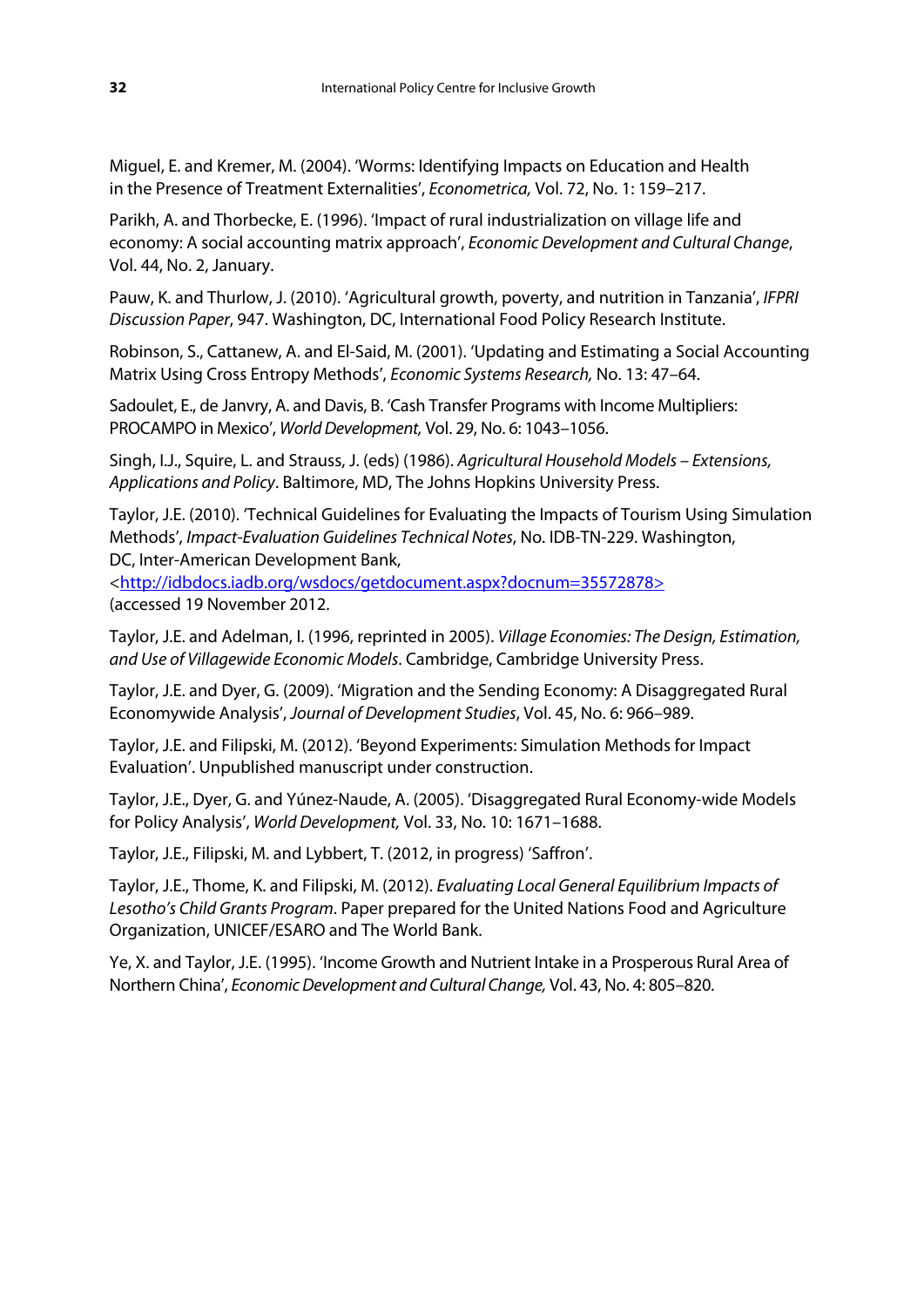Miguel, E. and Kremer, M. (2004). 'Worms: Identifying Impacts on Education and Health in the Presence of Treatment Externalities', *Econometrica,* Vol. 72, No. 1: 159–217.

Parikh, A. and Thorbecke, E. (1996). 'Impact of rural industrialization on village life and economy: A social accounting matrix approach', *Economic Development and Cultural Change*, Vol. 44, No. 2, January.

Pauw, K. and Thurlow, J. (2010). 'Agricultural growth, poverty, and nutrition in Tanzania', *IFPRI Discussion Paper*, 947. Washington, DC, International Food Policy Research Institute.

Robinson, S., Cattanew, A. and El-Said, M. (2001). 'Updating and Estimating a Social Accounting Matrix Using Cross Entropy Methods', *Economic Systems Research,* No. 13: 47–64.

Sadoulet, E., de Janvry, A. and Davis, B. 'Cash Transfer Programs with Income Multipliers: PROCAMPO in Mexico', *World Development,* Vol. 29, No. 6: 1043–1056.

Singh, I.J., Squire, L. and Strauss, J. (eds) (1986). *Agricultural Household Models – Extensions, Applications and Policy*. Baltimore, MD, The Johns Hopkins University Press.

Taylor, J.E. (2010). 'Technical Guidelines for Evaluating the Impacts of Tourism Using Simulation Methods', *Impact-Evaluation Guidelines Technical Notes*, No. IDB-TN-229. Washington, DC, Inter-American Development Bank, <http://idbdocs.iadb.org/wsdocs/getdocument.aspx?docnum=35572878> (accessed 19 November 2012.

Taylor, J.E. and Adelman, I. (1996, reprinted in 2005). *Village Economies: The Design, Estimation, and Use of Villagewide Economic Models*. Cambridge, Cambridge University Press.

Taylor, J.E. and Dyer, G. (2009). 'Migration and the Sending Economy: A Disaggregated Rural Economywide Analysis', *Journal of Development Studies*, Vol. 45, No. 6: 966–989.

Taylor, J.E. and Filipski, M. (2012). 'Beyond Experiments: Simulation Methods for Impact Evaluation'. Unpublished manuscript under construction.

Taylor, J.E., Dyer, G. and Yúnez-Naude, A. (2005). 'Disaggregated Rural Economy-wide Models for Policy Analysis', *World Development,* Vol. 33, No. 10: 1671–1688.

Taylor, J.E., Filipski, M. and Lybbert, T. (2012, in progress) 'Saffron'.

Taylor, J.E., Thome, K. and Filipski, M. (2012). *Evaluating Local General Equilibrium Impacts of Lesotho's Child Grants Program*. Paper prepared for the United Nations Food and Agriculture Organization, UNICEF/ESARO and The World Bank.

Ye, X. and Taylor, J.E. (1995). 'Income Growth and Nutrient Intake in a Prosperous Rural Area of Northern China', *Economic Development and Cultural Change,* Vol. 43, No. 4: 805–820.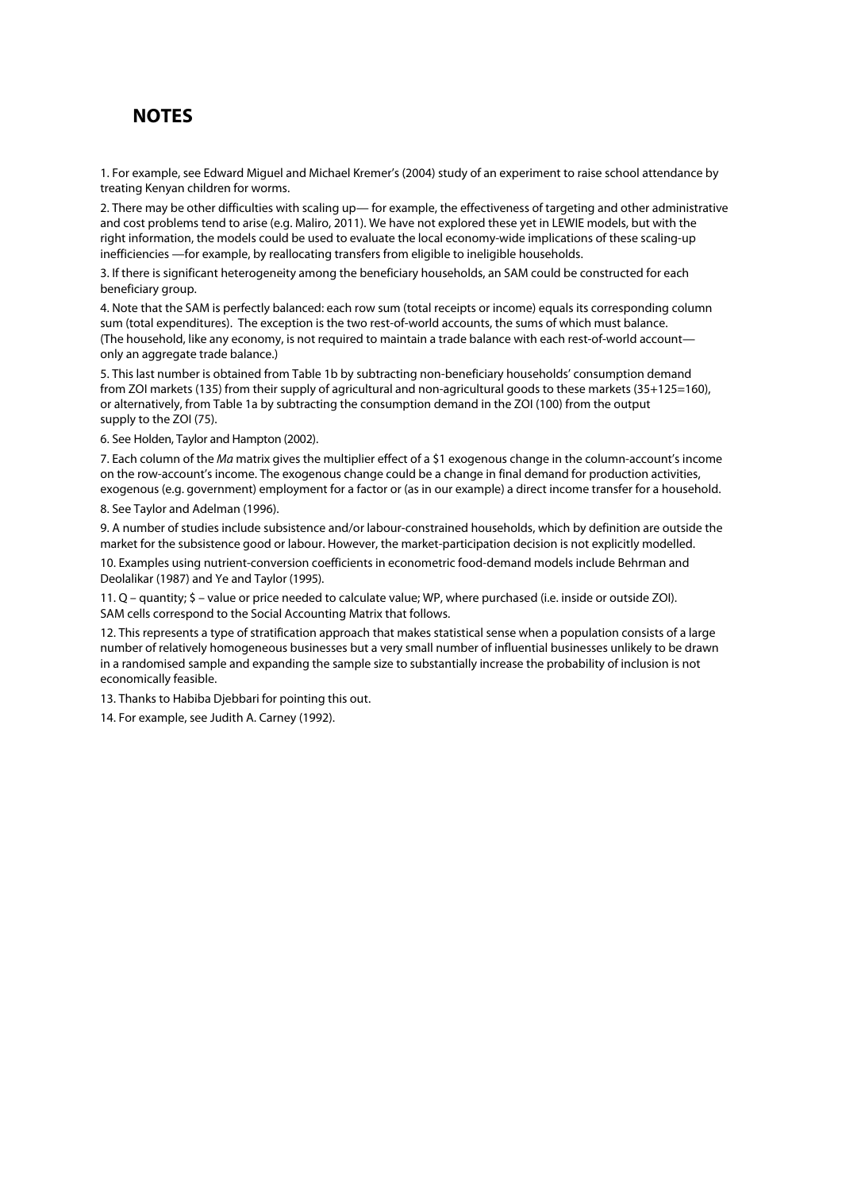## NOTES

1. For example, see Edward Miguel and Michael Kremer's (2004) study of an experiment to raise school attendance by treating Kenyan children for worms.

2. There may be other difficulties with scaling up— for example, the effectiveness of targeting and other administrative and cost problems tend to arise (e.g. Maliro, 2011). We have not explored these yet in LEWIE models, but with the right information, the models could be used to evaluate the local economy-wide implications of these scaling-up inefficiencies —for example, by reallocating transfers from eligible to ineligible households.

3. If there is significant heterogeneity among the beneficiary households, an SAM could be constructed for each beneficiary group.

4. Note that the SAM is perfectly balanced: each row sum (total receipts or income) equals its corresponding column sum (total expenditures). The exception is the two rest-of-world accounts, the sums of which must balance. (The household, like any economy, is not required to maintain a trade balance with each rest-of-world account—only an aggregate trade balance.)

5. This last number is obtained from Table 1b by subtracting non-beneficiary households' consumption demand from ZOI markets (135) from their supply of agricultural and non-agricultural goods to these markets (35+125=160), or alternatively, from Table 1a by subtracting the consumption demand in the ZOI (100) from the output supply to the ZOI (75).

6. See Holden, Taylor and Hampton (2002).

7. Each column of the *Ma* matrix gives the multiplier effect of a $1 exogenous change in the column-account's income on the row-account's income. The exogenous change could be a change in final demand for production activities, exogenous (e.g. government) employment for a factor or (as in our example) a direct income transfer for a household.

8. See Taylor and Adelman (1996).

9. A number of studies include subsistence and/or labour-constrained households, which by definition are outside the market for the subsistence good or labour. However, the market-participation decision is not explicitly modelled.

10. Examples using nutrient-conversion coefficients in econometric food-demand models include Behrman and Deolalikar (1987) and Ye and Taylor (1995).

11. Q – quantity; $ – value or price needed to calculate value; WP, where purchased (i.e. inside or outside ZOI). SAM cells correspond to the Social Accounting Matrix that follows.

12. This represents a type of stratification approach that makes statistical sense when a population consists of a large number of relatively homogeneous businesses but a very small number of influential businesses unlikely to be drawn in a randomised sample and expanding the sample size to substantially increase the probability of inclusion is not economically feasible.

13. Thanks to Habiba Djebbari for pointing this out.

14. For example, see Judith A. Carney (1992).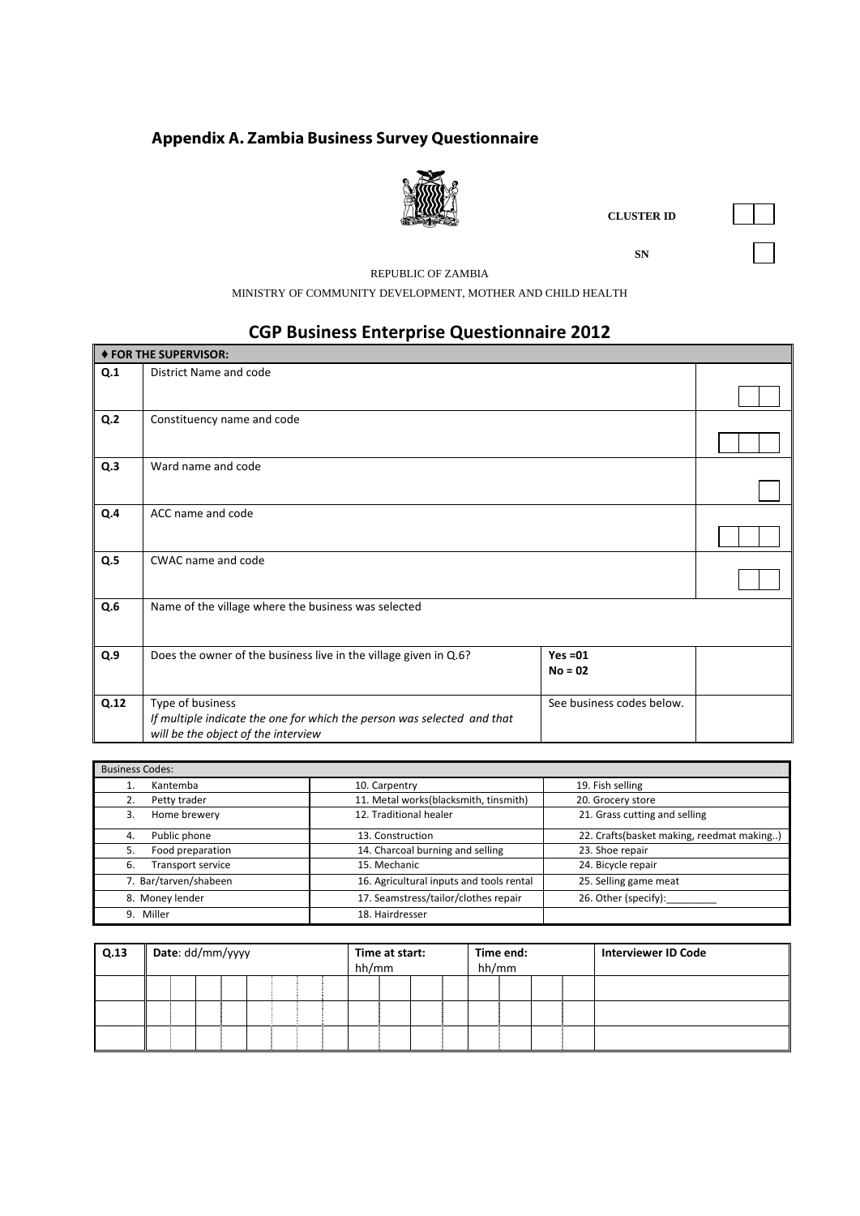## Appendix A. Zambia Business Survey Questionnaire

CLUSTER ID

SN

REPUBLIC OF ZAMBIA

MINISTRY OF COMMUNITY DEVELOPMENT, MOTHER AND CHILD HEALTH

# CGP Business Enterprise Questionnaire 2012

| ♦ FOR THE SUPERVISOR: | | | |
|---|---|---|---|
| Q.1 | District Name and code | | |
| Q.2 | Constituency name and code | | |
| Q.3 | Ward name and code | | |
| Q.4 | ACC name and code | | |
| Q.5 | CWAC name and code | | |
| Q.6 | Name of the village where the business was selected | | |
| Q.9 | Does the owner of the business live in the village given in Q.6? | **Yes =01**<br>**No = 02** | |
| Q.12 | Type of business<br>*If multiple indicate the one for which the person was selected and that will be the object of the interview* | See business codes below. | |

| Business Codes: | | |
|---|---|---|
| 1. Kantemba | 10. Carpentry | 19. Fish selling |
| 2. Petty trader | 11. Metal works(blacksmith, tinsmith) | 20. Grocery store |
| 3. Home brewery | 12. Traditional healer | 21. Grass cutting and selling |
| 4. Public phone | 13. Construction | 22. Crafts(basket making, reedmat making..) |
| 5. Food preparation | 14. Charcoal burning and selling | 23. Shoe repair |
| 6. Transport service | 15. Mechanic | 24. Bicycle repair |
| 7. Bar/tarven/shabeen | 16. Agricultural inputs and tools rental | 25. Selling game meat |
| 8. Money lender | 17. Seamstress/tailor/clothes repair | 26. Other (specify):_________ |
| 9. Miller | 18. Hairdresser | |

| Q.13 | **Date**: dd/mm/yyyy | **Time at start:** hh/mm | **Time end:** hh/mm | **Interviewer ID Code** |
|---|---|---|---|---|
| | | | | |
| | | | | |
| | | | | |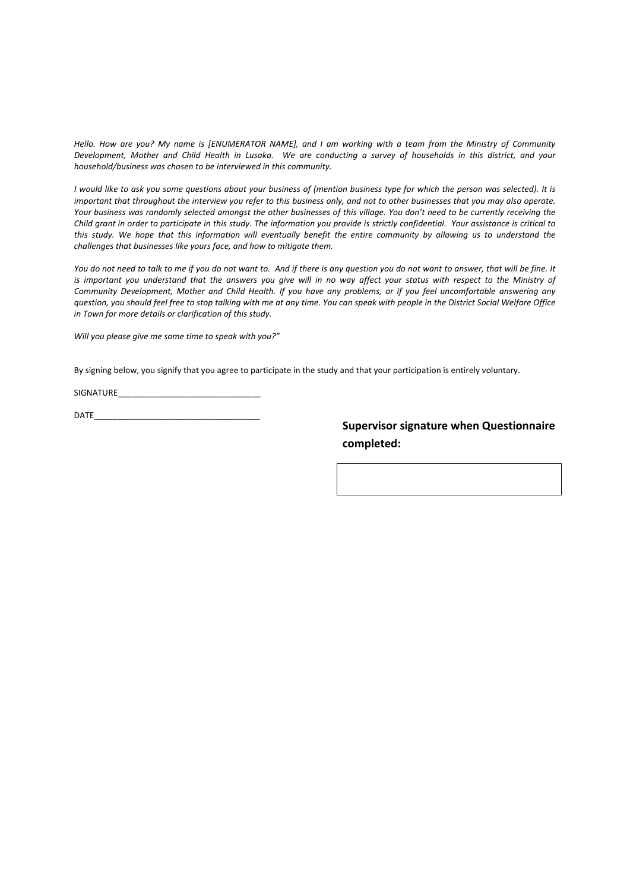*Hello. How are you? My name is [ENUMERATOR NAME], and I am working with a team from the Ministry of Community Development, Mother and Child Health in Lusaka. We are conducting a survey of households in this district, and your household/business was chosen to be interviewed in this community.*

*I would like to ask you some questions about your business of (mention business type for which the person was selected). It is important that throughout the interview you refer to this business only, and not to other businesses that you may also operate. Your business was randomly selected amongst the other businesses of this village. You don't need to be currently receiving the Child grant in order to participate in this study. The information you provide is strictly confidential. Your assistance is critical to this study. We hope that this information will eventually benefit the entire community by allowing us to understand the challenges that businesses like yours face, and how to mitigate them.*

*You do not need to talk to me if you do not want to. And if there is any question you do not want to answer, that will be fine. It is important you understand that the answers you give will in no way affect your status with respect to the Ministry of Community Development, Mother and Child Health. If you have any problems, or if you feel uncomfortable answering any question, you should feel free to stop talking with me at any time. You can speak with people in the District Social Welfare Office in Town for more details or clarification of this study.*

*Will you please give me some time to speak with you?"*

By signing below, you signify that you agree to participate in the study and that your participation is entirely voluntary.

SIGNATURE______________________________

DATE___________________________________

**Supervisor signature when Questionnaire completed:**

| |
|---|
| |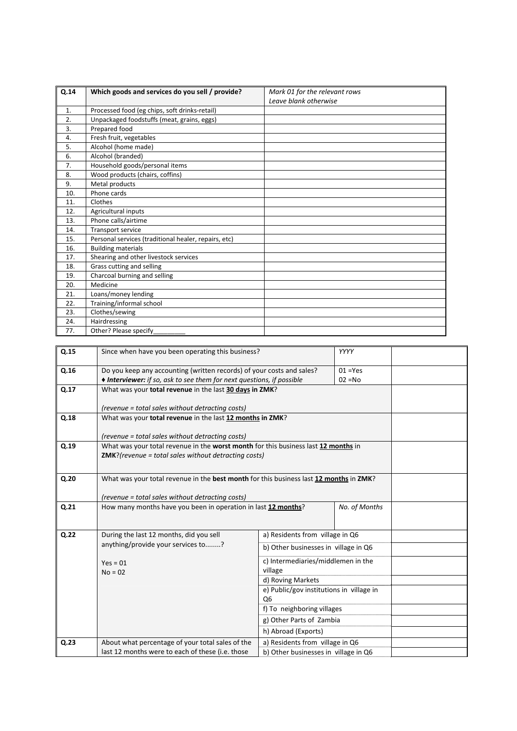| Q.14 | Which goods and services do you sell / provide? | *Mark 01 for the relevant rows Leave blank otherwise* |
|---|---|---|
| 1. | Processed food (eg chips, soft drinks-retail) | |
| 2. | Unpackaged foodstuffs (meat, grains, eggs) | |
| 3. | Prepared food | |
| 4. | Fresh fruit, vegetables | |
| 5. | Alcohol (home made) | |
| 6. | Alcohol (branded) | |
| 7. | Household goods/personal items | |
| 8. | Wood products (chairs, coffins) | |
| 9. | Metal products | |
| 10. | Phone cards | |
| 11. | Clothes | |
| 12. | Agricultural inputs | |
| 13. | Phone calls/airtime | |
| 14. | Transport service | |
| 15. | Personal services (traditional healer, repairs, etc) | |
| 16. | Building materials | |
| 17. | Shearing and other livestock services | |
| 18. | Grass cutting and selling | |
| 19. | Charcoal burning and selling | |
| 20. | Medicine | |
| 21. | Loans/money lending | |
| 22. | Training/informal school | |
| 23. | Clothes/sewing | |
| 24. | Hairdressing | |
| 77. | Other? Please specify_________ | |

| | | | |
|---|---|---|---|
| Q.15 | Since when have you been operating this business? | *YYYY* | |
| Q.16 | Do you keep any accounting (written records) of your costs and sales? ♦ ***Interviewer:*** *if so, ask to see them for next questions, if possible* | 01 =Yes 02 =No | |
| Q.17 | What was your **total revenue** in the last **30 days** **in ZMK**? *(revenue = total sales without detracting costs)* | | |
| Q.18 | What was your **total revenue** in the last **12 months** **in ZMK**? *(revenue = total sales without detracting costs)* | | |
| Q.19 | What was your total revenue in the **worst month** for this business last **12 months** in **ZMK**?*(revenue = total sales without detracting costs)* | | |
| Q.20 | What was your total revenue in the **best month** for this business last **12 months** in **ZMK**? *(revenue = total sales without detracting costs)* | | |
| Q.21 | How many months have you been in operation in last **12 months**? | *No. of Months* | |
| Q.22 | During the last 12 months, did you sell anything/provide your services to........? Yes = 01 No = 02 | a) Residents from village in Q6 | |
| | | b) Other businesses in village in Q6 | |
| | | c) Intermediaries/middlemen in the village | |
| | | d) Roving Markets | |
| | | e) Public/gov institutions in village in Q6 | |
| | | f) To neighboring villages | |
| | | g) Other Parts of Zambia | |
| | | h) Abroad (Exports) | |
| Q.23 | About what percentage of your total sales of the last 12 months were to each of these (i.e. those | a) Residents from village in Q6 | |
| | | b) Other businesses in village in Q6 | |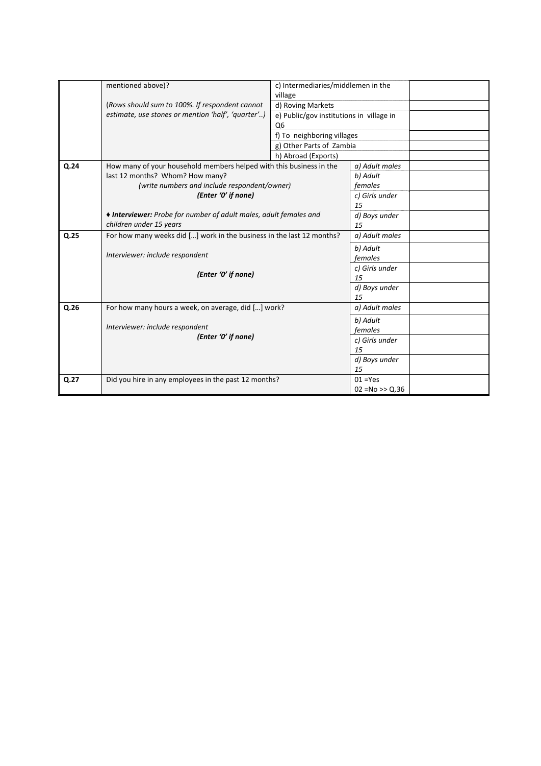| | | | |
|---|---|---|---|
| | mentioned above)?<br><br>*(Rows should sum to 100%. If respondent cannot estimate, use stones or mention 'half', 'quarter'..)* | c) Intermediaries/middlemen in the village | |
| | | d) Roving Markets | |
| | | e) Public/gov institutions in village in Q6 | |
| | | f) To neighboring villages | |
| | | g) Other Parts of Zambia | |
| | | h) Abroad (Exports) | |
| **Q.24** | How many of your household members helped with this business in the last 12 months? Whom? How many?<br>*(write numbers and include respondent/owner)*<br>***(Enter '0' if none)***<br><br>♦ ***Interviewer:*** *Probe for number of adult males, adult females and children under 15 years* | *a) Adult males* | |
| | | *b) Adult females* | |
| | | *c) Girls under 15* | |
| | | *d) Boys under 15* | |
| **Q.25** | For how many weeks did […] work in the business in the last 12 months?<br><br>*Interviewer: include respondent*<br><br>***(Enter '0' if none)*** | *a) Adult males* | |
| | | *b) Adult females* | |
| | | *c) Girls under 15* | |
| | | *d) Boys under 15* | |
| **Q.26** | For how many hours a week, on average, did […] work?<br><br>*Interviewer: include respondent*<br>***(Enter '0' if none)*** | *a) Adult males* | |
| | | *b) Adult females* | |
| | | *c) Girls under 15* | |
| | | *d) Boys under 15* | |
| **Q.27** | Did you hire in any employees in the past 12 months? | 01 =Yes<br>02 =No >> Q.36 | |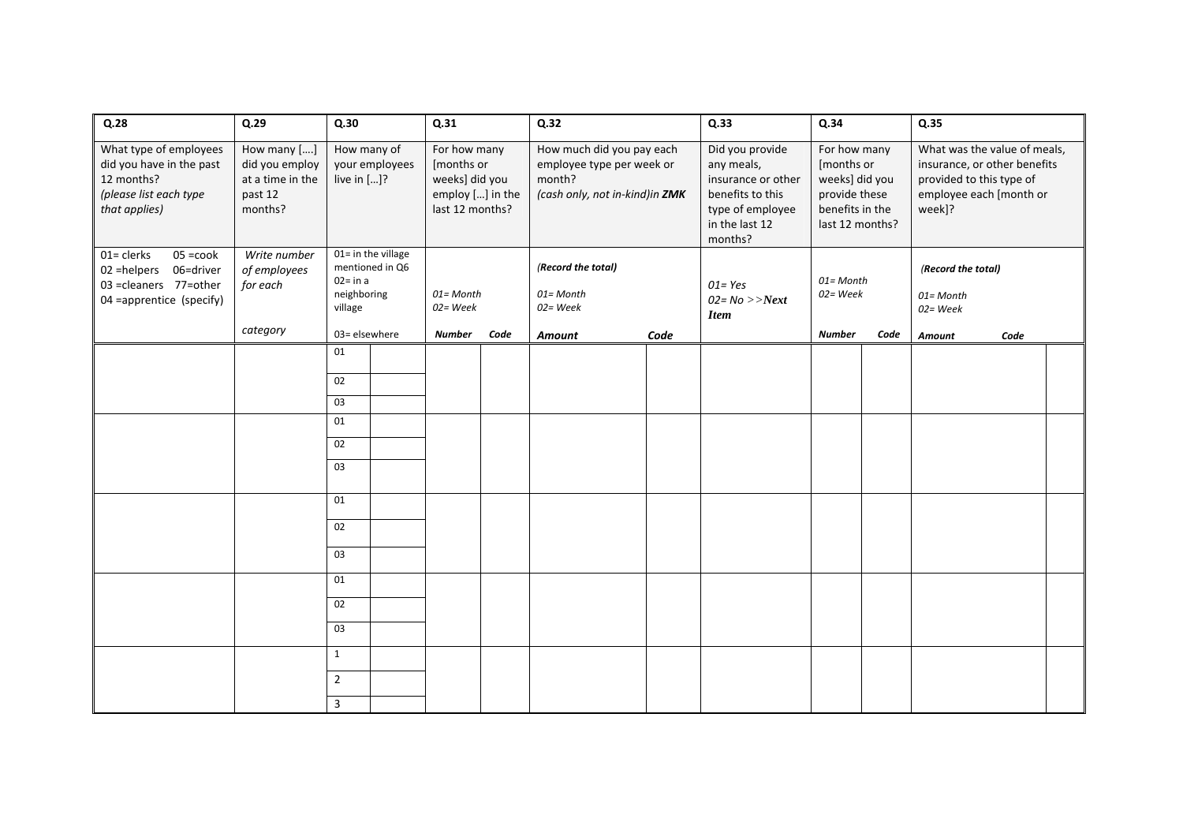| Q.28 | Q.29 | Q.30 | | Q.31 | | Q.32 | | Q.33 | Q.34 | | Q.35 | |
|---|---|---|---|---|---|---|---|---|---|---|---|---|
| What type of employees did you have in the past 12 months? *(please list each type that applies)* | How many [….] did you employ at a time in the past 12 months? | How many of your employees live in […]? | | For how many [months or weeks] did you employ […] in the last 12 months? | | How much did you pay each employee type per week or month? *(cash only, not in-kind)in* ***ZMK*** | | Did you provide any meals, insurance or other benefits to this type of employee in the last 12 months? | For how many [months or weeks] did you provide these benefits in the last 12 months? | | What was the value of meals, insurance, or other benefits provided to this type of employee each [month or week]? | |
| 01= clerks 05 =cook<br>02 =helpers 06=driver<br>03 =cleaners 77=other<br>04 =apprentice (specify) | *Write number of employees for each category* | 01= in the village mentioned in Q6<br>02= in a neighboring village<br>03= elsewhere | | *01= Month*<br>*02= Week* | | ***(Record the total)***<br>*01= Month*<br>*02= Week* | | *01= Yes*<br>*02= No >>****Next Item*** | *01= Month*<br>*02= Week* | | ***(Record the total)***<br>*01= Month*<br>*02= Week* | |
| | | | | ***Number*** | ***Code*** | ***Amount*** | ***Code*** | | ***Number*** | ***Code*** | ***Amount*** | ***Code*** |
| | | 01 | | | | | | | | | | |
| | | 02 | | | | | | | | | | |
| | | 03 | | | | | | | | | | |
| | | 01 | | | | | | | | | | |
| | | 02 | | | | | | | | | | |
| | | 03 | | | | | | | | | | |
| | | 01 | | | | | | | | | | |
| | | 02 | | | | | | | | | | |
| | | 03 | | | | | | | | | | |
| | | 01 | | | | | | | | | | |
| | | 02 | | | | | | | | | | |
| | | 03 | | | | | | | | | | |
| | | 1 | | | | | | | | | | |
| | | 2 | | | | | | | | | | |
| | | 3 | | | | | | | | | | |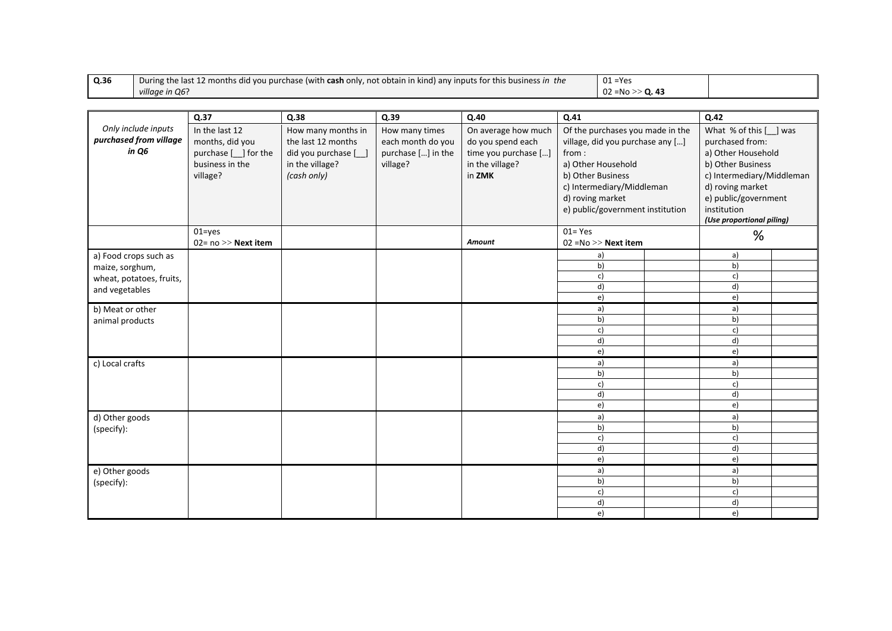| Q.36 | During the last 12 months did you purchase (with **cash** only, not obtain in kind) any inputs for this business *in the village in Q6*? | 01 =Yes<br>02 =No >> **Q. 43** | |
|---|---|---|---|

| *Only include inputs purchased from village in Q6* | **Q.37**<br>In the last 12 months, did you purchase [__] for the business in the village? | **Q.38**<br>How many months in the last 12 months did you purchase [__] in the village? *(cash only)* | **Q.39**<br>How many times each month do you purchase […] in the village? | **Q.40**<br>On average how much do you spend each time you purchase […] in the village? in **ZMK** | **Q.41**<br>Of the purchases you made in the village, did you purchase any […] from :<br>a) Other Household<br>b) Other Business<br>c) Intermediary/Middleman<br>d) roving market<br>e) public/government institution | | **Q.42**<br>What % of this [__] was purchased from:<br>a) Other Household<br>b) Other Business<br>c) Intermediary/Middleman<br>d) roving market<br>e) public/government institution<br>***(Use proportional piling)*** | |
|---|---|---|---|---|---|---|---|---|
| | 01=yes<br>02= no >> **Next item** | | | ***Amount*** | 01= Yes<br>02 =No >> **Next item** | | % | |
| a) Food crops such as maize, sorghum, wheat, potatoes, fruits, and vegetables | | | | | a) | | a) | |
| | | | | | b) | | b) | |
| | | | | | c) | | c) | |
| | | | | | d) | | d) | |
| | | | | | e) | | e) | |
| b) Meat or other animal products | | | | | a) | | a) | |
| | | | | | b) | | b) | |
| | | | | | c) | | c) | |
| | | | | | d) | | d) | |
| | | | | | e) | | e) | |
| c) Local crafts | | | | | a) | | a) | |
| | | | | | b) | | b) | |
| | | | | | c) | | c) | |
| | | | | | d) | | d) | |
| | | | | | e) | | e) | |
| d) Other goods (specify): | | | | | a) | | a) | |
| | | | | | b) | | b) | |
| | | | | | c) | | c) | |
| | | | | | d) | | d) | |
| | | | | | e) | | e) | |
| e) Other goods (specify): | | | | | a) | | a) | |
| | | | | | b) | | b) | |
| | | | | | c) | | c) | |
| | | | | | d) | | d) | |
| | | | | | e) | | e) | |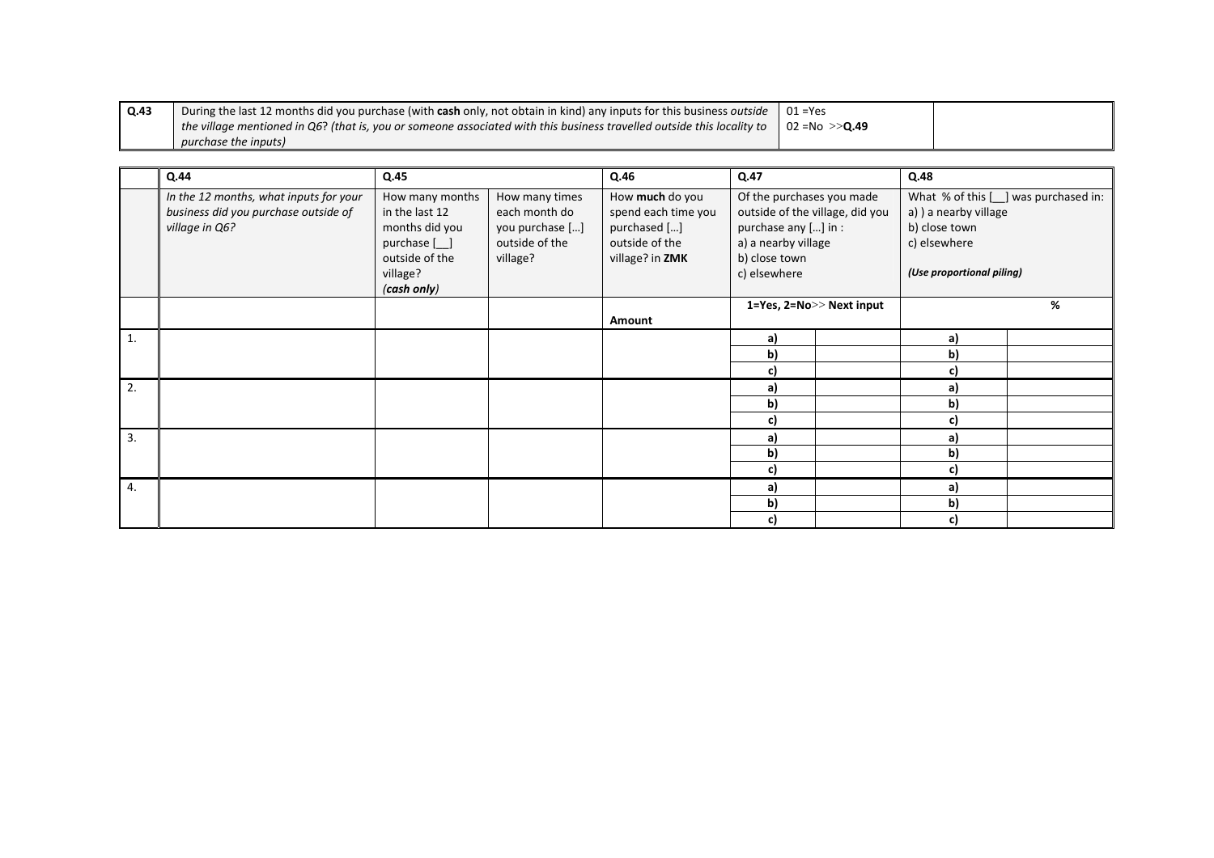| Q.43 | During the last 12 months did you purchase (with **cash** only, not obtain in kind) any inputs for this business *outside the village mentioned in Q6? (that is, you or someone associated with this business travelled outside this locality to purchase the inputs)* | 01 =Yes<br>02 =No >>**Q.49** | |
|---|---|---|---|

| | **Q.44** | **Q.45** | | **Q.46** | **Q.47** | | **Q.48** | |
|---|---|---|---|---|---|---|---|---|
| | *In the 12 months, what inputs for your business did you purchase outside of village in Q6?* | How many months in the last 12 months did you purchase [__] outside of the village? *(cash only)* | How many times each month do you purchase […] outside of the village? | How **much** do you spend each time you purchased […] outside of the village? in **ZMK** | Of the purchases you made outside of the village, did you purchase any […] in :<br>a) a nearby village<br>b) close town<br>c) elsewhere | | What % of this [__] was purchased in:<br>a) ) a nearby village<br>b) close town<br>c) elsewhere<br><br>***(Use proportional piling)*** | |
| | | | | **Amount** | **1=Yes, 2=No**>> **Next input** | | **%** | |
| 1. | | | | | **a)** | | **a)** | |
| | | | | | **b)** | | **b)** | |
| | | | | | **c)** | | **c)** | |
| 2. | | | | | **a)** | | **a)** | |
| | | | | | **b)** | | **b)** | |
| | | | | | **c)** | | **c)** | |
| 3. | | | | | **a)** | | **a)** | |
| | | | | | **b)** | | **b)** | |
| | | | | | **c)** | | **c)** | |
| 4. | | | | | **a)** | | **a)** | |
| | | | | | **b)** | | **b)** | |
| | | | | | **c)** | | **c)** | |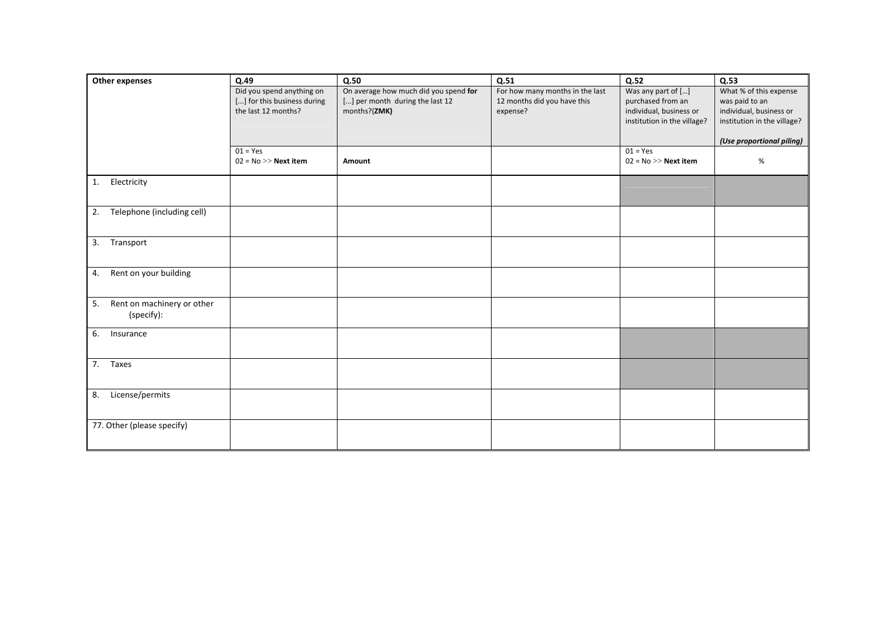| Other expenses | Q.49 | Q.50 | Q.51 | Q.52 | Q.53 |
|---|---|---|---|---|---|
| | Did you spend anything on [...] for this business during the last 12 months? | On average how much did you spend **for** [...] per month during the last 12 months?**(ZMK)** | For how many months in the last 12 months did you have this expense? | Was any part of […] purchased from an individual, business or institution in the village? | What % of this expense was paid to an individual, business or institution in the village? ***(Use proportional piling)*** |
| | 01 = Yes<br>02 = No >> **Next item** | **Amount** | | 01 = Yes<br>02 = No >> **Next item** | % |
| 1. Electricity | | | | | |
| 2. Telephone (including cell) | | | | | |
| 3. Transport | | | | | |
| 4. Rent on your building | | | | | |
| 5. Rent on machinery or other (specify): | | | | | |
| 6. Insurance | | | | | |
| 7. Taxes | | | | | |
| 8. License/permits | | | | | |
| 77. Other (please specify) | | | | | |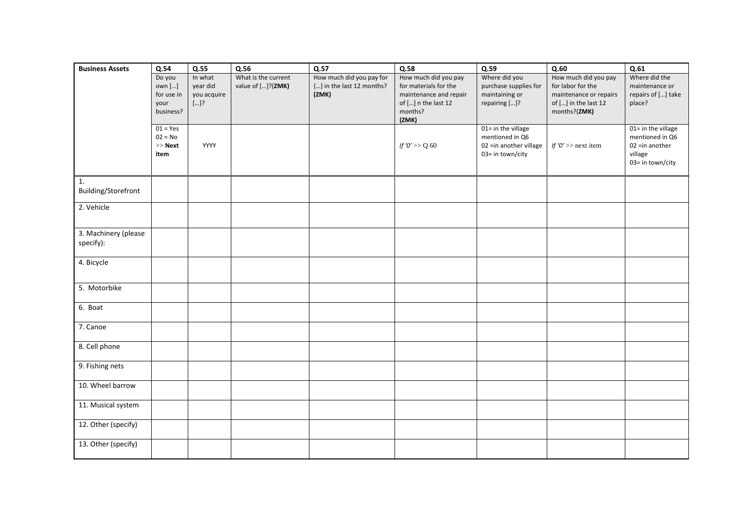| Business Assets | Q.54 | Q.55 | Q.56 | Q.57 | Q.58 | Q.59 | Q.60 | Q.61 |
|---|---|---|---|---|---|---|---|---|
| | Do you own […] for use in your business? | In what year did you acquire […]? | What is the current value of […]?(**ZMK**) | How much did you pay for {…} in the last 12 months? **(ZMK)** | How much did you pay for materials for the maintenance and repair of […] n the last 12 months? **(ZMK)** | Where did you purchase supplies for maintaining or repairing […]? | How much did you pay for labor for the maintenance or repairs of […] in the last 12 months?(**ZMK**) | Where did the maintenance or repairs of […] take place? |
| | 01 = Yes<br>02 = No<br>>> **Next item** | YYYY | | | *If '0'* >> Q 60 | 01= in the village mentioned in Q6<br>02 =in another village<br>03= in town/city | *If '0'* >> next item | 01= in the village mentioned in Q6<br>02 =in another village<br>03= in town/city |
| 1. Building/Storefront | | | | | | | | |
| 2. Vehicle | | | | | | | | |
| 3. Machinery (please specify): | | | | | | | | |
| 4. Bicycle | | | | | | | | |
| 5. Motorbike | | | | | | | | |
| 6. Boat | | | | | | | | |
| 7. Canoe | | | | | | | | |
| 8. Cell phone | | | | | | | | |
| 9. Fishing nets | | | | | | | | |
| 10. Wheel barrow | | | | | | | | |
| 11. Musical system | | | | | | | | |
| 12. Other (specify) | | | | | | | | |
| 13. Other (specify) | | | | | | | | |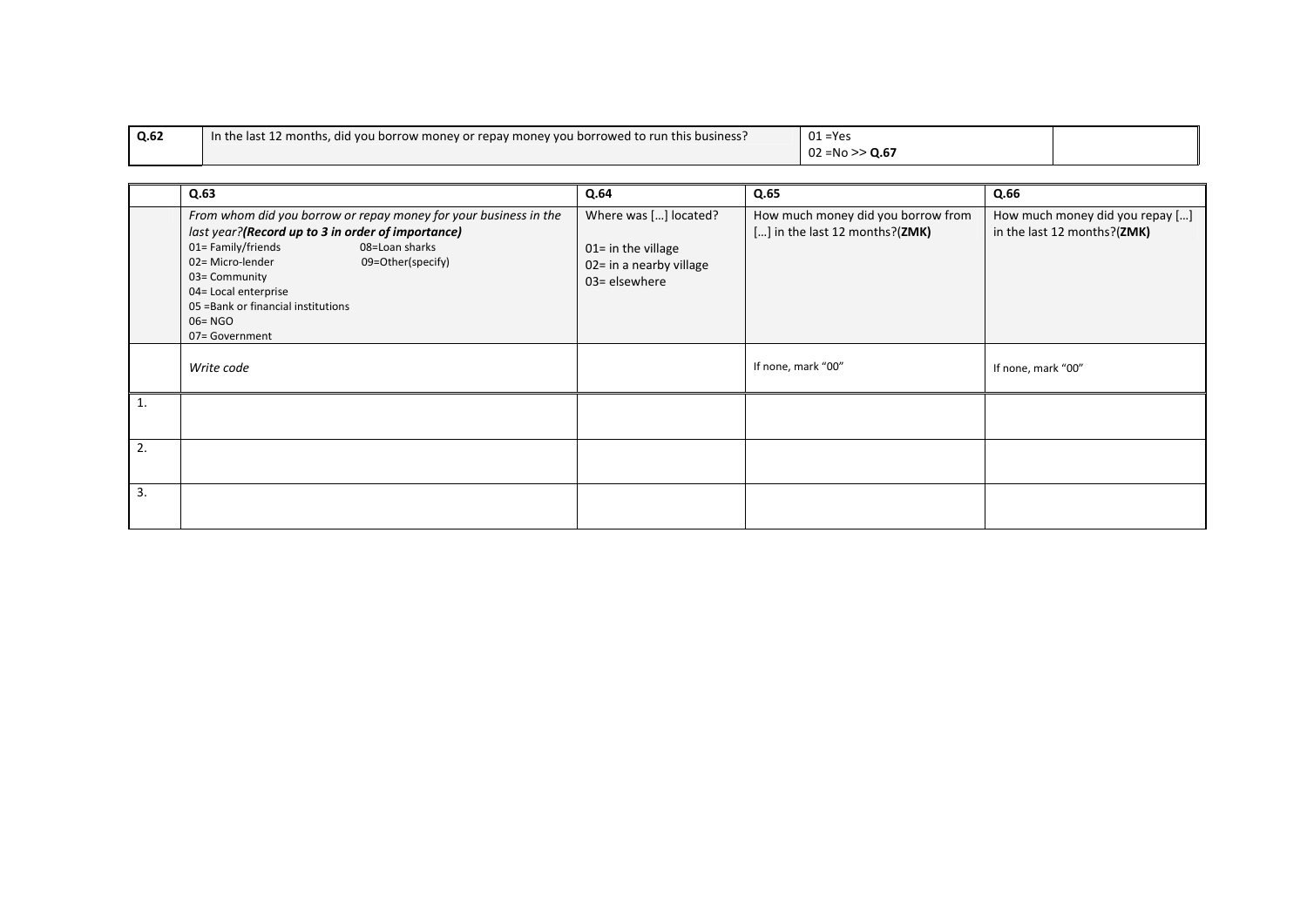| Q.62 | In the last 12 months, did you borrow money or repay money you borrowed to run this business? | 01 =Yes<br>02 =No >> **Q.67** | |
|---|---|---|---|

| | Q.63 | Q.64 | Q.65 | Q.66 |
|---|---|---|---|---|
| | *From whom did you borrow or repay money for your business in the last year?**(Record up to 3 in order of importance)***<br>01= Family/friends<br>02= Micro-lender<br>03= Community<br>04= Local enterprise<br>05 =Bank or financial institutions<br>06= NGO<br>07= Government<br>08=Loan sharks<br>09=Other(specify) | Where was […] located?<br><br>01= in the village<br>02= in a nearby village<br>03= elsewhere | How much money did you borrow from […] in the last 12 months?(**ZMK**) | How much money did you repay […] in the last 12 months?(**ZMK**) |
| | *Write code* | | If none, mark "00" | If none, mark "00" |
| 1. | | | | |
| 2. | | | | |
| 3. | | | | |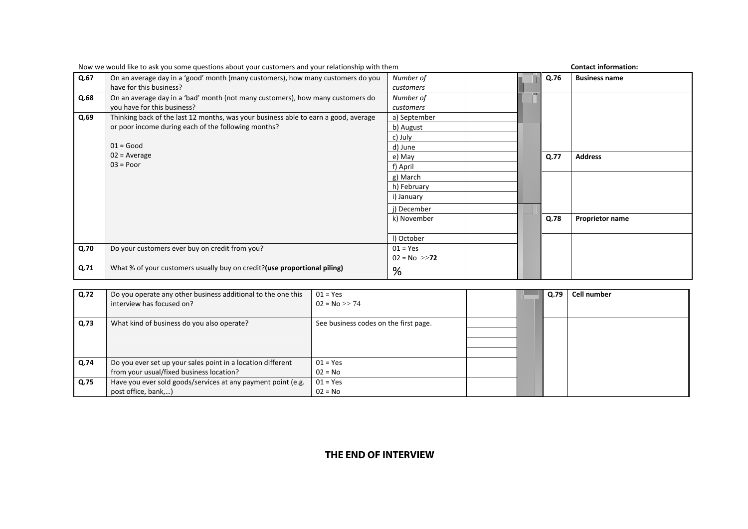Now we would like to ask you some questions about your customers and your relationship with them

| | | | |
|---|---|---|---|
| Q.67 | On an average day in a 'good' month (many customers), how many customers do you have for this business? | *Number of customers* | |
| Q.68 | On an average day in a 'bad' month (not many customers), how many customers do you have for this business? | *Number of customers* | |
| Q.69 | Thinking back of the last 12 months, was your business able to earn a good, average or poor income during each of the following months?<br><br>01 = Good<br>02 = Average<br>03 = Poor | a) September | |
| | | b) August | |
| | | c) July | |
| | | d) June | |
| | | e) May | |
| | | f) April | |
| | | g) March | |
| | | h) February | |
| | | i) January | |
| | | j) December | |
| | | k) November | |
| | | l) October | |
| Q.70 | Do your customers ever buy on credit from you? | 01 = Yes<br>02 = No >>**72** | |
| Q.71 | What % of your customers usually buy on credit?**(use proportional piling)** | % | |

**Contact information:**

| | |
|---|---|
| Q.76 | **Business name** |
| | |
| Q.77 | **Address** |
| | |
| Q.78 | **Proprietor name** |
| | |

| | | | |
|---|---|---|---|
| Q.72 | Do you operate any other business additional to the one this interview has focused on? | 01 = Yes<br>02 = No >> 74 | |
| Q.73 | What kind of business do you also operate? | See business codes on the first page. | |
| | | | |
| | | | |
| Q.74 | Do you ever set up your sales point in a location different from your usual/fixed business location? | 01 = Yes<br>02 = No | |
| Q.75 | Have you ever sold goods/services at any payment point (e.g. post office, bank,...) | 01 = Yes<br>02 = No | |

| | |
|---|---|
| Q.79 | **Cell number** |
| | |

## THE END OF INTERVIEW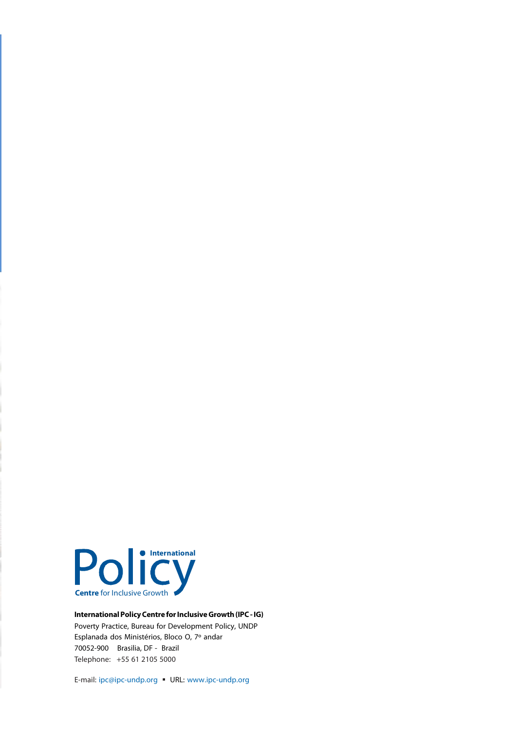Policy • International
Centre for Inclusive Growth

**International Policy Centre for Inclusive Growth (IPC - IG)**
Poverty Practice, Bureau for Development Policy, UNDP
Esplanada dos Ministérios, Bloco O, 7º andar
70052-900 Brasilia, DF - Brazil
Telephone: +55 61 2105 5000

E-mail: ipc@ipc-undp.org ▪ URL: www.ipc-undp.org